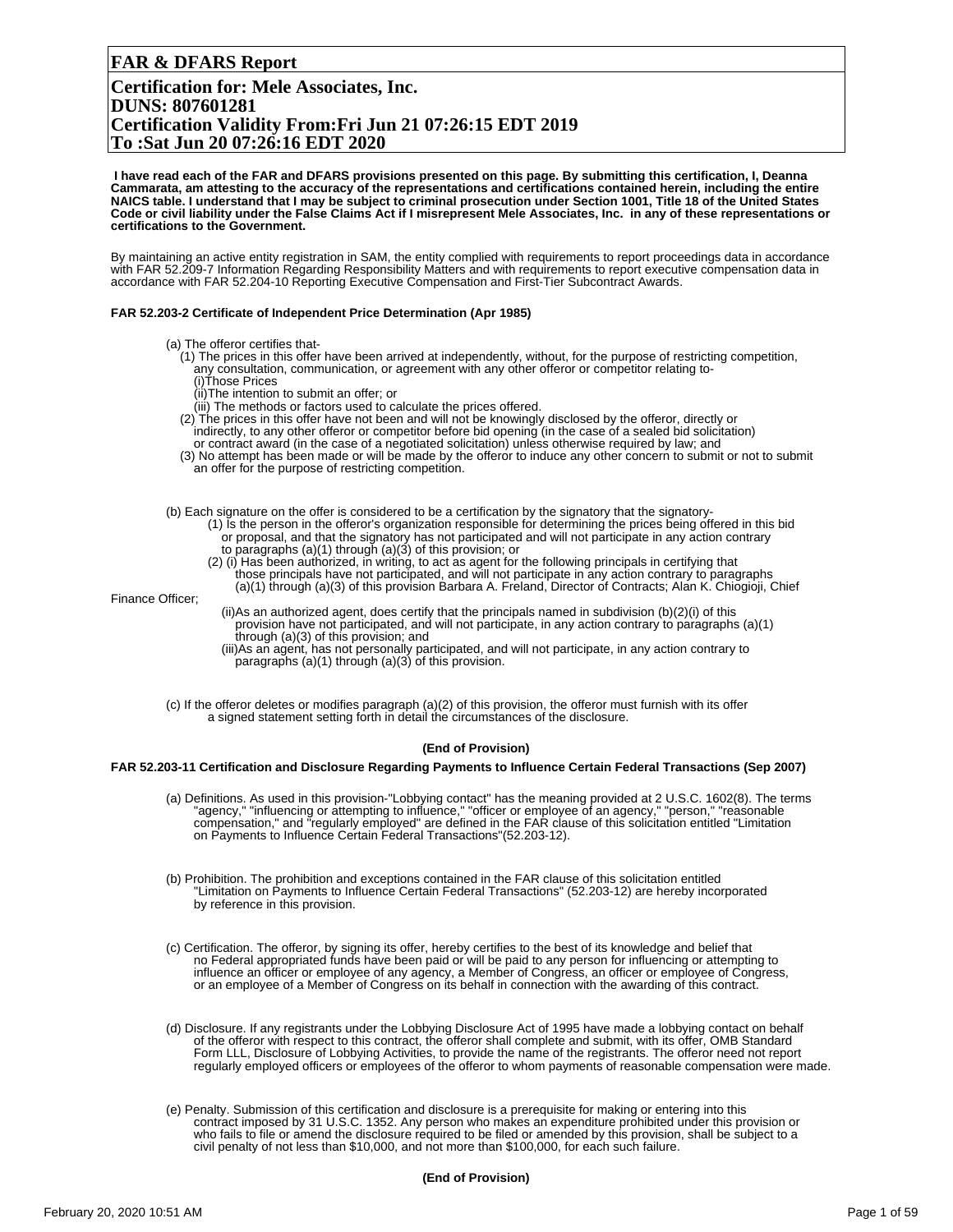# FAR & DFARS Report

## Certification for: Mele Associates, Inc.
## DUNS: 807601281
## Certification Validity From:Fri Jun 21 07:26:15 EDT 2019
## To :Sat Jun 20 07:26:16 EDT 2020

**I have read each of the FAR and DFARS provisions presented on this page. By submitting this certification, I, Deanna Cammarata, am attesting to the accuracy of the representations and certifications contained herein, including the entire NAICS table. I understand that I may be subject to criminal prosecution under Section 1001, Title 18 of the United States Code or civil liability under the False Claims Act if I misrepresent Mele Associates, Inc. in any of these representations or certifications to the Government.**

By maintaining an active entity registration in SAM, the entity complied with requirements to report proceedings data in accordance with FAR 52.209-7 Information Regarding Responsibility Matters and with requirements to report executive compensation data in accordance with FAR 52.204-10 Reporting Executive Compensation and First-Tier Subcontract Awards.

### FAR 52.203-2 Certificate of Independent Price Determination (Apr 1985)

(a) The offeror certifies that-

(1) The prices in this offer have been arrived at independently, without, for the purpose of restricting competition, any consultation, communication, or agreement with any other offeror or competitor relating to-

(i)Those Prices

(ii)The intention to submit an offer; or

(iii) The methods or factors used to calculate the prices offered.

(2) The prices in this offer have not been and will not be knowingly disclosed by the offeror, directly or indirectly, to any other offeror or competitor before bid opening (in the case of a sealed bid solicitation) or contract award (in the case of a negotiated solicitation) unless otherwise required by law; and

(3) No attempt has been made or will be made by the offeror to induce any other concern to submit or not to submit an offer for the purpose of restricting competition.

(b) Each signature on the offer is considered to be a certification by the signatory that the signatory-

(1) Is the person in the offeror's organization responsible for determining the prices being offered in this bid or proposal, and that the signatory has not participated and will not participate in any action contrary to paragraphs (a)(1) through (a)(3) of this provision; or

(2) (i) Has been authorized, in writing, to act as agent for the following principals in certifying that those principals have not participated, and will not participate in any action contrary to paragraphs (a)(1) through (a)(3) of this provision Barbara A. Freland, Director of Contracts; Alan K. Chiogioji, Chief Finance Officer;

(ii)As an authorized agent, does certify that the principals named in subdivision (b)(2)(i) of this provision have not participated, and will not participate, in any action contrary to paragraphs (a)(1) through (a)(3) of this provision; and

(iii)As an agent, has not personally participated, and will not participate, in any action contrary to paragraphs (a)(1) through (a)(3) of this provision.

(c) If the offeror deletes or modifies paragraph (a)(2) of this provision, the offeror must furnish with its offer a signed statement setting forth in detail the circumstances of the disclosure.

**(End of Provision)**

### FAR 52.203-11 Certification and Disclosure Regarding Payments to Influence Certain Federal Transactions (Sep 2007)

(a) Definitions. As used in this provision-"Lobbying contact" has the meaning provided at 2 U.S.C. 1602(8). The terms "agency," "influencing or attempting to influence," "officer or employee of an agency," "person," "reasonable compensation," and "regularly employed" are defined in the FAR clause of this solicitation entitled "Limitation on Payments to Influence Certain Federal Transactions"(52.203-12).

(b) Prohibition. The prohibition and exceptions contained in the FAR clause of this solicitation entitled "Limitation on Payments to Influence Certain Federal Transactions" (52.203-12) are hereby incorporated by reference in this provision.

(c) Certification. The offeror, by signing its offer, hereby certifies to the best of its knowledge and belief that no Federal appropriated funds have been paid or will be paid to any person for influencing or attempting to influence an officer or employee of any agency, a Member of Congress, an officer or employee of Congress, or an employee of a Member of Congress on its behalf in connection with the awarding of this contract.

(d) Disclosure. If any registrants under the Lobbying Disclosure Act of 1995 have made a lobbying contact on behalf of the offeror with respect to this contract, the offeror shall complete and submit, with its offer, OMB Standard Form LLL, Disclosure of Lobbying Activities, to provide the name of the registrants. The offeror need not report regularly employed officers or employees of the offeror to whom payments of reasonable compensation were made.

(e) Penalty. Submission of this certification and disclosure is a prerequisite for making or entering into this contract imposed by 31 U.S.C. 1352. Any person who makes an expenditure prohibited under this provision or who fails to file or amend the disclosure required to be filed or amended by this provision, shall be subject to a civil penalty of not less than $10,000, and not more than $100,000, for each such failure.

**(End of Provision)**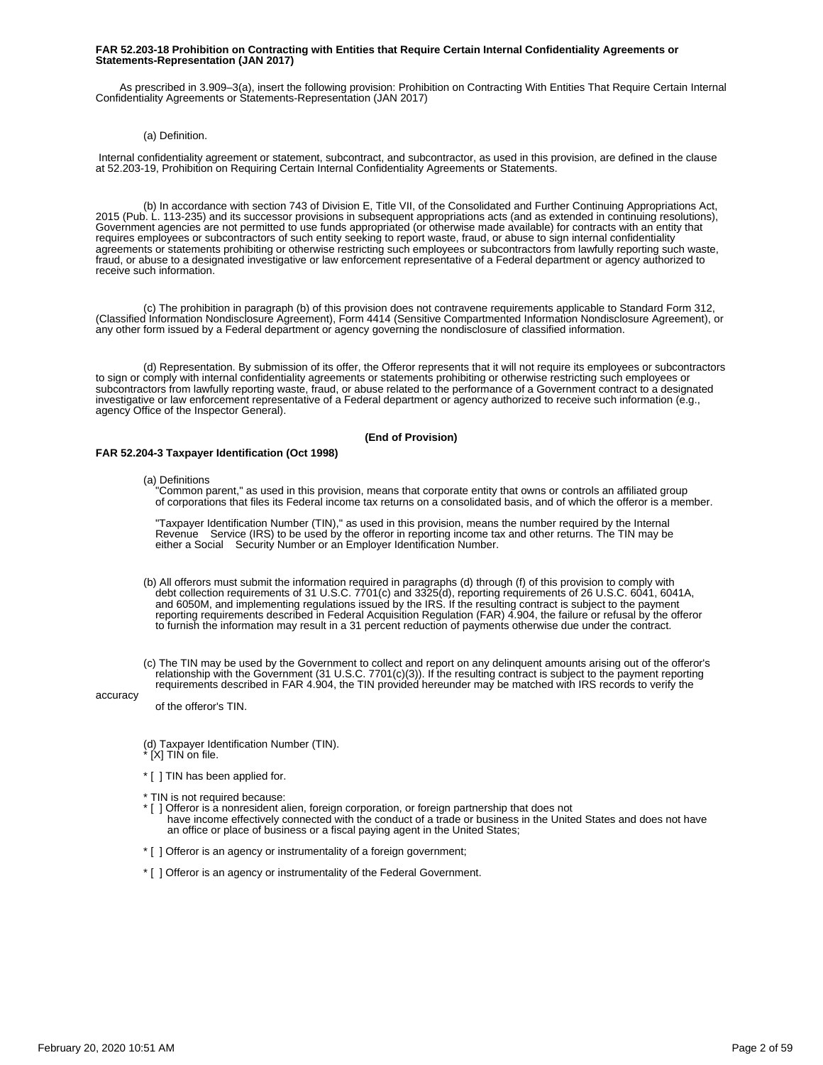**FAR 52.203-18 Prohibition on Contracting with Entities that Require Certain Internal Confidentiality Agreements or Statements-Representation (JAN 2017)**

As prescribed in 3.909–3(a), insert the following provision: Prohibition on Contracting With Entities That Require Certain Internal Confidentiality Agreements or Statements-Representation (JAN 2017)

(a) Definition.

Internal confidentiality agreement or statement, subcontract, and subcontractor, as used in this provision, are defined in the clause at 52.203-19, Prohibition on Requiring Certain Internal Confidentiality Agreements or Statements.

(b) In accordance with section 743 of Division E, Title VII, of the Consolidated and Further Continuing Appropriations Act, 2015 (Pub. L. 113-235) and its successor provisions in subsequent appropriations acts (and as extended in continuing resolutions), Government agencies are not permitted to use funds appropriated (or otherwise made available) for contracts with an entity that requires employees or subcontractors of such entity seeking to report waste, fraud, or abuse to sign internal confidentiality agreements or statements prohibiting or otherwise restricting such employees or subcontractors from lawfully reporting such waste, fraud, or abuse to a designated investigative or law enforcement representative of a Federal department or agency authorized to receive such information.

(c) The prohibition in paragraph (b) of this provision does not contravene requirements applicable to Standard Form 312, (Classified Information Nondisclosure Agreement), Form 4414 (Sensitive Compartmented Information Nondisclosure Agreement), or any other form issued by a Federal department or agency governing the nondisclosure of classified information.

(d) Representation. By submission of its offer, the Offeror represents that it will not require its employees or subcontractors to sign or comply with internal confidentiality agreements or statements prohibiting or otherwise restricting such employees or subcontractors from lawfully reporting waste, fraud, or abuse related to the performance of a Government contract to a designated investigative or law enforcement representative of a Federal department or agency authorized to receive such information (e.g., agency Office of the Inspector General).

**(End of Provision)**

**FAR 52.204-3 Taxpayer Identification (Oct 1998)**

(a) Definitions
"Common parent," as used in this provision, means that corporate entity that owns or controls an affiliated group of corporations that files its Federal income tax returns on a consolidated basis, and of which the offeror is a member.

"Taxpayer Identification Number (TIN)," as used in this provision, means the number required by the Internal Revenue Service (IRS) to be used by the offeror in reporting income tax and other returns. The TIN may be either a Social Security Number or an Employer Identification Number.

(b) All offerors must submit the information required in paragraphs (d) through (f) of this provision to comply with debt collection requirements of 31 U.S.C. 7701(c) and 3325(d), reporting requirements of 26 U.S.C. 6041, 6041A, and 6050M, and implementing regulations issued by the IRS. If the resulting contract is subject to the payment reporting requirements described in Federal Acquisition Regulation (FAR) 4.904, the failure or refusal by the offeror to furnish the information may result in a 31 percent reduction of payments otherwise due under the contract.

(c) The TIN may be used by the Government to collect and report on any delinquent amounts arising out of the offeror's relationship with the Government (31 U.S.C. 7701(c)(3)). If the resulting contract is subject to the payment reporting requirements described in FAR 4.904, the TIN provided hereunder may be matched with IRS records to verify the accuracy of the offeror's TIN.

(d) Taxpayer Identification Number (TIN).
* [X] TIN on file.

* [ ] TIN has been applied for.

* TIN is not required because:
* [ ] Offeror is a nonresident alien, foreign corporation, or foreign partnership that does not have income effectively connected with the conduct of a trade or business in the United States and does not have an office or place of business or a fiscal paying agent in the United States;

* [ ] Offeror is an agency or instrumentality of a foreign government;

* [ ] Offeror is an agency or instrumentality of the Federal Government.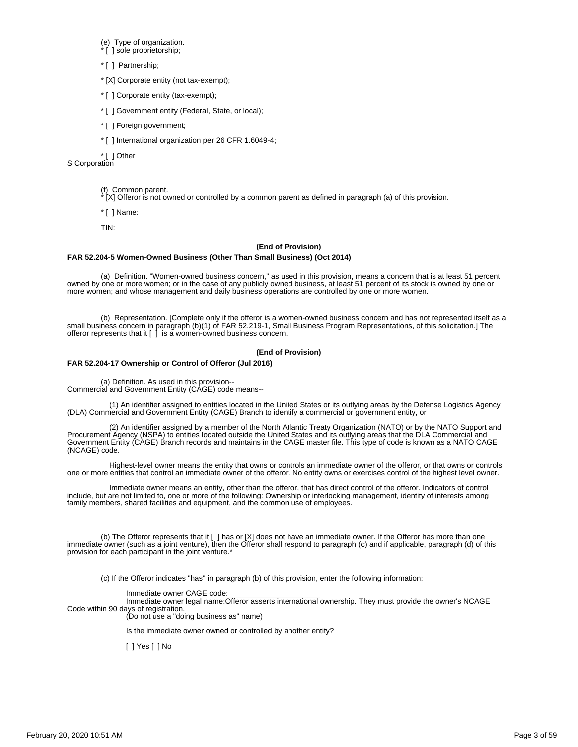(e) Type of organization.

* [ ] sole proprietorship;

* [ ] Partnership;

* [X] Corporate entity (not tax-exempt);

* [ ] Corporate entity (tax-exempt);

* [ ] Government entity (Federal, State, or local);

* [ ] Foreign government;

* [ ] International organization per 26 CFR 1.6049-4;

* [ ] Other

S Corporation

(f) Common parent.

* [X] Offeror is not owned or controlled by a common parent as defined in paragraph (a) of this provision.

* [ ] Name:

TIN:

**(End of Provision)**

**FAR 52.204-5 Women-Owned Business (Other Than Small Business) (Oct 2014)**

(a) Definition. "Women-owned business concern," as used in this provision, means a concern that is at least 51 percent owned by one or more women; or in the case of any publicly owned business, at least 51 percent of its stock is owned by one or more women; and whose management and daily business operations are controlled by one or more women.

(b) Representation. [Complete only if the offeror is a women-owned business concern and has not represented itself as a small business concern in paragraph (b)(1) of FAR 52.219-1, Small Business Program Representations, of this solicitation.] The offeror represents that it [ ] is a women-owned business concern.

**(End of Provision)**

**FAR 52.204-17 Ownership or Control of Offeror (Jul 2016)**

(a) Definition. As used in this provision--

Commercial and Government Entity (CAGE) code means--

(1) An identifier assigned to entities located in the United States or its outlying areas by the Defense Logistics Agency (DLA) Commercial and Government Entity (CAGE) Branch to identify a commercial or government entity, or

(2) An identifier assigned by a member of the North Atlantic Treaty Organization (NATO) or by the NATO Support and Procurement Agency (NSPA) to entities located outside the United States and its outlying areas that the DLA Commercial and Government Entity (CAGE) Branch records and maintains in the CAGE master file. This type of code is known as a NATO CAGE (NCAGE) code.

Highest-level owner means the entity that owns or controls an immediate owner of the offeror, or that owns or controls one or more entities that control an immediate owner of the offeror. No entity owns or exercises control of the highest level owner.

Immediate owner means an entity, other than the offeror, that has direct control of the offeror. Indicators of control include, but are not limited to, one or more of the following: Ownership or interlocking management, identity of interests among family members, shared facilities and equipment, and the common use of employees.

(b) The Offeror represents that it [ ] has or [X] does not have an immediate owner. If the Offeror has more than one immediate owner (such as a joint venture), then the Offeror shall respond to paragraph (c) and if applicable, paragraph (d) of this provision for each participant in the joint venture.*

(c) If the Offeror indicates "has" in paragraph (b) of this provision, enter the following information:

Immediate owner CAGE code:\_\_\_\_\_\_\_\_\_\_\_\_\_\_\_\_\_\_\_\_\_\_

Immediate owner legal name:Offeror asserts international ownership. They must provide the owner's NCAGE Code within 90 days of registration.

(Do not use a "doing business as" name)

Is the immediate owner owned or controlled by another entity?

[ ] Yes [ ] No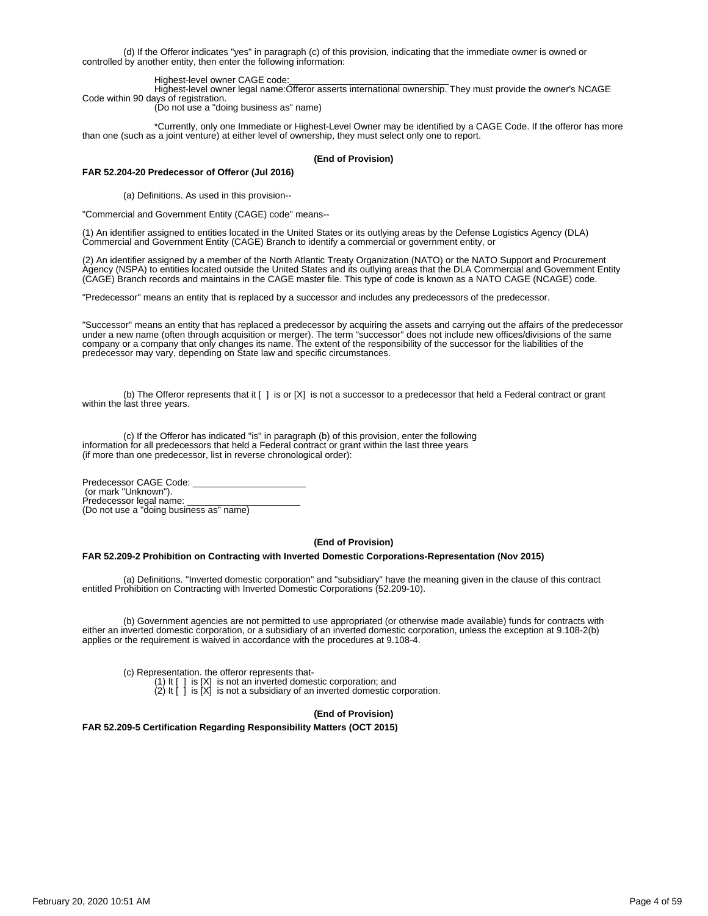(d) If the Offeror indicates "yes" in paragraph (c) of this provision, indicating that the immediate owner is owned or controlled by another entity, then enter the following information:

Highest-level owner CAGE code:_______________________________

Highest-level owner legal name:Offeror asserts international ownership. They must provide the owner's NCAGE Code within 90 days of registration.

(Do not use a "doing business as" name)

*Currently, only one Immediate or Highest-Level Owner may be identified by a CAGE Code. If the offeror has more than one (such as a joint venture) at either level of ownership, they must select only one to report.

**(End of Provision)**

**FAR 52.204-20 Predecessor of Offeror (Jul 2016)**

(a) Definitions. As used in this provision--

"Commercial and Government Entity (CAGE) code" means--

(1) An identifier assigned to entities located in the United States or its outlying areas by the Defense Logistics Agency (DLA) Commercial and Government Entity (CAGE) Branch to identify a commercial or government entity, or

(2) An identifier assigned by a member of the North Atlantic Treaty Organization (NATO) or the NATO Support and Procurement Agency (NSPA) to entities located outside the United States and its outlying areas that the DLA Commercial and Government Entity (CAGE) Branch records and maintains in the CAGE master file. This type of code is known as a NATO CAGE (NCAGE) code.

"Predecessor" means an entity that is replaced by a successor and includes any predecessors of the predecessor.

"Successor" means an entity that has replaced a predecessor by acquiring the assets and carrying out the affairs of the predecessor under a new name (often through acquisition or merger). The term "successor" does not include new offices/divisions of the same company or a company that only changes its name. The extent of the responsibility of the successor for the liabilities of the predecessor may vary, depending on State law and specific circumstances.

(b) The Offeror represents that it [ ] is or [X] is not a successor to a predecessor that held a Federal contract or grant within the last three years.

(c) If the Offeror has indicated "is" in paragraph (b) of this provision, enter the following information for all predecessors that held a Federal contract or grant within the last three years (if more than one predecessor, list in reverse chronological order):

Predecessor CAGE Code: ______________________
(or mark "Unknown").
Predecessor legal name: ______________________
(Do not use a "doing business as" name)

**(End of Provision)**

**FAR 52.209-2 Prohibition on Contracting with Inverted Domestic Corporations-Representation (Nov 2015)**

(a) Definitions. "Inverted domestic corporation" and "subsidiary" have the meaning given in the clause of this contract entitled Prohibition on Contracting with Inverted Domestic Corporations (52.209-10).

(b) Government agencies are not permitted to use appropriated (or otherwise made available) funds for contracts with either an inverted domestic corporation, or a subsidiary of an inverted domestic corporation, unless the exception at 9.108-2(b) applies or the requirement is waived in accordance with the procedures at 9.108-4.

(c) Representation. the offeror represents that-

(1) It [ ] is [X] is not an inverted domestic corporation; and

(2) It [ ] is [X] is not a subsidiary of an inverted domestic corporation.

**(End of Provision)**

**FAR 52.209-5 Certification Regarding Responsibility Matters (OCT 2015)**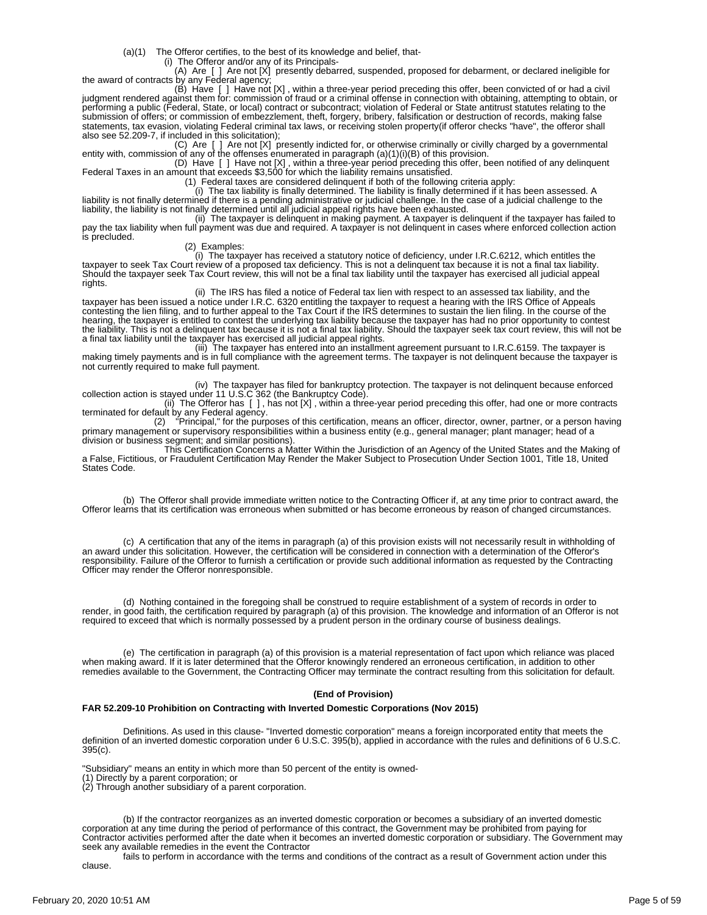(a)(1) The Offeror certifies, to the best of its knowledge and belief, that-

(i) The Offeror and/or any of its Principals-

(A) Are [ ] Are not [X] presently debarred, suspended, proposed for debarment, or declared ineligible for the award of contracts by any Federal agency;

(B) Have [ ] Have not [X] , within a three-year period preceding this offer, been convicted of or had a civil judgment rendered against them for: commission of fraud or a criminal offense in connection with obtaining, attempting to obtain, or performing a public (Federal, State, or local) contract or subcontract; violation of Federal or State antitrust statutes relating to the submission of offers; or commission of embezzlement, theft, forgery, bribery, falsification or destruction of records, making false statements, tax evasion, violating Federal criminal tax laws, or receiving stolen property(if offeror checks "have", the offeror shall also see 52.209-7, if included in this solicitation);

(C) Are [ ] Are not [X] presently indicted for, or otherwise criminally or civilly charged by a governmental entity with, commission of any of the offenses enumerated in paragraph (a)(1)(i)(B) of this provision.

(D) Have [ ] Have not [X] , within a three-year period preceding this offer, been notified of any delinquent Federal Taxes in an amount that exceeds $3,500 for which the liability remains unsatisfied.

(1) Federal taxes are considered delinquent if both of the following criteria apply:

(i) The tax liability is finally determined. The liability is finally determined if it has been assessed. A liability is not finally determined if there is a pending administrative or judicial challenge. In the case of a judicial challenge to the liability, the liability is not finally determined until all judicial appeal rights have been exhausted.

(ii) The taxpayer is delinquent in making payment. A taxpayer is delinquent if the taxpayer has failed to pay the tax liability when full payment was due and required. A taxpayer is not delinquent in cases where enforced collection action is precluded.

(2) Examples:

(i) The taxpayer has received a statutory notice of deficiency, under I.R.C.6212, which entitles the taxpayer to seek Tax Court review of a proposed tax deficiency. This is not a delinquent tax because it is not a final tax liability. Should the taxpayer seek Tax Court review, this will not be a final tax liability until the taxpayer has exercised all judicial appeal rights.

(ii) The IRS has filed a notice of Federal tax lien with respect to an assessed tax liability, and the taxpayer has been issued a notice under I.R.C. 6320 entitling the taxpayer to request a hearing with the IRS Office of Appeals contesting the lien filing, and to further appeal to the Tax Court if the IRS determines to sustain the lien filing. In the course of the hearing, the taxpayer is entitled to contest the underlying tax liability because the taxpayer has had no prior opportunity to contest the liability. This is not a delinquent tax because it is not a final tax liability. Should the taxpayer seek tax court review, this will not be a final tax liability until the taxpayer has exercised all judicial appeal rights.

(iii) The taxpayer has entered into an installment agreement pursuant to I.R.C.6159. The taxpayer is making timely payments and is in full compliance with the agreement terms. The taxpayer is not delinquent because the taxpayer is not currently required to make full payment.

(iv) The taxpayer has filed for bankruptcy protection. The taxpayer is not delinquent because enforced collection action is stayed under 11 U.S.C 362 (the Bankruptcy Code).

(ii) The Offeror has [ ] , has not [X] , within a three-year period preceding this offer, had one or more contracts terminated for default by any Federal agency.

(2) "Principal," for the purposes of this certification, means an officer, director, owner, partner, or a person having primary management or supervisory responsibilities within a business entity (e.g., general manager; plant manager; head of a division or business segment; and similar positions).

This Certification Concerns a Matter Within the Jurisdiction of an Agency of the United States and the Making of a False, Fictitious, or Fraudulent Certification May Render the Maker Subject to Prosecution Under Section 1001, Title 18, United States Code.

(b) The Offeror shall provide immediate written notice to the Contracting Officer if, at any time prior to contract award, the Offeror learns that its certification was erroneous when submitted or has become erroneous by reason of changed circumstances.

(c) A certification that any of the items in paragraph (a) of this provision exists will not necessarily result in withholding of an award under this solicitation. However, the certification will be considered in connection with a determination of the Offeror's responsibility. Failure of the Offeror to furnish a certification or provide such additional information as requested by the Contracting Officer may render the Offeror nonresponsible.

(d) Nothing contained in the foregoing shall be construed to require establishment of a system of records in order to render, in good faith, the certification required by paragraph (a) of this provision. The knowledge and information of an Offeror is not required to exceed that which is normally possessed by a prudent person in the ordinary course of business dealings.

(e) The certification in paragraph (a) of this provision is a material representation of fact upon which reliance was placed when making award. If it is later determined that the Offeror knowingly rendered an erroneous certification, in addition to other remedies available to the Government, the Contracting Officer may terminate the contract resulting from this solicitation for default.

**(End of Provision)**

**FAR 52.209-10 Prohibition on Contracting with Inverted Domestic Corporations (Nov 2015)**

Definitions. As used in this clause- "Inverted domestic corporation" means a foreign incorporated entity that meets the definition of an inverted domestic corporation under 6 U.S.C. 395(b), applied in accordance with the rules and definitions of 6 U.S.C. 395(c).

"Subsidiary" means an entity in which more than 50 percent of the entity is owned-
(1) Directly by a parent corporation; or
(2) Through another subsidiary of a parent corporation.

(b) If the contractor reorganizes as an inverted domestic corporation or becomes a subsidiary of an inverted domestic corporation at any time during the period of performance of this contract, the Government may be prohibited from paying for Contractor activities performed after the date when it becomes an inverted domestic corporation or subsidiary. The Government may seek any available remedies in the event the Contractor fails to perform in accordance with the terms and conditions of the contract as a result of Government action under this clause.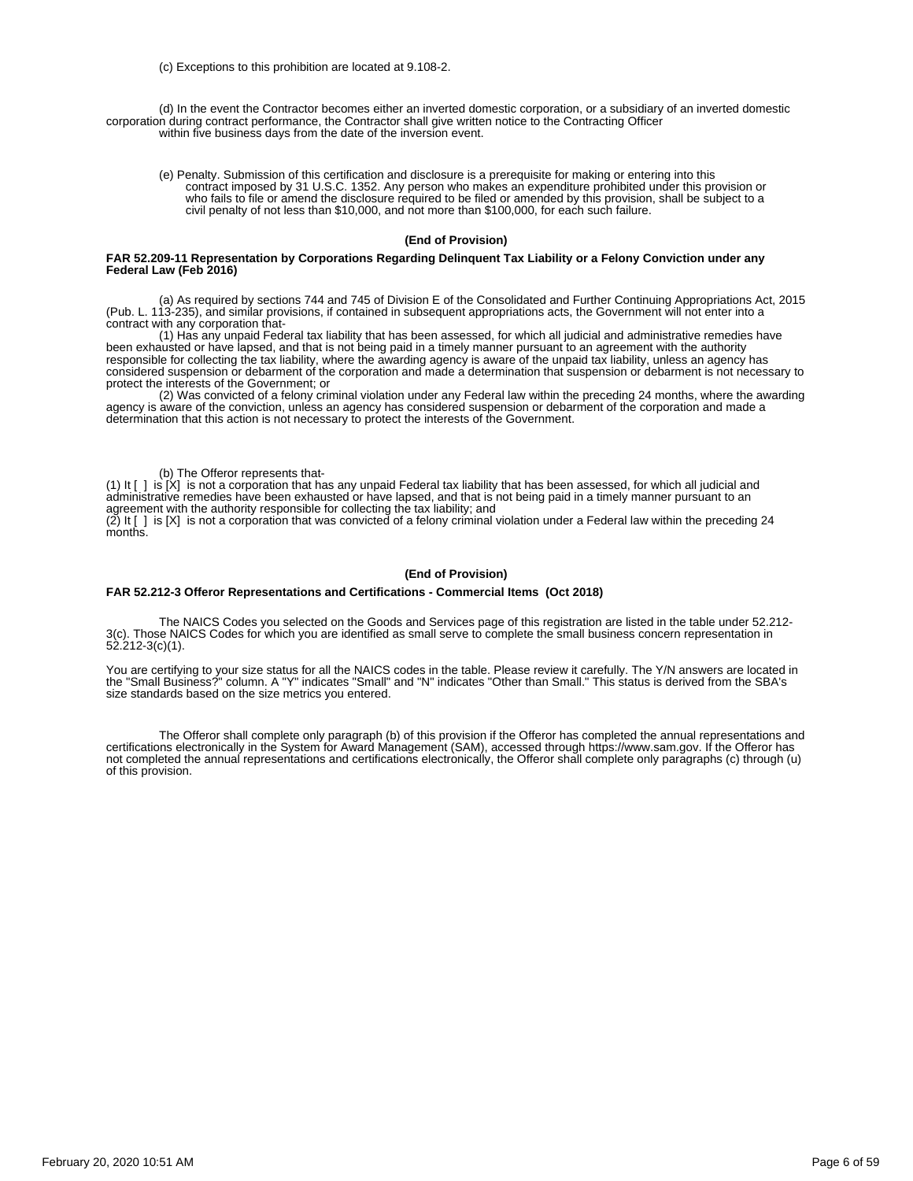(c) Exceptions to this prohibition are located at 9.108-2.

(d) In the event the Contractor becomes either an inverted domestic corporation, or a subsidiary of an inverted domestic corporation during contract performance, the Contractor shall give written notice to the Contracting Officer within five business days from the date of the inversion event.

(e) Penalty. Submission of this certification and disclosure is a prerequisite for making or entering into this contract imposed by 31 U.S.C. 1352. Any person who makes an expenditure prohibited under this provision or who fails to file or amend the disclosure required to be filed or amended by this provision, shall be subject to a civil penalty of not less than $10,000, and not more than $100,000, for each such failure.

**(End of Provision)**

**FAR 52.209-11 Representation by Corporations Regarding Delinquent Tax Liability or a Felony Conviction under any Federal Law (Feb 2016)**

(a) As required by sections 744 and 745 of Division E of the Consolidated and Further Continuing Appropriations Act, 2015 (Pub. L. 113-235), and similar provisions, if contained in subsequent appropriations acts, the Government will not enter into a contract with any corporation that-

(1) Has any unpaid Federal tax liability that has been assessed, for which all judicial and administrative remedies have been exhausted or have lapsed, and that is not being paid in a timely manner pursuant to an agreement with the authority responsible for collecting the tax liability, where the awarding agency is aware of the unpaid tax liability, unless an agency has considered suspension or debarment of the corporation and made a determination that suspension or debarment is not necessary to protect the interests of the Government; or

(2) Was convicted of a felony criminal violation under any Federal law within the preceding 24 months, where the awarding agency is aware of the conviction, unless an agency has considered suspension or debarment of the corporation and made a determination that this action is not necessary to protect the interests of the Government.

(b) The Offeror represents that-

(1) It [ ] is [X] is not a corporation that has any unpaid Federal tax liability that has been assessed, for which all judicial and administrative remedies have been exhausted or have lapsed, and that is not being paid in a timely manner pursuant to an agreement with the authority responsible for collecting the tax liability; and

(2) It [ ] is [X] is not a corporation that was convicted of a felony criminal violation under a Federal law within the preceding 24 months.

**(End of Provision)**

**FAR 52.212-3 Offeror Representations and Certifications - Commercial Items (Oct 2018)**

The NAICS Codes you selected on the Goods and Services page of this registration are listed in the table under 52.212-3(c). Those NAICS Codes for which you are identified as small serve to complete the small business concern representation in 52.212-3(c)(1).

You are certifying to your size status for all the NAICS codes in the table. Please review it carefully. The Y/N answers are located in the "Small Business?" column. A "Y" indicates "Small" and "N" indicates "Other than Small." This status is derived from the SBA's size standards based on the size metrics you entered.

The Offeror shall complete only paragraph (b) of this provision if the Offeror has completed the annual representations and certifications electronically in the System for Award Management (SAM), accessed through https://www.sam.gov. If the Offeror has not completed the annual representations and certifications electronically, the Offeror shall complete only paragraphs (c) through (u) of this provision.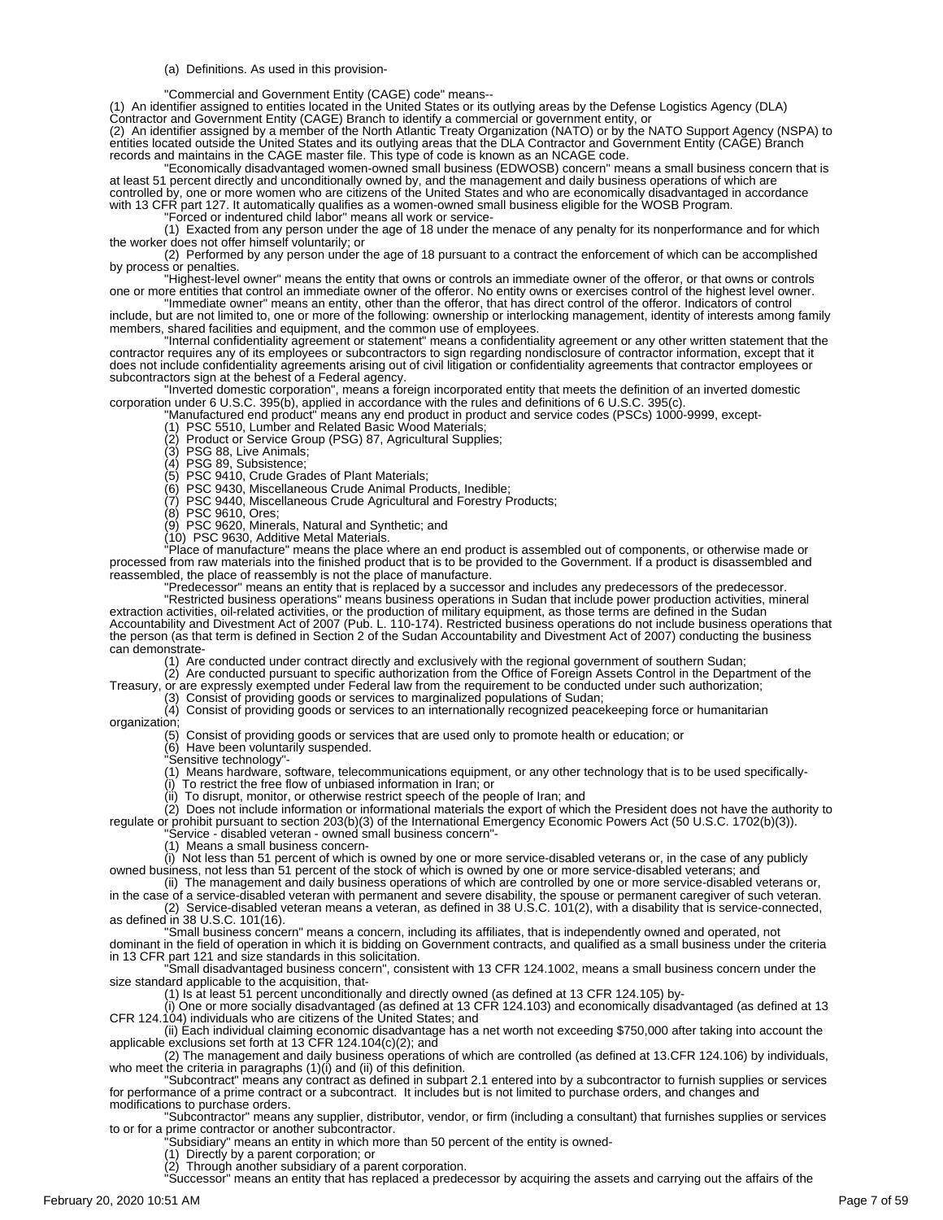(a) Definitions. As used in this provision-

"Commercial and Government Entity (CAGE) code" means--

(1) An identifier assigned to entities located in the United States or its outlying areas by the Defense Logistics Agency (DLA) Contractor and Government Entity (CAGE) Branch to identify a commercial or government entity, or

(2) An identifier assigned by a member of the North Atlantic Treaty Organization (NATO) or by the NATO Support Agency (NSPA) to entities located outside the United States and its outlying areas that the DLA Contractor and Government Entity (CAGE) Branch records and maintains in the CAGE master file. This type of code is known as an NCAGE code.

"Economically disadvantaged women-owned small business (EDWOSB) concern" means a small business concern that is at least 51 percent directly and unconditionally owned by, and the management and daily business operations of which are controlled by, one or more women who are citizens of the United States and who are economically disadvantaged in accordance with 13 CFR part 127. It automatically qualifies as a women-owned small business eligible for the WOSB Program.

"Forced or indentured child labor" means all work or service-

(1) Exacted from any person under the age of 18 under the menace of any penalty for its nonperformance and for which the worker does not offer himself voluntarily; or

(2) Performed by any person under the age of 18 pursuant to a contract the enforcement of which can be accomplished by process or penalties.

"Highest-level owner" means the entity that owns or controls an immediate owner of the offeror, or that owns or controls one or more entities that control an immediate owner of the offeror. No entity owns or exercises control of the highest level owner.

"Immediate owner" means an entity, other than the offeror, that has direct control of the offeror. Indicators of control include, but are not limited to, one or more of the following: ownership or interlocking management, identity of interests among family members, shared facilities and equipment, and the common use of employees.

"Internal confidentiality agreement or statement" means a confidentiality agreement or any other written statement that the contractor requires any of its employees or subcontractors to sign regarding nondisclosure of contractor information, except that it does not include confidentiality agreements arising out of civil litigation or confidentiality agreements that contractor employees or subcontractors sign at the behest of a Federal agency.

"Inverted domestic corporation", means a foreign incorporated entity that meets the definition of an inverted domestic corporation under 6 U.S.C. 395(b), applied in accordance with the rules and definitions of 6 U.S.C. 395(c).

"Manufactured end product" means any end product in product and service codes (PSCs) 1000-9999, except-

(1) PSC 5510, Lumber and Related Basic Wood Materials;

(2) Product or Service Group (PSG) 87, Agricultural Supplies;

(3) PSG 88, Live Animals;

(4) PSG 89, Subsistence;

(5) PSC 9410, Crude Grades of Plant Materials;

(6) PSC 9430, Miscellaneous Crude Animal Products, Inedible;

(7) PSC 9440, Miscellaneous Crude Agricultural and Forestry Products;

(8) PSC 9610, Ores;

(9) PSC 9620, Minerals, Natural and Synthetic; and

(10) PSC 9630, Additive Metal Materials.

"Place of manufacture" means the place where an end product is assembled out of components, or otherwise made or processed from raw materials into the finished product that is to be provided to the Government. If a product is disassembled and reassembled, the place of reassembly is not the place of manufacture.

"Predecessor" means an entity that is replaced by a successor and includes any predecessors of the predecessor.

"Restricted business operations" means business operations in Sudan that include power production activities, mineral extraction activities, oil-related activities, or the production of military equipment, as those terms are defined in the Sudan Accountability and Divestment Act of 2007 (Pub. L. 110-174). Restricted business operations do not include business operations that the person (as that term is defined in Section 2 of the Sudan Accountability and Divestment Act of 2007) conducting the business can demonstrate-

(1) Are conducted under contract directly and exclusively with the regional government of southern Sudan;

(2) Are conducted pursuant to specific authorization from the Office of Foreign Assets Control in the Department of the Treasury, or are expressly exempted under Federal law from the requirement to be conducted under such authorization;

(3) Consist of providing goods or services to marginalized populations of Sudan;

(4) Consist of providing goods or services to an internationally recognized peacekeeping force or humanitarian organization;

(5) Consist of providing goods or services that are used only to promote health or education; or

(6) Have been voluntarily suspended.

"Sensitive technology"-

(1) Means hardware, software, telecommunications equipment, or any other technology that is to be used specifically-

(i) To restrict the free flow of unbiased information in Iran; or

(ii) To disrupt, monitor, or otherwise restrict speech of the people of Iran; and

(2) Does not include information or informational materials the export of which the President does not have the authority to regulate or prohibit pursuant to section 203(b)(3) of the International Emergency Economic Powers Act (50 U.S.C. 1702(b)(3)).

"Service - disabled veteran - owned small business concern"-

(1) Means a small business concern-

(i) Not less than 51 percent of which is owned by one or more service-disabled veterans or, in the case of any publicly owned business, not less than 51 percent of the stock of which is owned by one or more service-disabled veterans; and

(ii) The management and daily business operations of which are controlled by one or more service-disabled veterans or, in the case of a service-disabled veteran with permanent and severe disability, the spouse or permanent caregiver of such veteran.

(2) Service-disabled veteran means a veteran, as defined in 38 U.S.C. 101(2), with a disability that is service-connected, as defined in 38 U.S.C. 101(16).

"Small business concern" means a concern, including its affiliates, that is independently owned and operated, not dominant in the field of operation in which it is bidding on Government contracts, and qualified as a small business under the criteria in 13 CFR part 121 and size standards in this solicitation.

"Small disadvantaged business concern", consistent with 13 CFR 124.1002, means a small business concern under the size standard applicable to the acquisition, that-

(1) Is at least 51 percent unconditionally and directly owned (as defined at 13 CFR 124.105) by-

(i) One or more socially disadvantaged (as defined at 13 CFR 124.103) and economically disadvantaged (as defined at 13 CFR 124.104) individuals who are citizens of the United States; and

(ii) Each individual claiming economic disadvantage has a net worth not exceeding $750,000 after taking into account the applicable exclusions set forth at 13 CFR 124.104(c)(2); and

(2) The management and daily business operations of which are controlled (as defined at 13.CFR 124.106) by individuals, who meet the criteria in paragraphs (1)(i) and (ii) of this definition.

"Subcontract" means any contract as defined in subpart 2.1 entered into by a subcontractor to furnish supplies or services for performance of a prime contract or a subcontract. It includes but is not limited to purchase orders, and changes and modifications to purchase orders.

"Subcontractor" means any supplier, distributor, vendor, or firm (including a consultant) that furnishes supplies or services to or for a prime contractor or another subcontractor.

"Subsidiary" means an entity in which more than 50 percent of the entity is owned-

(1) Directly by a parent corporation; or

(2) Through another subsidiary of a parent corporation.

"Successor" means an entity that has replaced a predecessor by acquiring the assets and carrying out the affairs of the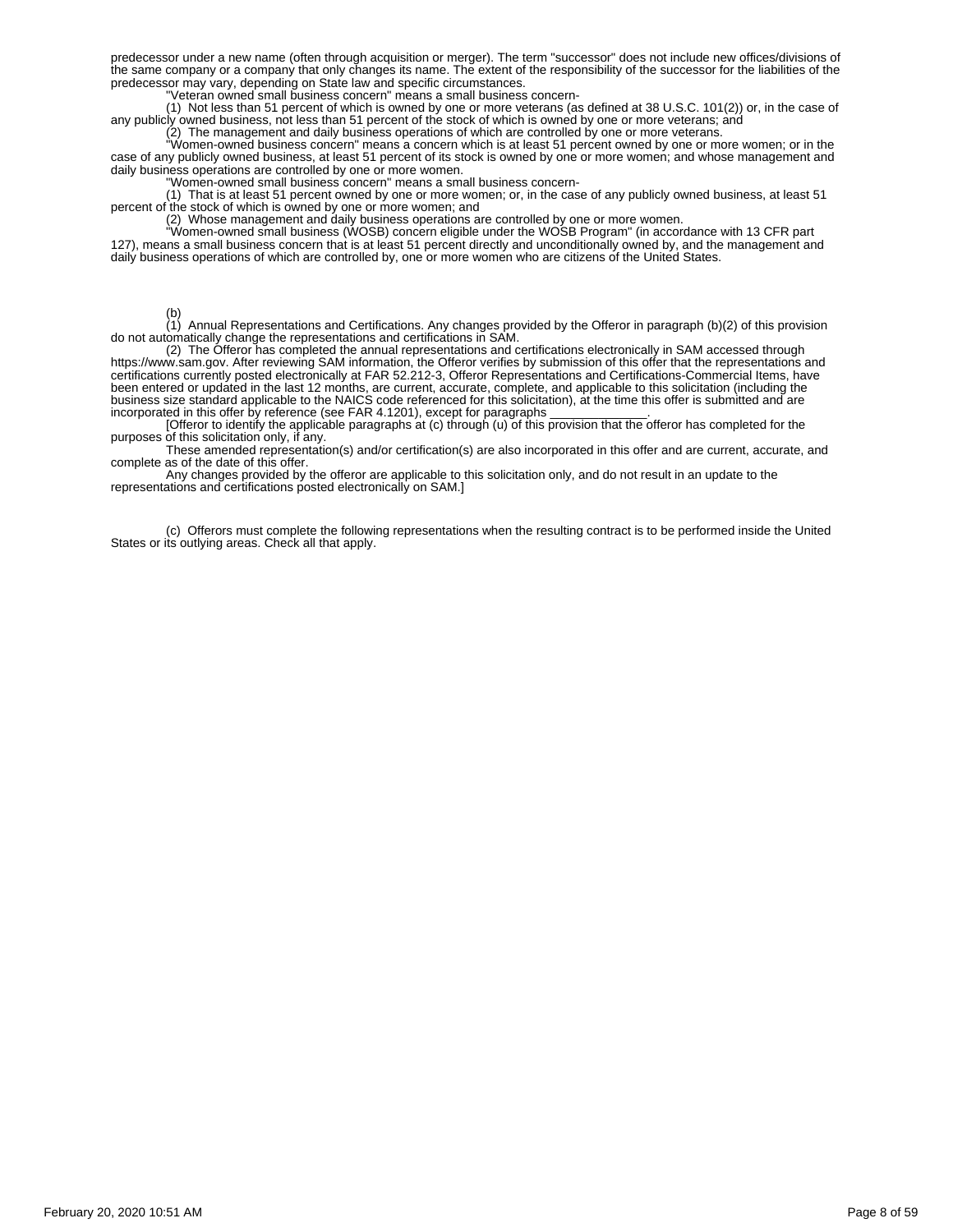predecessor under a new name (often through acquisition or merger). The term "successor" does not include new offices/divisions of the same company or a company that only changes its name. The extent of the responsibility of the successor for the liabilities of the predecessor may vary, depending on State law and specific circumstances.

"Veteran owned small business concern" means a small business concern-

(1) Not less than 51 percent of which is owned by one or more veterans (as defined at 38 U.S.C. 101(2)) or, in the case of any publicly owned business, not less than 51 percent of the stock of which is owned by one or more veterans; and

(2) The management and daily business operations of which are controlled by one or more veterans.

"Women-owned business concern" means a concern which is at least 51 percent owned by one or more women; or in the case of any publicly owned business, at least 51 percent of its stock is owned by one or more women; and whose management and daily business operations are controlled by one or more women.

"Women-owned small business concern" means a small business concern-

(1) That is at least 51 percent owned by one or more women; or, in the case of any publicly owned business, at least 51 percent of the stock of which is owned by one or more women; and

(2) Whose management and daily business operations are controlled by one or more women.

"Women-owned small business (WOSB) concern eligible under the WOSB Program" (in accordance with 13 CFR part 127), means a small business concern that is at least 51 percent directly and unconditionally owned by, and the management and daily business operations of which are controlled by, one or more women who are citizens of the United States.

(b)

(1) Annual Representations and Certifications. Any changes provided by the Offeror in paragraph (b)(2) of this provision do not automatically change the representations and certifications in SAM.

(2) The Offeror has completed the annual representations and certifications electronically in SAM accessed through https://www.sam.gov. After reviewing SAM information, the Offeror verifies by submission of this offer that the representations and certifications currently posted electronically at FAR 52.212-3, Offeror Representations and Certifications-Commercial Items, have been entered or updated in the last 12 months, are current, accurate, complete, and applicable to this solicitation (including the business size standard applicable to the NAICS code referenced for this solicitation), at the time this offer is submitted and are incorporated in this offer by reference (see FAR 4.1201), except for paragraphs ______________.

[Offeror to identify the applicable paragraphs at (c) through (u) of this provision that the offeror has completed for the purposes of this solicitation only, if any.

These amended representation(s) and/or certification(s) are also incorporated in this offer and are current, accurate, and complete as of the date of this offer.

Any changes provided by the offeror are applicable to this solicitation only, and do not result in an update to the representations and certifications posted electronically on SAM.]

(c) Offerors must complete the following representations when the resulting contract is to be performed inside the United States or its outlying areas. Check all that apply.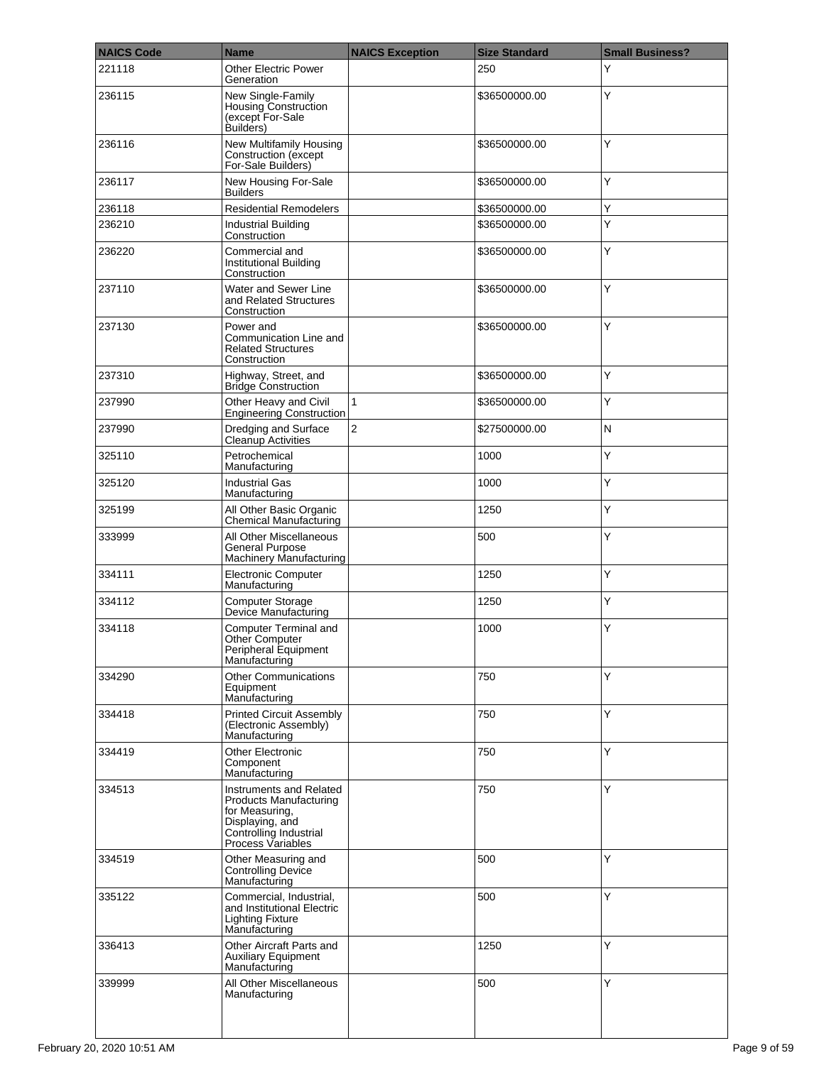| NAICS Code | Name | NAICS Exception | Size Standard | Small Business? |
|---|---|---|---|---|
| 221118 | Other Electric Power Generation | | 250 | Y |
| 236115 | New Single-Family Housing Construction (except For-Sale Builders) | | $36500000.00 | Y |
| 236116 | New Multifamily Housing Construction (except For-Sale Builders) | | $36500000.00 | Y |
| 236117 | New Housing For-Sale Builders | | $36500000.00 | Y |
| 236118 | Residential Remodelers | | $36500000.00 | Y |
| 236210 | Industrial Building Construction | | $36500000.00 | Y |
| 236220 | Commercial and Institutional Building Construction | | $36500000.00 | Y |
| 237110 | Water and Sewer Line and Related Structures Construction | | $36500000.00 | Y |
| 237130 | Power and Communication Line and Related Structures Construction | | $36500000.00 | Y |
| 237310 | Highway, Street, and Bridge Construction | | $36500000.00 | Y |
| 237990 | Other Heavy and Civil Engineering Construction | 1 | $36500000.00 | Y |
| 237990 | Dredging and Surface Cleanup Activities | 2 | $27500000.00 | N |
| 325110 | Petrochemical Manufacturing | | 1000 | Y |
| 325120 | Industrial Gas Manufacturing | | 1000 | Y |
| 325199 | All Other Basic Organic Chemical Manufacturing | | 1250 | Y |
| 333999 | All Other Miscellaneous General Purpose Machinery Manufacturing | | 500 | Y |
| 334111 | Electronic Computer Manufacturing | | 1250 | Y |
| 334112 | Computer Storage Device Manufacturing | | 1250 | Y |
| 334118 | Computer Terminal and Other Computer Peripheral Equipment Manufacturing | | 1000 | Y |
| 334290 | Other Communications Equipment Manufacturing | | 750 | Y |
| 334418 | Printed Circuit Assembly (Electronic Assembly) Manufacturing | | 750 | Y |
| 334419 | Other Electronic Component Manufacturing | | 750 | Y |
| 334513 | Instruments and Related Products Manufacturing for Measuring, Displaying, and Controlling Industrial Process Variables | | 750 | Y |
| 334519 | Other Measuring and Controlling Device Manufacturing | | 500 | Y |
| 335122 | Commercial, Industrial, and Institutional Electric Lighting Fixture Manufacturing | | 500 | Y |
| 336413 | Other Aircraft Parts and Auxiliary Equipment Manufacturing | | 1250 | Y |
| 339999 | All Other Miscellaneous Manufacturing | | 500 | Y |

February 20, 2020 10:51 AM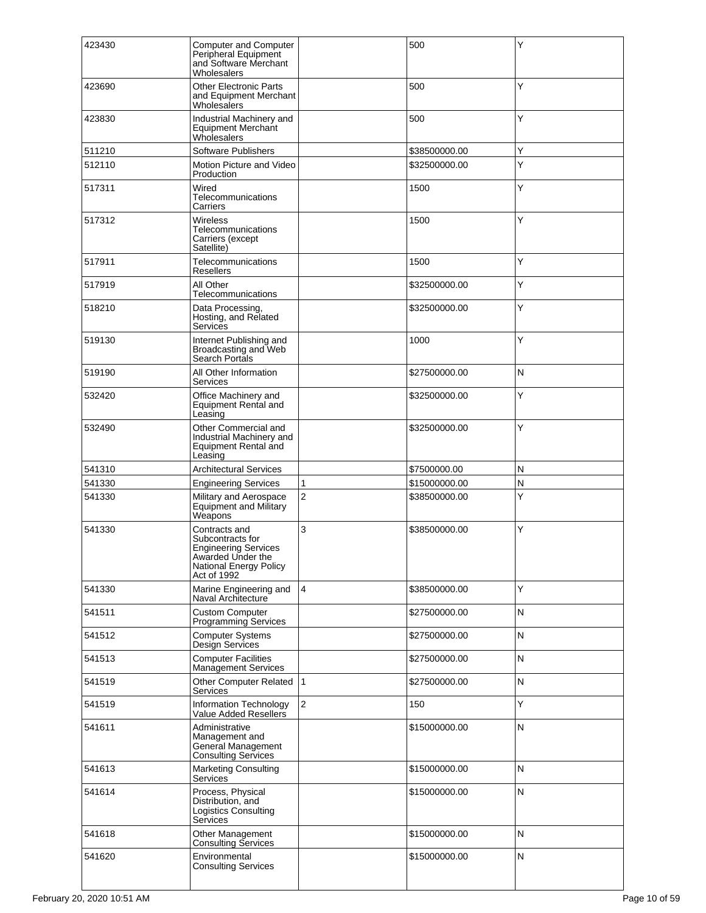| 423430 | Computer and Computer Peripheral Equipment and Software Merchant Wholesalers | | 500 | Y |
|---|---|---|---|---|
| 423690 | Other Electronic Parts and Equipment Merchant Wholesalers | | 500 | Y |
| 423830 | Industrial Machinery and Equipment Merchant Wholesalers | | 500 | Y |
| 511210 | Software Publishers | | $38500000.00 | Y |
| 512110 | Motion Picture and Video Production | | $32500000.00 | Y |
| 517311 | Wired Telecommunications Carriers | | 1500 | Y |
| 517312 | Wireless Telecommunications Carriers (except Satellite) | | 1500 | Y |
| 517911 | Telecommunications Resellers | | 1500 | Y |
| 517919 | All Other Telecommunications | | $32500000.00 | Y |
| 518210 | Data Processing, Hosting, and Related Services | | $32500000.00 | Y |
| 519130 | Internet Publishing and Broadcasting and Web Search Portals | | 1000 | Y |
| 519190 | All Other Information Services | | $27500000.00 | N |
| 532420 | Office Machinery and Equipment Rental and Leasing | | $32500000.00 | Y |
| 532490 | Other Commercial and Industrial Machinery and Equipment Rental and Leasing | | $32500000.00 | Y |
| 541310 | Architectural Services | | $7500000.00 | N |
| 541330 | Engineering Services | 1 | $15000000.00 | N |
| 541330 | Military and Aerospace Equipment and Military Weapons | 2 | $38500000.00 | Y |
| 541330 | Contracts and Subcontracts for Engineering Services Awarded Under the National Energy Policy Act of 1992 | 3 | $38500000.00 | Y |
| 541330 | Marine Engineering and Naval Architecture | 4 | $38500000.00 | Y |
| 541511 | Custom Computer Programming Services | | $27500000.00 | N |
| 541512 | Computer Systems Design Services | | $27500000.00 | N |
| 541513 | Computer Facilities Management Services | | $27500000.00 | N |
| 541519 | Other Computer Related Services | 1 | $27500000.00 | N |
| 541519 | Information Technology Value Added Resellers | 2 | 150 | Y |
| 541611 | Administrative Management and General Management Consulting Services | | $15000000.00 | N |
| 541613 | Marketing Consulting Services | | $15000000.00 | N |
| 541614 | Process, Physical Distribution, and Logistics Consulting Services | | $15000000.00 | N |
| 541618 | Other Management Consulting Services | | $15000000.00 | N |
| 541620 | Environmental Consulting Services | | $15000000.00 | N |

February 20, 2020 10:51 AM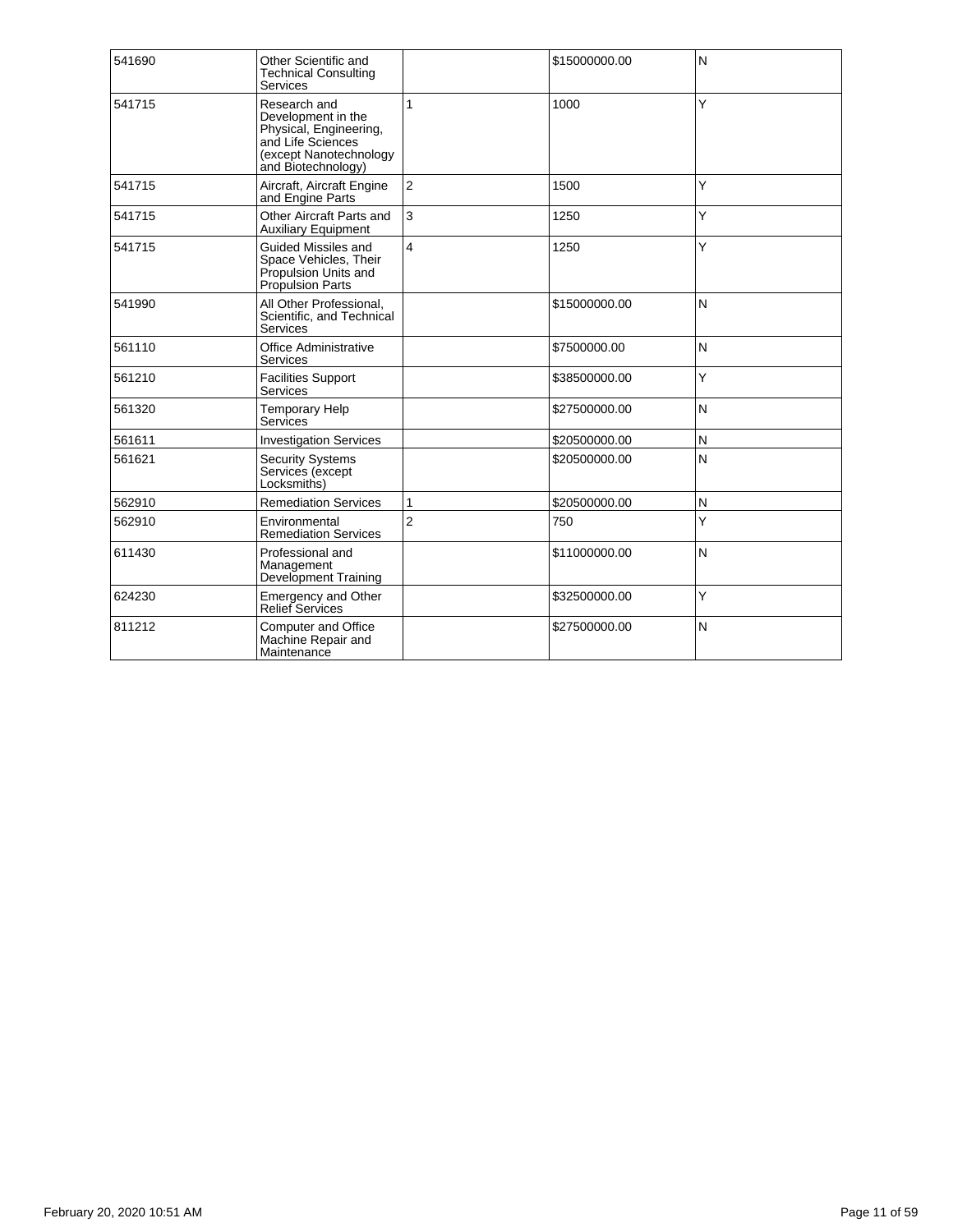| | | | | |
|---|---|---|---|---|
| 541690 | Other Scientific and Technical Consulting Services | | $15000000.00 | N |
| 541715 | Research and Development in the Physical, Engineering, and Life Sciences (except Nanotechnology and Biotechnology) | 1 | 1000 | Y |
| 541715 | Aircraft, Aircraft Engine and Engine Parts | 2 | 1500 | Y |
| 541715 | Other Aircraft Parts and Auxiliary Equipment | 3 | 1250 | Y |
| 541715 | Guided Missiles and Space Vehicles, Their Propulsion Units and Propulsion Parts | 4 | 1250 | Y |
| 541990 | All Other Professional, Scientific, and Technical Services | | $15000000.00 | N |
| 561110 | Office Administrative Services | | $7500000.00 | N |
| 561210 | Facilities Support Services | | $38500000.00 | Y |
| 561320 | Temporary Help Services | | $27500000.00 | N |
| 561611 | Investigation Services | | $20500000.00 | N |
| 561621 | Security Systems Services (except Locksmiths) | | $20500000.00 | N |
| 562910 | Remediation Services | 1 | $20500000.00 | N |
| 562910 | Environmental Remediation Services | 2 | 750 | Y |
| 611430 | Professional and Management Development Training | | $11000000.00 | N |
| 624230 | Emergency and Other Relief Services | | $32500000.00 | Y |
| 811212 | Computer and Office Machine Repair and Maintenance | | $27500000.00 | N |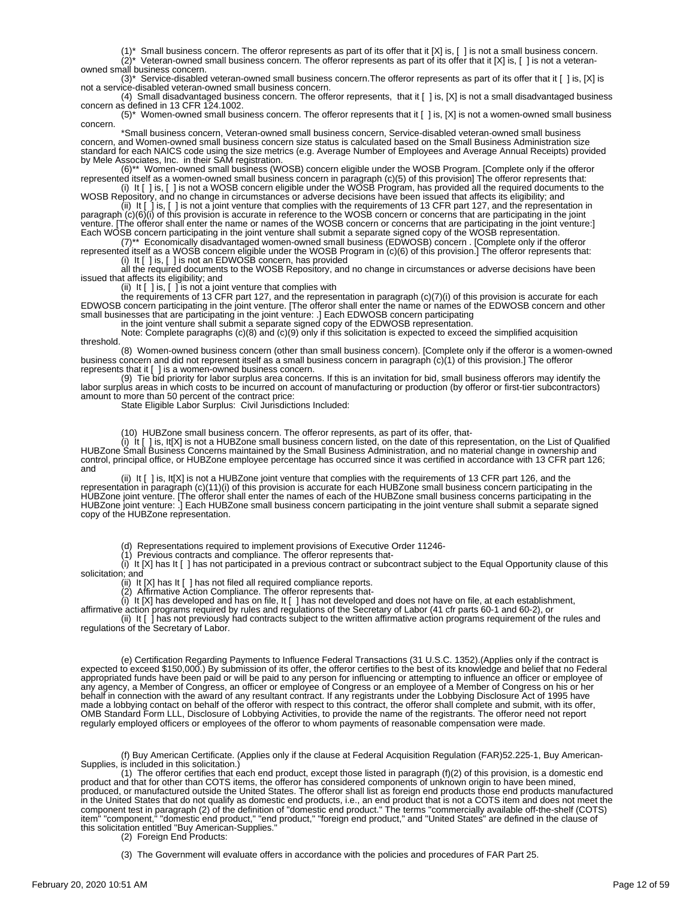(1)* Small business concern. The offeror represents as part of its offer that it [X] is, [ ] is not a small business concern.

(2)* Veteran-owned small business concern. The offeror represents as part of its offer that it [X] is, [ ] is not a veteran-owned small business concern.

(3)* Service-disabled veteran-owned small business concern.The offeror represents as part of its offer that it [ ] is, [X] is not a service-disabled veteran-owned small business concern.

(4) Small disadvantaged business concern. The offeror represents, that it [ ] is, [X] is not a small disadvantaged business concern as defined in 13 CFR 124.1002.

(5)* Women-owned small business concern. The offeror represents that it [ ] is, [X] is not a women-owned small business concern.

*Small business concern, Veteran-owned small business concern, Service-disabled veteran-owned small business concern, and Women-owned small business concern size status is calculated based on the Small Business Administration size standard for each NAICS code using the size metrics (e.g. Average Number of Employees and Average Annual Receipts) provided by Mele Associates, Inc. in their SAM registration.

(6)** Women-owned small business (WOSB) concern eligible under the WOSB Program. [Complete only if the offeror represented itself as a women-owned small business concern in paragraph (c)(5) of this provision] The offeror represents that:

(i) It [ ] is, [ ] is not a WOSB concern eligible under the WOSB Program, has provided all the required documents to the WOSB Repository, and no change in circumstances or adverse decisions have been issued that affects its eligibility; and

(ii) It [ ] is, [ ] is not a joint venture that complies with the requirements of 13 CFR part 127, and the representation in paragraph (c)(6)(i) of this provision is accurate in reference to the WOSB concern or concerns that are participating in the joint venture. [The offeror shall enter the name or names of the WOSB concern or concerns that are participating in the joint venture:] Each WOSB concern participating in the joint venture shall submit a separate signed copy of the WOSB representation.

(7)** Economically disadvantaged women-owned small business (EDWOSB) concern . [Complete only if the offeror represented itself as a WOSB concern eligible under the WOSB Program in (c)(6) of this provision.] The offeror represents that:

(i) It [ ] is, [ ] is not an EDWOSB concern, has provided all the required documents to the WOSB Repository, and no change in circumstances or adverse decisions have been issued that affects its eligibility; and

(ii) It [ ] is, [ ] is not a joint venture that complies with the requirements of 13 CFR part 127, and the representation in paragraph (c)(7)(i) of this provision is accurate for each EDWOSB concern participating in the joint venture. [The offeror shall enter the name or names of the EDWOSB concern and other small businesses that are participating in the joint venture: .] Each EDWOSB concern participating in the joint venture shall submit a separate signed copy of the EDWOSB representation.

Note: Complete paragraphs (c)(8) and (c)(9) only if this solicitation is expected to exceed the simplified acquisition threshold.

(8) Women-owned business concern (other than small business concern). [Complete only if the offeror is a women-owned business concern and did not represent itself as a small business concern in paragraph (c)(1) of this provision.] The offeror represents that it [ ] is a women-owned business concern.

(9) Tie bid priority for labor surplus area concerns. If this is an invitation for bid, small business offerors may identify the labor surplus areas in which costs to be incurred on account of manufacturing or production (by offeror or first-tier subcontractors) amount to more than 50 percent of the contract price:

State Eligible Labor Surplus: Civil Jurisdictions Included:

(10) HUBZone small business concern. The offeror represents, as part of its offer, that-

(i) It [ ] is, It[X] is not a HUBZone small business concern listed, on the date of this representation, on the List of Qualified HUBZone Small Business Concerns maintained by the Small Business Administration, and no material change in ownership and control, principal office, or HUBZone employee percentage has occurred since it was certified in accordance with 13 CFR part 126; and

(ii) It [ ] is, It[X] is not a HUBZone joint venture that complies with the requirements of 13 CFR part 126, and the representation in paragraph (c)(11)(i) of this provision is accurate for each HUBZone small business concern participating in the HUBZone joint venture. [The offeror shall enter the names of each of the HUBZone small business concerns participating in the HUBZone joint venture: .] Each HUBZone small business concern participating in the joint venture shall submit a separate signed copy of the HUBZone representation.

(d) Representations required to implement provisions of Executive Order 11246-

(1) Previous contracts and compliance. The offeror represents that-

(i) It [X] has It [ ] has not participated in a previous contract or subcontract subject to the Equal Opportunity clause of this solicitation; and

(ii) It [X] has It [ ] has not filed all required compliance reports.

(2) Affirmative Action Compliance. The offeror represents that-

(i) It [X] has developed and has on file, It [ ] has not developed and does not have on file, at each establishment, affirmative action programs required by rules and regulations of the Secretary of Labor (41 cfr parts 60-1 and 60-2), or

(ii) It [ ] has not previously had contracts subject to the written affirmative action programs requirement of the rules and regulations of the Secretary of Labor.

(e) Certification Regarding Payments to Influence Federal Transactions (31 U.S.C. 1352).(Applies only if the contract is expected to exceed $150,000.) By submission of its offer, the offeror certifies to the best of its knowledge and belief that no Federal appropriated funds have been paid or will be paid to any person for influencing or attempting to influence an officer or employee of any agency, a Member of Congress, an officer or employee of Congress or an employee of a Member of Congress on his or her behalf in connection with the award of any resultant contract. If any registrants under the Lobbying Disclosure Act of 1995 have made a lobbying contact on behalf of the offeror with respect to this contract, the offeror shall complete and submit, with its offer, OMB Standard Form LLL, Disclosure of Lobbying Activities, to provide the name of the registrants. The offeror need not report regularly employed officers or employees of the offeror to whom payments of reasonable compensation were made.

(f) Buy American Certificate. (Applies only if the clause at Federal Acquisition Regulation (FAR)52.225-1, Buy American-Supplies, is included in this solicitation.)

(1) The offeror certifies that each end product, except those listed in paragraph (f)(2) of this provision, is a domestic end product and that for other than COTS items, the offeror has considered components of unknown origin to have been mined, produced, or manufactured outside the United States. The offeror shall list as foreign end products those end products manufactured in the United States that do not qualify as domestic end products, i.e., an end product that is not a COTS item and does not meet the component test in paragraph (2) of the definition of "domestic end product." The terms "commercially available off-the-shelf (COTS) item" "component," "domestic end product," "end product," "foreign end product," and "United States" are defined in the clause of this solicitation entitled "Buy American-Supplies."

(2) Foreign End Products:

(3) The Government will evaluate offers in accordance with the policies and procedures of FAR Part 25.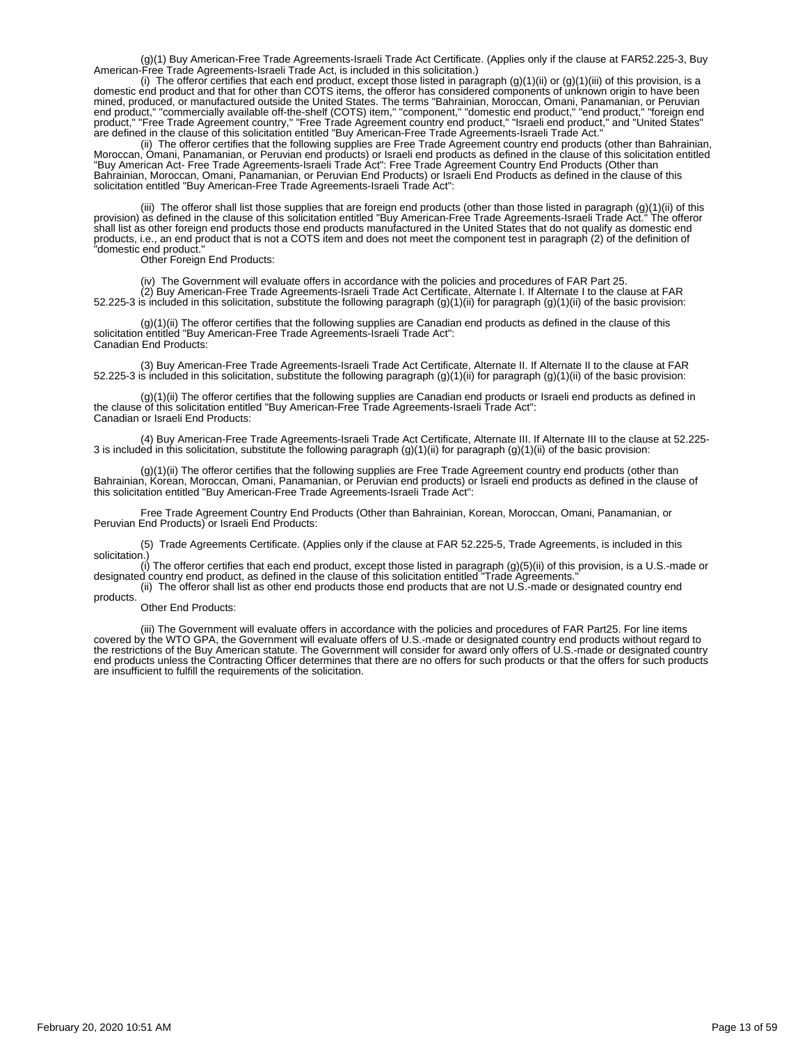(g)(1) Buy American-Free Trade Agreements-Israeli Trade Act Certificate. (Applies only if the clause at FAR52.225-3, Buy American-Free Trade Agreements-Israeli Trade Act, is included in this solicitation.)

(i) The offeror certifies that each end product, except those listed in paragraph (g)(1)(ii) or (g)(1)(iii) of this provision, is a domestic end product and that for other than COTS items, the offeror has considered components of unknown origin to have been mined, produced, or manufactured outside the United States. The terms "Bahrainian, Moroccan, Omani, Panamanian, or Peruvian end product," "commercially available off-the-shelf (COTS) item," "component," "domestic end product," "end product," "foreign end product," "Free Trade Agreement country," "Free Trade Agreement country end product," "Israeli end product," and "United States" are defined in the clause of this solicitation entitled "Buy American-Free Trade Agreements-Israeli Trade Act."

(ii) The offeror certifies that the following supplies are Free Trade Agreement country end products (other than Bahrainian, Moroccan, Omani, Panamanian, or Peruvian end products) or Israeli end products as defined in the clause of this solicitation entitled "Buy American Act- Free Trade Agreements-Israeli Trade Act": Free Trade Agreement Country End Products (Other than Bahrainian, Moroccan, Omani, Panamanian, or Peruvian End Products) or Israeli End Products as defined in the clause of this solicitation entitled "Buy American-Free Trade Agreements-Israeli Trade Act":

(iii) The offeror shall list those supplies that are foreign end products (other than those listed in paragraph (g)(1)(ii) of this provision) as defined in the clause of this solicitation entitled "Buy American-Free Trade Agreements-Israeli Trade Act." The offeror shall list as other foreign end products those end products manufactured in the United States that do not qualify as domestic end products, i.e., an end product that is not a COTS item and does not meet the component test in paragraph (2) of the definition of "domestic end product."

Other Foreign End Products:

(iv) The Government will evaluate offers in accordance with the policies and procedures of FAR Part 25.

(2) Buy American-Free Trade Agreements-Israeli Trade Act Certificate, Alternate I. If Alternate I to the clause at FAR 52.225-3 is included in this solicitation, substitute the following paragraph (g)(1)(ii) for paragraph (g)(1)(ii) of the basic provision:

(g)(1)(ii) The offeror certifies that the following supplies are Canadian end products as defined in the clause of this solicitation entitled "Buy American-Free Trade Agreements-Israeli Trade Act":
Canadian End Products:

(3) Buy American-Free Trade Agreements-Israeli Trade Act Certificate, Alternate II. If Alternate II to the clause at FAR 52.225-3 is included in this solicitation, substitute the following paragraph (g)(1)(ii) for paragraph (g)(1)(ii) of the basic provision:

(g)(1)(ii) The offeror certifies that the following supplies are Canadian end products or Israeli end products as defined in the clause of this solicitation entitled "Buy American-Free Trade Agreements-Israeli Trade Act":
Canadian or Israeli End Products:

(4) Buy American-Free Trade Agreements-Israeli Trade Act Certificate, Alternate III. If Alternate III to the clause at 52.225-3 is included in this solicitation, substitute the following paragraph (g)(1)(ii) for paragraph (g)(1)(ii) of the basic provision:

(g)(1)(ii) The offeror certifies that the following supplies are Free Trade Agreement country end products (other than Bahrainian, Korean, Moroccan, Omani, Panamanian, or Peruvian end products) or Israeli end products as defined in the clause of this solicitation entitled "Buy American-Free Trade Agreements-Israeli Trade Act":

Free Trade Agreement Country End Products (Other than Bahrainian, Korean, Moroccan, Omani, Panamanian, or Peruvian End Products) or Israeli End Products:

(5) Trade Agreements Certificate. (Applies only if the clause at FAR 52.225-5, Trade Agreements, is included in this solicitation.)

(i) The offeror certifies that each end product, except those listed in paragraph (g)(5)(ii) of this provision, is a U.S.-made or designated country end product, as defined in the clause of this solicitation entitled "Trade Agreements."

(ii) The offeror shall list as other end products those end products that are not U.S.-made or designated country end products.

Other End Products:

(iii) The Government will evaluate offers in accordance with the policies and procedures of FAR Part25. For line items covered by the WTO GPA, the Government will evaluate offers of U.S.-made or designated country end products without regard to the restrictions of the Buy American statute. The Government will consider for award only offers of U.S.-made or designated country end products unless the Contracting Officer determines that there are no offers for such products or that the offers for such products are insufficient to fulfill the requirements of the solicitation.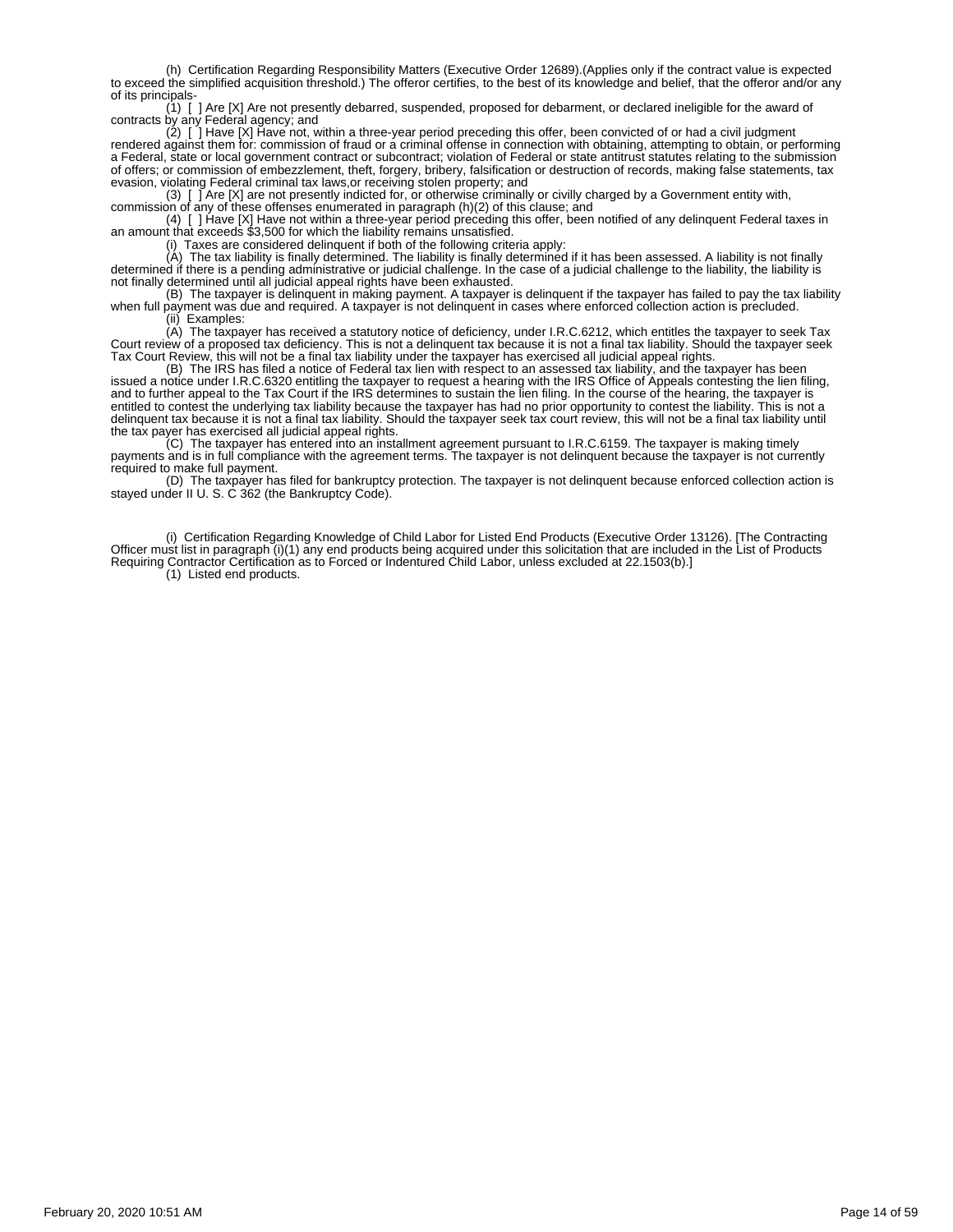(h) Certification Regarding Responsibility Matters (Executive Order 12689).(Applies only if the contract value is expected to exceed the simplified acquisition threshold.) The offeror certifies, to the best of its knowledge and belief, that the offeror and/or any of its principals-

(1) [ ] Are [X] Are not presently debarred, suspended, proposed for debarment, or declared ineligible for the award of contracts by any Federal agency; and

(2) [ ] Have [X] Have not, within a three-year period preceding this offer, been convicted of or had a civil judgment rendered against them for: commission of fraud or a criminal offense in connection with obtaining, attempting to obtain, or performing a Federal, state or local government contract or subcontract; violation of Federal or state antitrust statutes relating to the submission of offers; or commission of embezzlement, theft, forgery, bribery, falsification or destruction of records, making false statements, tax evasion, violating Federal criminal tax laws,or receiving stolen property; and

(3) [ ] Are [X] are not presently indicted for, or otherwise criminally or civilly charged by a Government entity with, commission of any of these offenses enumerated in paragraph (h)(2) of this clause; and

(4) [ ] Have [X] Have not within a three-year period preceding this offer, been notified of any delinquent Federal taxes in an amount that exceeds $3,500 for which the liability remains unsatisfied.

(i) Taxes are considered delinquent if both of the following criteria apply:

(A) The tax liability is finally determined. The liability is finally determined if it has been assessed. A liability is not finally determined if there is a pending administrative or judicial challenge. In the case of a judicial challenge to the liability, the liability is not finally determined until all judicial appeal rights have been exhausted.

(B) The taxpayer is delinquent in making payment. A taxpayer is delinquent if the taxpayer has failed to pay the tax liability when full payment was due and required. A taxpayer is not delinquent in cases where enforced collection action is precluded.

(ii) Examples:

(A) The taxpayer has received a statutory notice of deficiency, under I.R.C.6212, which entitles the taxpayer to seek Tax Court review of a proposed tax deficiency. This is not a delinquent tax because it is not a final tax liability. Should the taxpayer seek Tax Court Review, this will not be a final tax liability under the taxpayer has exercised all judicial appeal rights.

(B) The IRS has filed a notice of Federal tax lien with respect to an assessed tax liability, and the taxpayer has been issued a notice under I.R.C.6320 entitling the taxpayer to request a hearing with the IRS Office of Appeals contesting the lien filing, and to further appeal to the Tax Court if the IRS determines to sustain the lien filing. In the course of the hearing, the taxpayer is entitled to contest the underlying tax liability because the taxpayer has had no prior opportunity to contest the liability. This is not a delinquent tax because it is not a final tax liability. Should the taxpayer seek tax court review, this will not be a final tax liability until the tax payer has exercised all judicial appeal rights.

(C) The taxpayer has entered into an installment agreement pursuant to I.R.C.6159. The taxpayer is making timely payments and is in full compliance with the agreement terms. The taxpayer is not delinquent because the taxpayer is not currently required to make full payment.

(D) The taxpayer has filed for bankruptcy protection. The taxpayer is not delinquent because enforced collection action is stayed under II U. S. C 362 (the Bankruptcy Code).

(i) Certification Regarding Knowledge of Child Labor for Listed End Products (Executive Order 13126). [The Contracting Officer must list in paragraph (i)(1) any end products being acquired under this solicitation that are included in the List of Products Requiring Contractor Certification as to Forced or Indentured Child Labor, unless excluded at 22.1503(b).]

(1) Listed end products.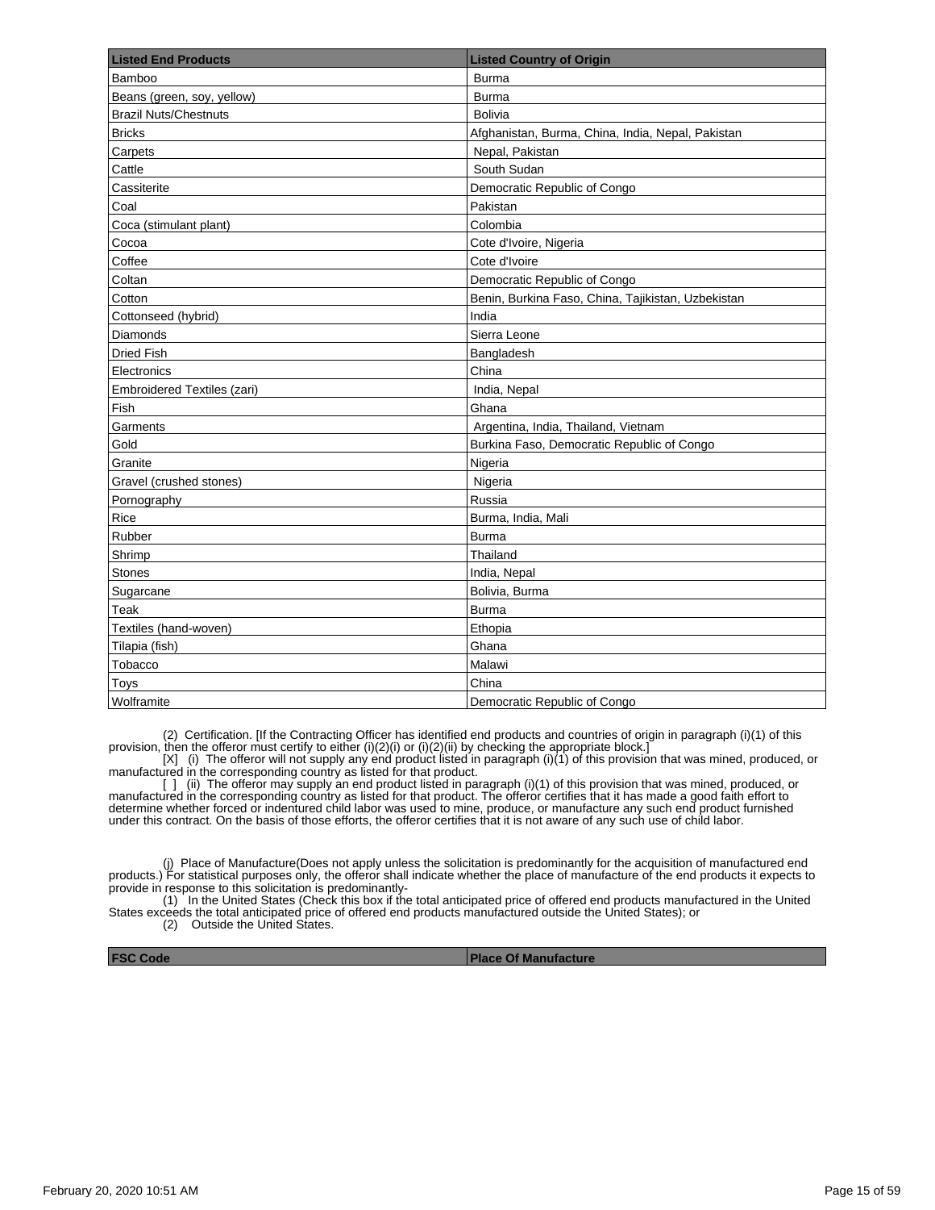| Listed End Products | Listed Country of Origin |
| --- | --- |
| Bamboo | Burma |
| Beans (green, soy, yellow) | Burma |
| Brazil Nuts/Chestnuts | Bolivia |
| Bricks | Afghanistan, Burma, China, India, Nepal, Pakistan |
| Carpets | Nepal, Pakistan |
| Cattle | South Sudan |
| Cassiterite | Democratic Republic of Congo |
| Coal | Pakistan |
| Coca (stimulant plant) | Colombia |
| Cocoa | Cote d'Ivoire, Nigeria |
| Coffee | Cote d'Ivoire |
| Coltan | Democratic Republic of Congo |
| Cotton | Benin, Burkina Faso, China, Tajikistan, Uzbekistan |
| Cottonseed (hybrid) | India |
| Diamonds | Sierra Leone |
| Dried Fish | Bangladesh |
| Electronics | China |
| Embroidered Textiles (zari) | India, Nepal |
| Fish | Ghana |
| Garments | Argentina, India, Thailand, Vietnam |
| Gold | Burkina Faso, Democratic Republic of Congo |
| Granite | Nigeria |
| Gravel (crushed stones) | Nigeria |
| Pornography | Russia |
| Rice | Burma, India, Mali |
| Rubber | Burma |
| Shrimp | Thailand |
| Stones | India, Nepal |
| Sugarcane | Bolivia, Burma |
| Teak | Burma |
| Textiles (hand-woven) | Ethopia |
| Tilapia (fish) | Ghana |
| Tobacco | Malawi |
| Toys | China |
| Wolframite | Democratic Republic of Congo |

(2) Certification. [If the Contracting Officer has identified end products and countries of origin in paragraph (i)(1) of this provision, then the offeror must certify to either (i)(2)(i) or (i)(2)(ii) by checking the appropriate block.]

[X] (i) The offeror will not supply any end product listed in paragraph (i)(1) of this provision that was mined, produced, or manufactured in the corresponding country as listed for that product.

[ ] (ii) The offeror may supply an end product listed in paragraph (i)(1) of this provision that was mined, produced, or manufactured in the corresponding country as listed for that product. The offeror certifies that it has made a good faith effort to determine whether forced or indentured child labor was used to mine, produce, or manufacture any such end product furnished under this contract. On the basis of those efforts, the offeror certifies that it is not aware of any such use of child labor.

(j) Place of Manufacture(Does not apply unless the solicitation is predominantly for the acquisition of manufactured end products.) For statistical purposes only, the offeror shall indicate whether the place of manufacture of the end products it expects to provide in response to this solicitation is predominantly-

(1) In the United States (Check this box if the total anticipated price of offered end products manufactured in the United States exceeds the total anticipated price of offered end products manufactured outside the United States); or

(2) Outside the United States.

| FSC Code | Place Of Manufacture |
| --- | --- |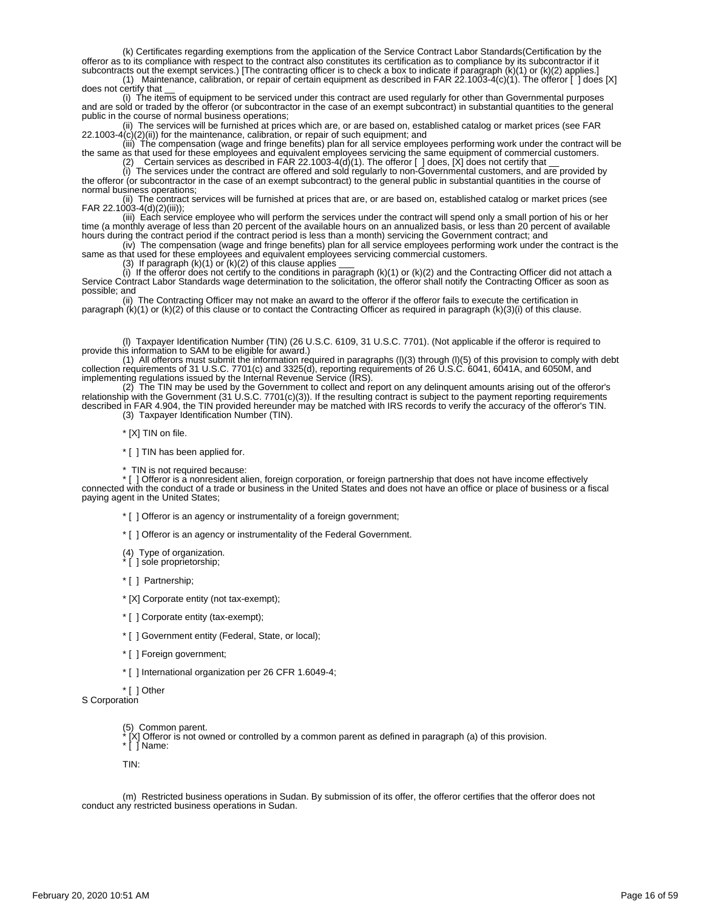(k) Certificates regarding exemptions from the application of the Service Contract Labor Standards(Certification by the offeror as to its compliance with respect to the contract also constitutes its certification as to compliance by its subcontractor if it subcontracts out the exempt services.) [The contracting officer is to check a box to indicate if paragraph (k)(1) or (k)(2) applies.]

(1) Maintenance, calibration, or repair of certain equipment as described in FAR 22.1003-4(c)(1). The offeror [ ] does [X] does not certify that __

(i) The items of equipment to be serviced under this contract are used regularly for other than Governmental purposes and are sold or traded by the offeror (or subcontractor in the case of an exempt subcontract) in substantial quantities to the general public in the course of normal business operations;

(ii) The services will be furnished at prices which are, or are based on, established catalog or market prices (see FAR 22.1003-4(c)(2)(ii)) for the maintenance, calibration, or repair of such equipment; and

(iii) The compensation (wage and fringe benefits) plan for all service employees performing work under the contract will be the same as that used for these employees and equivalent employees servicing the same equipment of commercial customers.

(2) Certain services as described in FAR 22.1003-4(d)(1). The offeror [ ] does, [X] does not certify that __

(i) The services under the contract are offered and sold regularly to non-Governmental customers, and are provided by the offeror (or subcontractor in the case of an exempt subcontract) to the general public in substantial quantities in the course of normal business operations;

(ii) The contract services will be furnished at prices that are, or are based on, established catalog or market prices (see FAR 22.1003-4(d)(2)(iii));

(iii) Each service employee who will perform the services under the contract will spend only a small portion of his or her time (a monthly average of less than 20 percent of the available hours on an annualized basis, or less than 20 percent of available hours during the contract period if the contract period is less than a month) servicing the Government contract; and

(iv) The compensation (wage and fringe benefits) plan for all service employees performing work under the contract is the same as that used for these employees and equivalent employees servicing commercial customers.

(3) If paragraph (k)(1) or (k)(2) of this clause applies ___

(i) If the offeror does not certify to the conditions in paragraph (k)(1) or (k)(2) and the Contracting Officer did not attach a Service Contract Labor Standards wage determination to the solicitation, the offeror shall notify the Contracting Officer as soon as possible; and

(ii) The Contracting Officer may not make an award to the offeror if the offeror fails to execute the certification in paragraph (k)(1) or (k)(2) of this clause or to contact the Contracting Officer as required in paragraph (k)(3)(i) of this clause.

(l) Taxpayer Identification Number (TIN) (26 U.S.C. 6109, 31 U.S.C. 7701). (Not applicable if the offeror is required to provide this information to SAM to be eligible for award.)

(1) All offerors must submit the information required in paragraphs (l)(3) through (l)(5) of this provision to comply with debt collection requirements of 31 U.S.C. 7701(c) and 3325(d), reporting requirements of 26 U.S.C. 6041, 6041A, and 6050M, and implementing regulations issued by the Internal Revenue Service (IRS).

(2) The TIN may be used by the Government to collect and report on any delinquent amounts arising out of the offeror's relationship with the Government (31 U.S.C. 7701(c)(3)). If the resulting contract is subject to the payment reporting requirements described in FAR 4.904, the TIN provided hereunder may be matched with IRS records to verify the accuracy of the offeror's TIN.

(3) Taxpayer Identification Number (TIN).

* [X] TIN on file.

* [ ] TIN has been applied for.

* TIN is not required because:

* [ ] Offeror is a nonresident alien, foreign corporation, or foreign partnership that does not have income effectively connected with the conduct of a trade or business in the United States and does not have an office or place of business or a fiscal paying agent in the United States;

* [ ] Offeror is an agency or instrumentality of a foreign government;

* [ ] Offeror is an agency or instrumentality of the Federal Government.

(4) Type of organization.

* [ ] sole proprietorship;

* [ ] Partnership;

* [X] Corporate entity (not tax-exempt);

* [ ] Corporate entity (tax-exempt);

* [ ] Government entity (Federal, State, or local);

* [ ] Foreign government;

* [ ] International organization per 26 CFR 1.6049-4;

* [ ] Other

S Corporation

(5) Common parent.

* [X] Offeror is not owned or controlled by a common parent as defined in paragraph (a) of this provision.
* [ ] Name:

TIN:

(m) Restricted business operations in Sudan. By submission of its offer, the offeror certifies that the offeror does not conduct any restricted business operations in Sudan.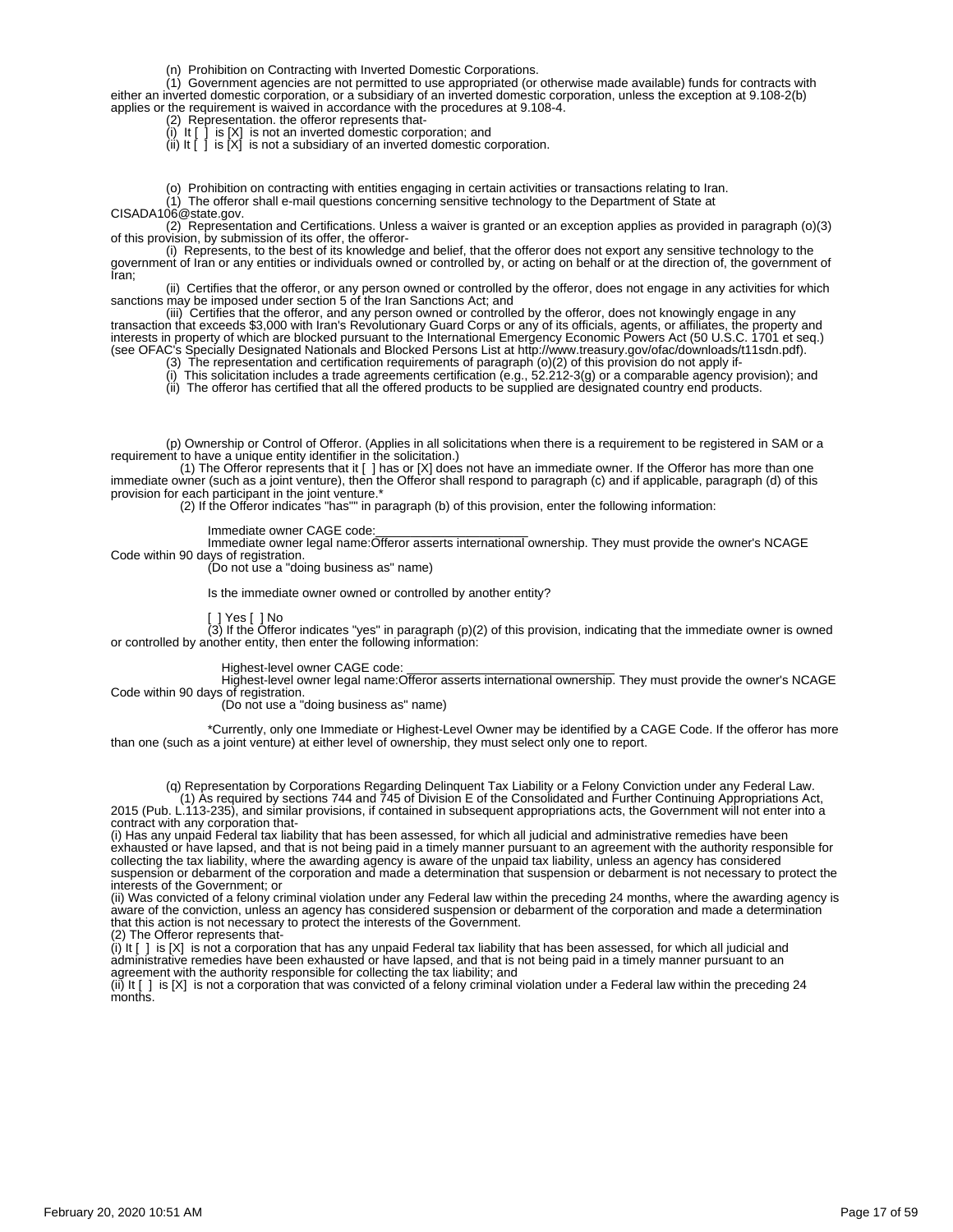(n) Prohibition on Contracting with Inverted Domestic Corporations.

(1) Government agencies are not permitted to use appropriated (or otherwise made available) funds for contracts with either an inverted domestic corporation, or a subsidiary of an inverted domestic corporation, unless the exception at 9.108-2(b) applies or the requirement is waived in accordance with the procedures at 9.108-4.

(2) Representation. the offeror represents that-

(i) It [ ] is [X] is not an inverted domestic corporation; and

(ii) It [ ] is [X] is not a subsidiary of an inverted domestic corporation.

(o) Prohibition on contracting with entities engaging in certain activities or transactions relating to Iran.

(1) The offeror shall e-mail questions concerning sensitive technology to the Department of State at CISADA106@state.gov.

(2) Representation and Certifications. Unless a waiver is granted or an exception applies as provided in paragraph (o)(3) of this provision, by submission of its offer, the offeror-

(i) Represents, to the best of its knowledge and belief, that the offeror does not export any sensitive technology to the government of Iran or any entities or individuals owned or controlled by, or acting on behalf or at the direction of, the government of Iran;

(ii) Certifies that the offeror, or any person owned or controlled by the offeror, does not engage in any activities for which sanctions may be imposed under section 5 of the Iran Sanctions Act; and

(iii) Certifies that the offeror, and any person owned or controlled by the offeror, does not knowingly engage in any transaction that exceeds $3,000 with Iran's Revolutionary Guard Corps or any of its officials, agents, or affiliates, the property and interests in property of which are blocked pursuant to the International Emergency Economic Powers Act (50 U.S.C. 1701 et seq.) (see OFAC's Specially Designated Nationals and Blocked Persons List at http://www.treasury.gov/ofac/downloads/t11sdn.pdf).

(3) The representation and certification requirements of paragraph (o)(2) of this provision do not apply if-

(i) This solicitation includes a trade agreements certification (e.g., 52.212-3(g) or a comparable agency provision); and

(ii) The offeror has certified that all the offered products to be supplied are designated country end products.

(p) Ownership or Control of Offeror. (Applies in all solicitations when there is a requirement to be registered in SAM or a requirement to have a unique entity identifier in the solicitation.)

(1) The Offeror represents that it [ ] has or [X] does not have an immediate owner. If the Offeror has more than one immediate owner (such as a joint venture), then the Offeror shall respond to paragraph (c) and if applicable, paragraph (d) of this provision for each participant in the joint venture.*

(2) If the Offeror indicates "has"" in paragraph (b) of this provision, enter the following information:

Immediate owner CAGE code:\_\_\_\_\_\_\_\_\_\_\_\_\_\_\_\_\_\_\_\_\_\_

Immediate owner legal name:Offeror asserts international ownership. They must provide the owner's NCAGE Code within 90 days of registration.

(Do not use a "doing business as" name)

Is the immediate owner owned or controlled by another entity?

[ ] Yes [ ] No

(3) If the Offeror indicates "yes" in paragraph (p)(2) of this provision, indicating that the immediate owner is owned or controlled by another entity, then enter the following information:

Highest-level owner CAGE code:\_\_\_\_\_\_\_\_\_\_\_\_\_\_\_\_\_\_\_\_\_\_\_\_\_\_\_\_\_\_

Highest-level owner legal name:Offeror asserts international ownership. They must provide the owner's NCAGE Code within 90 days of registration.

(Do not use a "doing business as" name)

*Currently, only one Immediate or Highest-Level Owner may be identified by a CAGE Code. If the offeror has more than one (such as a joint venture) at either level of ownership, they must select only one to report.

(q) Representation by Corporations Regarding Delinquent Tax Liability or a Felony Conviction under any Federal Law.

(1) As required by sections 744 and 745 of Division E of the Consolidated and Further Continuing Appropriations Act, 2015 (Pub. L.113-235), and similar provisions, if contained in subsequent appropriations acts, the Government will not enter into a contract with any corporation that-

(i) Has any unpaid Federal tax liability that has been assessed, for which all judicial and administrative remedies have been exhausted or have lapsed, and that is not being paid in a timely manner pursuant to an agreement with the authority responsible for collecting the tax liability, where the awarding agency is aware of the unpaid tax liability, unless an agency has considered suspension or debarment of the corporation and made a determination that suspension or debarment is not necessary to protect the interests of the Government; or

(ii) Was convicted of a felony criminal violation under any Federal law within the preceding 24 months, where the awarding agency is aware of the conviction, unless an agency has considered suspension or debarment of the corporation and made a determination that this action is not necessary to protect the interests of the Government.

(2) The Offeror represents that-

(i) It [ ] is [X] is not a corporation that has any unpaid Federal tax liability that has been assessed, for which all judicial and administrative remedies have been exhausted or have lapsed, and that is not being paid in a timely manner pursuant to an agreement with the authority responsible for collecting the tax liability; and

(ii) It [ ] is [X] is not a corporation that was convicted of a felony criminal violation under a Federal law within the preceding 24 months.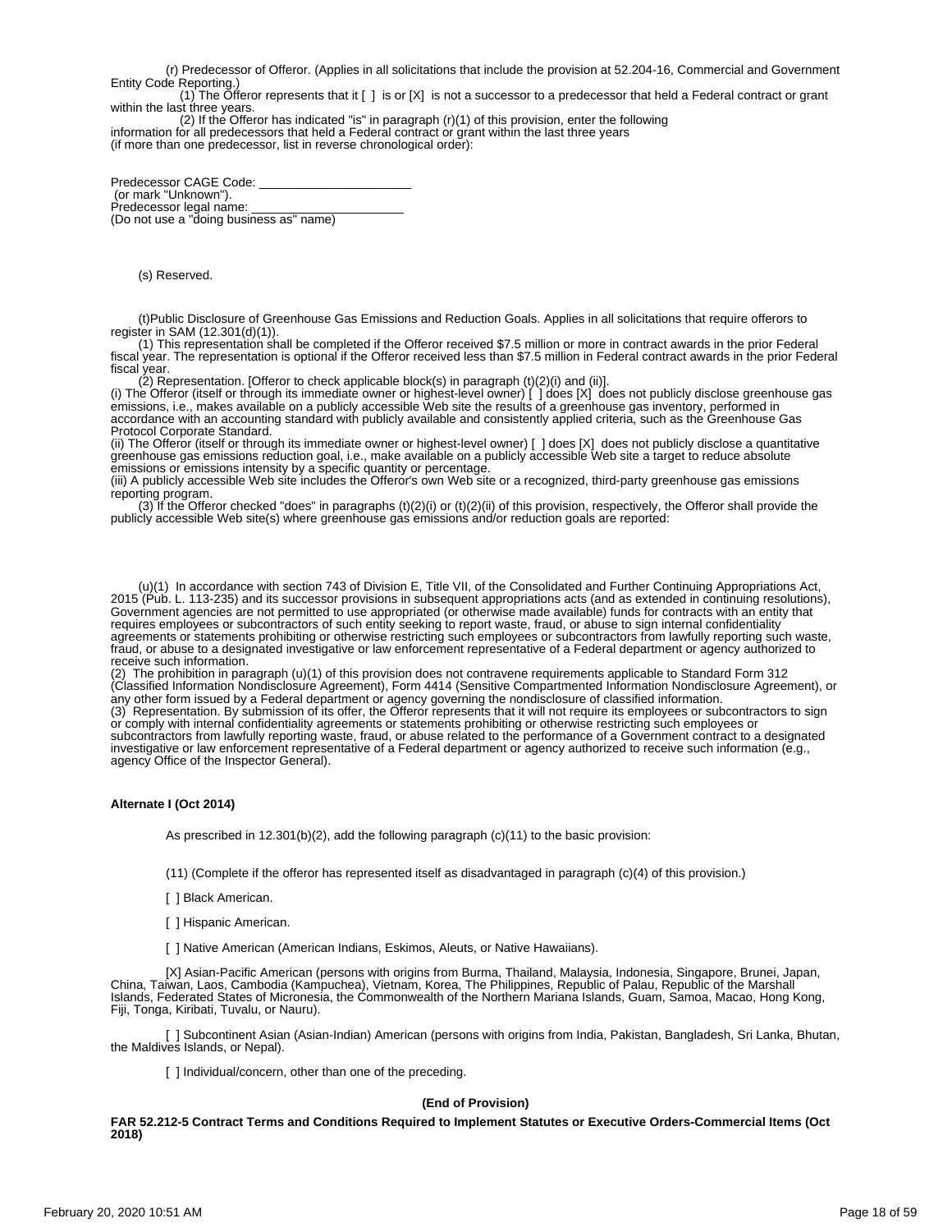(r) Predecessor of Offeror. (Applies in all solicitations that include the provision at 52.204-16, Commercial and Government Entity Code Reporting.)

(1) The Offeror represents that it [ ] is or [X] is not a successor to a predecessor that held a Federal contract or grant within the last three years.

(2) If the Offeror has indicated "is" in paragraph (r)(1) of this provision, enter the following information for all predecessors that held a Federal contract or grant within the last three years (if more than one predecessor, list in reverse chronological order):

Predecessor CAGE Code: ______________________
(or mark "Unknown").
Predecessor legal name: ______________________
(Do not use a "doing business as" name)

(s) Reserved.

(t)Public Disclosure of Greenhouse Gas Emissions and Reduction Goals. Applies in all solicitations that require offerors to register in SAM (12.301(d)(1)).

(1) This representation shall be completed if the Offeror received $7.5 million or more in contract awards in the prior Federal fiscal year. The representation is optional if the Offeror received less than $7.5 million in Federal contract awards in the prior Federal fiscal year.

(2) Representation. [Offeror to check applicable block(s) in paragraph (t)(2)(i) and (ii)].
(i) The Offeror (itself or through its immediate owner or highest-level owner) [ ] does [X] does not publicly disclose greenhouse gas emissions, i.e., makes available on a publicly accessible Web site the results of a greenhouse gas inventory, performed in accordance with an accounting standard with publicly available and consistently applied criteria, such as the Greenhouse Gas Protocol Corporate Standard.
(ii) The Offeror (itself or through its immediate owner or highest-level owner) [ ] does [X] does not publicly disclose a quantitative greenhouse gas emissions reduction goal, i.e., make available on a publicly accessible Web site a target to reduce absolute emissions or emissions intensity by a specific quantity or percentage.
(iii) A publicly accessible Web site includes the Offeror's own Web site or a recognized, third-party greenhouse gas emissions reporting program.

(3) If the Offeror checked "does" in paragraphs (t)(2)(i) or (t)(2)(ii) of this provision, respectively, the Offeror shall provide the publicly accessible Web site(s) where greenhouse gas emissions and/or reduction goals are reported:

(u)(1) In accordance with section 743 of Division E, Title VII, of the Consolidated and Further Continuing Appropriations Act, 2015 (Pub. L. 113-235) and its successor provisions in subsequent appropriations acts (and as extended in continuing resolutions), Government agencies are not permitted to use appropriated (or otherwise made available) funds for contracts with an entity that requires employees or subcontractors of such entity seeking to report waste, fraud, or abuse to sign internal confidentiality agreements or statements prohibiting or otherwise restricting such employees or subcontractors from lawfully reporting such waste, fraud, or abuse to a designated investigative or law enforcement representative of a Federal department or agency authorized to receive such information.
(2) The prohibition in paragraph (u)(1) of this provision does not contravene requirements applicable to Standard Form 312 (Classified Information Nondisclosure Agreement), Form 4414 (Sensitive Compartmented Information Nondisclosure Agreement), or any other form issued by a Federal department or agency governing the nondisclosure of classified information.
(3) Representation. By submission of its offer, the Offeror represents that it will not require its employees or subcontractors to sign or comply with internal confidentiality agreements or statements prohibiting or otherwise restricting such employees or subcontractors from lawfully reporting waste, fraud, or abuse related to the performance of a Government contract to a designated investigative or law enforcement representative of a Federal department or agency authorized to receive such information (e.g., agency Office of the Inspector General).

**Alternate I (Oct 2014)**

As prescribed in 12.301(b)(2), add the following paragraph (c)(11) to the basic provision:

(11) (Complete if the offeror has represented itself as disadvantaged in paragraph (c)(4) of this provision.)

[ ] Black American.

[ ] Hispanic American.

[ ] Native American (American Indians, Eskimos, Aleuts, or Native Hawaiians).

[X] Asian-Pacific American (persons with origins from Burma, Thailand, Malaysia, Indonesia, Singapore, Brunei, Japan, China, Taiwan, Laos, Cambodia (Kampuchea), Vietnam, Korea, The Philippines, Republic of Palau, Republic of the Marshall Islands, Federated States of Micronesia, the Commonwealth of the Northern Mariana Islands, Guam, Samoa, Macao, Hong Kong, Fiji, Tonga, Kiribati, Tuvalu, or Nauru).

[ ] Subcontinent Asian (Asian-Indian) American (persons with origins from India, Pakistan, Bangladesh, Sri Lanka, Bhutan, the Maldives Islands, or Nepal).

[ ] Individual/concern, other than one of the preceding.

**(End of Provision)**

**FAR 52.212-5 Contract Terms and Conditions Required to Implement Statutes or Executive Orders-Commercial Items (Oct 2018)**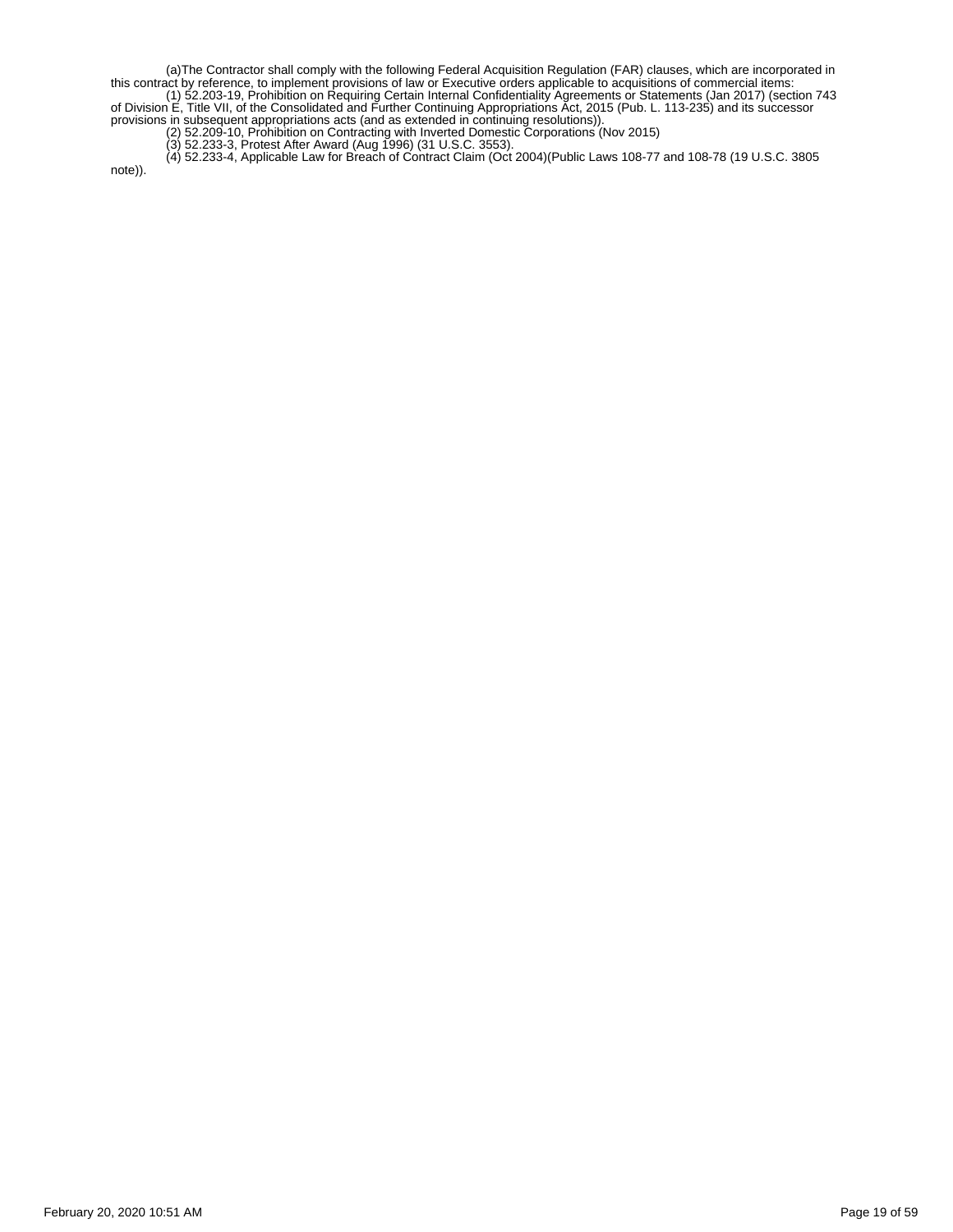(a)The Contractor shall comply with the following Federal Acquisition Regulation (FAR) clauses, which are incorporated in this contract by reference, to implement provisions of law or Executive orders applicable to acquisitions of commercial items:

(1) 52.203-19, Prohibition on Requiring Certain Internal Confidentiality Agreements or Statements (Jan 2017) (section 743 of Division E, Title VII, of the Consolidated and Further Continuing Appropriations Act, 2015 (Pub. L. 113-235) and its successor provisions in subsequent appropriations acts (and as extended in continuing resolutions)).

(2) 52.209-10, Prohibition on Contracting with Inverted Domestic Corporations (Nov 2015)

(3) 52.233-3, Protest After Award (Aug 1996) (31 U.S.C. 3553).

(4) 52.233-4, Applicable Law for Breach of Contract Claim (Oct 2004)(Public Laws 108-77 and 108-78 (19 U.S.C. 3805 note)).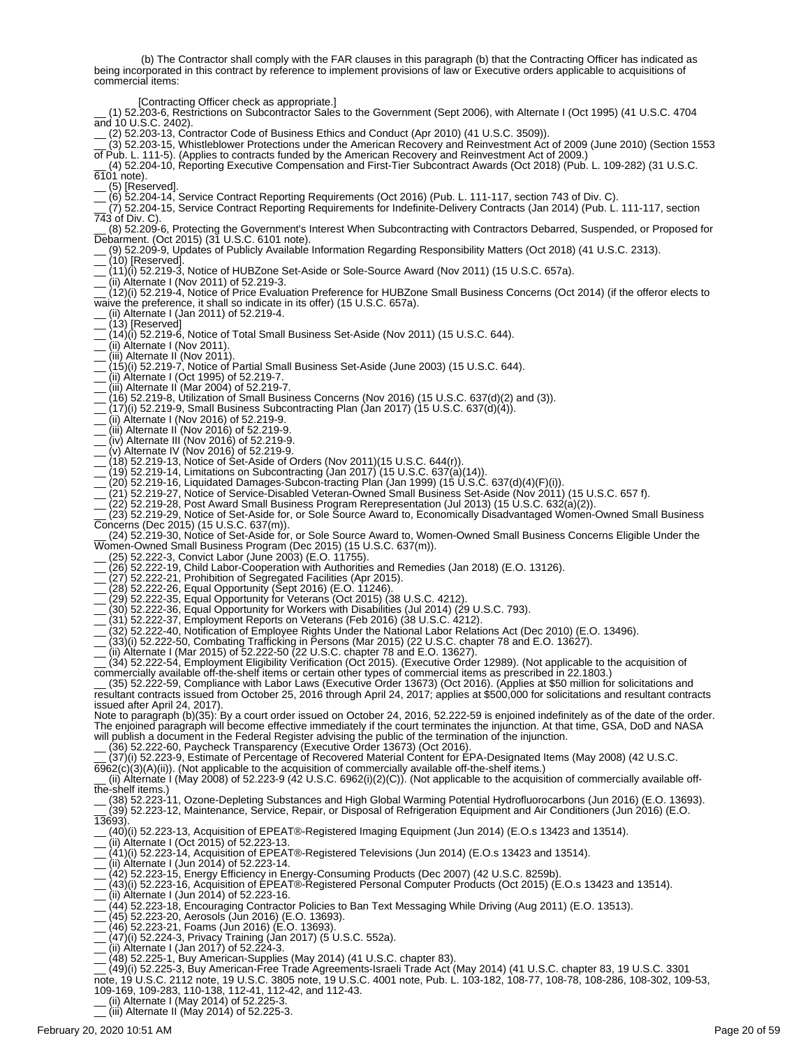(b) The Contractor shall comply with the FAR clauses in this paragraph (b) that the Contracting Officer has indicated as being incorporated in this contract by reference to implement provisions of law or Executive orders applicable to acquisitions of commercial items:

[Contracting Officer check as appropriate.]

__ (1) 52.203-6, Restrictions on Subcontractor Sales to the Government (Sept 2006), with Alternate I (Oct 1995) (41 U.S.C. 4704 and 10 U.S.C. 2402).

__ (2) 52.203-13, Contractor Code of Business Ethics and Conduct (Apr 2010) (41 U.S.C. 3509)).

__ (3) 52.203-15, Whistleblower Protections under the American Recovery and Reinvestment Act of 2009 (June 2010) (Section 1553 of Pub. L. 111-5). (Applies to contracts funded by the American Recovery and Reinvestment Act of 2009.)

__ (4) 52.204-10, Reporting Executive Compensation and First-Tier Subcontract Awards (Oct 2018) (Pub. L. 109-282) (31 U.S.C. 6101 note).

__ (5) [Reserved].

__ (6) 52.204-14, Service Contract Reporting Requirements (Oct 2016) (Pub. L. 111-117, section 743 of Div. C).

__ (7) 52.204-15, Service Contract Reporting Requirements for Indefinite-Delivery Contracts (Jan 2014) (Pub. L. 111-117, section 743 of Div. C).

__ (8) 52.209-6, Protecting the Government's Interest When Subcontracting with Contractors Debarred, Suspended, or Proposed for Debarment. (Oct 2015) (31 U.S.C. 6101 note).

__ (9) 52.209-9, Updates of Publicly Available Information Regarding Responsibility Matters (Oct 2018) (41 U.S.C. 2313).

__ (10) [Reserved].

__ (11)(i) 52.219-3, Notice of HUBZone Set-Aside or Sole-Source Award (Nov 2011) (15 U.S.C. 657a).

__ (ii) Alternate I (Nov 2011) of 52.219-3.

__ (12)(i) 52.219-4, Notice of Price Evaluation Preference for HUBZone Small Business Concerns (Oct 2014) (if the offeror elects to waive the preference, it shall so indicate in its offer) (15 U.S.C. 657a).

__ (ii) Alternate I (Jan 2011) of 52.219-4.

__ (13) [Reserved]

__ (14)(i) 52.219-6, Notice of Total Small Business Set-Aside (Nov 2011) (15 U.S.C. 644).

__ (ii) Alternate I (Nov 2011).

__ (iii) Alternate II (Nov 2011).

__ (15)(i) 52.219-7, Notice of Partial Small Business Set-Aside (June 2003) (15 U.S.C. 644).

__ (ii) Alternate I (Oct 1995) of 52.219-7.

__ (iii) Alternate II (Mar 2004) of 52.219-7.

__ (16) 52.219-8, Utilization of Small Business Concerns (Nov 2016) (15 U.S.C. 637(d)(2) and (3)).

__ (17)(i) 52.219-9, Small Business Subcontracting Plan (Jan 2017) (15 U.S.C. 637(d)(4)).

__ (ii) Alternate I (Nov 2016) of 52.219-9.

__ (iii) Alternate II (Nov 2016) of 52.219-9.

__ (iv) Alternate III (Nov 2016) of 52.219-9.

__ (v) Alternate IV (Nov 2016) of 52.219-9.

__ (18) 52.219-13, Notice of Set-Aside of Orders (Nov 2011)(15 U.S.C. 644(r)).

__ (19) 52.219-14, Limitations on Subcontracting (Jan 2017) (15 U.S.C. 637(a)(14)).

__ (20) 52.219-16, Liquidated Damages-Subcon-tracting Plan (Jan 1999) (15 U.S.C. 637(d)(4)(F)(i)).

__ (21) 52.219-27, Notice of Service-Disabled Veteran-Owned Small Business Set-Aside (Nov 2011) (15 U.S.C. 657 f).

__ (22) 52.219-28, Post Award Small Business Program Rerepresentation (Jul 2013) (15 U.S.C. 632(a)(2)).

__ (23) 52.219-29, Notice of Set-Aside for, or Sole Source Award to, Economically Disadvantaged Women-Owned Small Business Concerns (Dec 2015) (15 U.S.C. 637(m)).

__ (24) 52.219-30, Notice of Set-Aside for, or Sole Source Award to, Women-Owned Small Business Concerns Eligible Under the Women-Owned Small Business Program (Dec 2015) (15 U.S.C. 637(m)).

__ (25) 52.222-3, Convict Labor (June 2003) (E.O. 11755).

__ (26) 52.222-19, Child Labor-Cooperation with Authorities and Remedies (Jan 2018) (E.O. 13126).

__ (27) 52.222-21, Prohibition of Segregated Facilities (Apr 2015).

__ (28) 52.222-26, Equal Opportunity (Sept 2016) (E.O. 11246).

__ (29) 52.222-35, Equal Opportunity for Veterans (Oct 2015) (38 U.S.C. 4212).

__ (30) 52.222-36, Equal Opportunity for Workers with Disabilities (Jul 2014) (29 U.S.C. 793).

__ (31) 52.222-37, Employment Reports on Veterans (Feb 2016) (38 U.S.C. 4212).

__ (32) 52.222-40, Notification of Employee Rights Under the National Labor Relations Act (Dec 2010) (E.O. 13496).

__ (33)(i) 52.222-50, Combating Trafficking in Persons (Mar 2015) (22 U.S.C. chapter 78 and E.O. 13627).

__ (ii) Alternate I (Mar 2015) of 52.222-50 (22 U.S.C. chapter 78 and E.O. 13627).

__ (34) 52.222-54, Employment Eligibility Verification (Oct 2015). (Executive Order 12989). (Not applicable to the acquisition of commercially available off-the-shelf items or certain other types of commercial items as prescribed in 22.1803.)

__ (35) 52.222-59, Compliance with Labor Laws (Executive Order 13673) (Oct 2016). (Applies at $50 million for solicitations and resultant contracts issued from October 25, 2016 through April 24, 2017; applies at $500,000 for solicitations and resultant contracts issued after April 24, 2017).

Note to paragraph (b)(35): By a court order issued on October 24, 2016, 52.222-59 is enjoined indefinitely as of the date of the order. The enjoined paragraph will become effective immediately if the court terminates the injunction. At that time, GSA, DoD and NASA will publish a document in the Federal Register advising the public of the termination of the injunction.

__ (36) 52.222-60, Paycheck Transparency (Executive Order 13673) (Oct 2016).

__ (37)(i) 52.223-9, Estimate of Percentage of Recovered Material Content for EPA-Designated Items (May 2008) (42 U.S.C. 6962(c)(3)(A)(ii)). (Not applicable to the acquisition of commercially available off-the-shelf items.)

__ (ii) Alternate I (May 2008) of 52.223-9 (42 U.S.C. 6962(i)(2)(C)). (Not applicable to the acquisition of commercially available off-the-shelf items.)

__ (38) 52.223-11, Ozone-Depleting Substances and High Global Warming Potential Hydrofluorocarbons (Jun 2016) (E.O. 13693).

__ (39) 52.223-12, Maintenance, Service, Repair, or Disposal of Refrigeration Equipment and Air Conditioners (Jun 2016) (E.O. 13693).

__ (40)(i) 52.223-13, Acquisition of EPEAT®-Registered Imaging Equipment (Jun 2014) (E.O.s 13423 and 13514).

__ (ii) Alternate I (Oct 2015) of 52.223-13.

__ (41)(i) 52.223-14, Acquisition of EPEAT®-Registered Televisions (Jun 2014) (E.O.s 13423 and 13514).

__ (ii) Alternate I (Jun 2014) of 52.223-14.

__ (42) 52.223-15, Energy Efficiency in Energy-Consuming Products (Dec 2007) (42 U.S.C. 8259b).

__ (43)(i) 52.223-16, Acquisition of EPEAT®-Registered Personal Computer Products (Oct 2015) (E.O.s 13423 and 13514).

__ (ii) Alternate I (Jun 2014) of 52.223-16.

__ (44) 52.223-18, Encouraging Contractor Policies to Ban Text Messaging While Driving (Aug 2011) (E.O. 13513).

__ (45) 52.223-20, Aerosols (Jun 2016) (E.O. 13693).

__ (46) 52.223-21, Foams (Jun 2016) (E.O. 13693).

__ (47)(i) 52.224-3, Privacy Training (Jan 2017) (5 U.S.C. 552a).

__ (ii) Alternate I (Jan 2017) of 52.224-3.

__ (48) 52.225-1, Buy American-Supplies (May 2014) (41 U.S.C. chapter 83).

__ (49)(i) 52.225-3, Buy American-Free Trade Agreements-Israeli Trade Act (May 2014) (41 U.S.C. chapter 83, 19 U.S.C. 3301 note, 19 U.S.C. 2112 note, 19 U.S.C. 3805 note, 19 U.S.C. 4001 note, Pub. L. 103-182, 108-77, 108-78, 108-286, 108-302, 109-53, 109-169, 109-283, 110-138, 112-41, 112-42, and 112-43.

__ (ii) Alternate I (May 2014) of 52.225-3.

__ (iii) Alternate II (May 2014) of 52.225-3.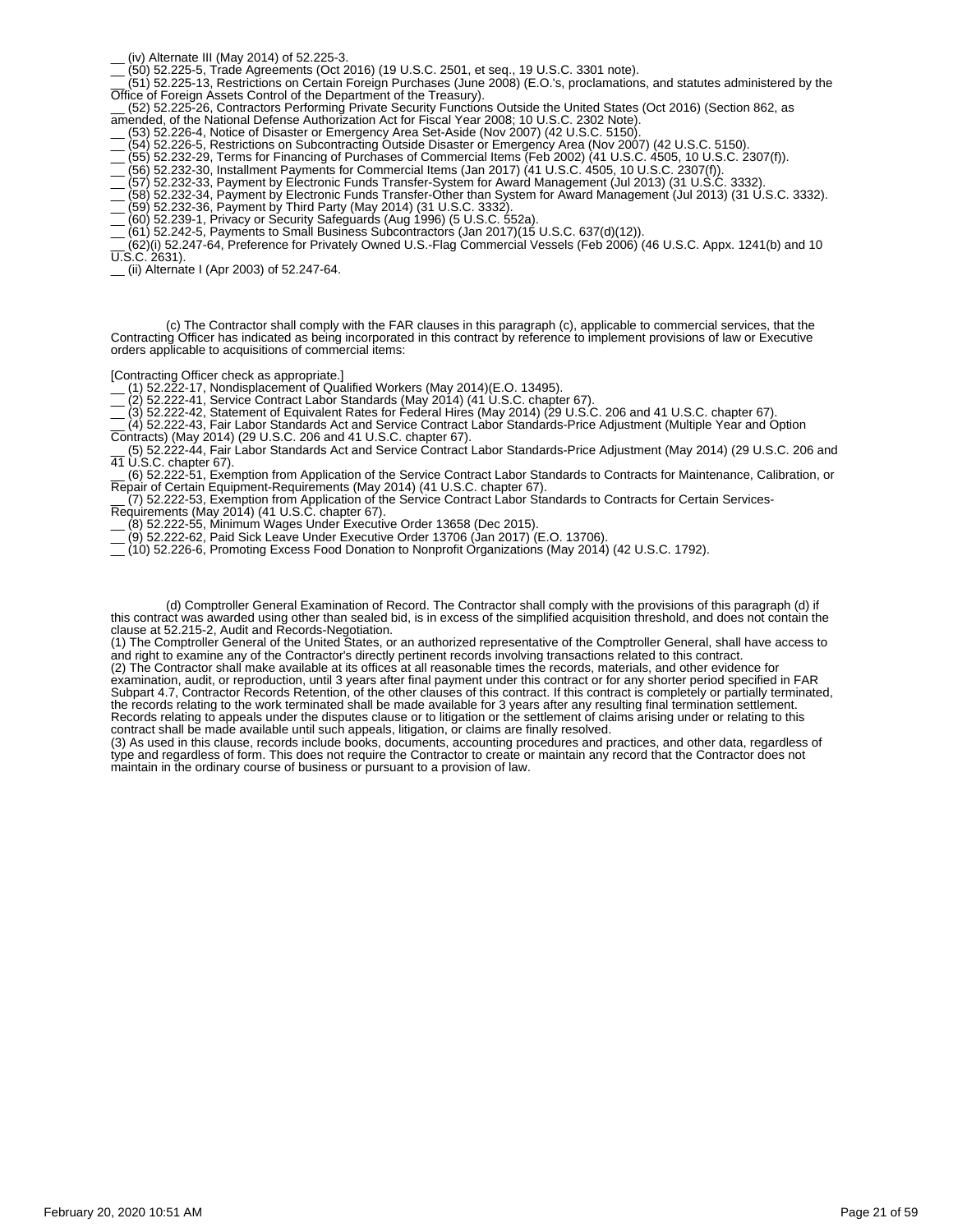__ (iv) Alternate III (May 2014) of 52.225-3.
__ (50) 52.225-5, Trade Agreements (Oct 2016) (19 U.S.C. 2501, et seq., 19 U.S.C. 3301 note).
__ (51) 52.225-13, Restrictions on Certain Foreign Purchases (June 2008) (E.O.'s, proclamations, and statutes administered by the Office of Foreign Assets Control of the Department of the Treasury).
__ (52) 52.225-26, Contractors Performing Private Security Functions Outside the United States (Oct 2016) (Section 862, as amended, of the National Defense Authorization Act for Fiscal Year 2008; 10 U.S.C. 2302 Note).
__ (53) 52.226-4, Notice of Disaster or Emergency Area Set-Aside (Nov 2007) (42 U.S.C. 5150).
__ (54) 52.226-5, Restrictions on Subcontracting Outside Disaster or Emergency Area (Nov 2007) (42 U.S.C. 5150).
__ (55) 52.232-29, Terms for Financing of Purchases of Commercial Items (Feb 2002) (41 U.S.C. 4505, 10 U.S.C. 2307(f)).
__ (56) 52.232-30, Installment Payments for Commercial Items (Jan 2017) (41 U.S.C. 4505, 10 U.S.C. 2307(f)).
__ (57) 52.232-33, Payment by Electronic Funds Transfer-System for Award Management (Jul 2013) (31 U.S.C. 3332).
__ (58) 52.232-34, Payment by Electronic Funds Transfer-Other than System for Award Management (Jul 2013) (31 U.S.C. 3332).
__ (59) 52.232-36, Payment by Third Party (May 2014) (31 U.S.C. 3332).
__ (60) 52.239-1, Privacy or Security Safeguards (Aug 1996) (5 U.S.C. 552a).
__ (61) 52.242-5, Payments to Small Business Subcontractors (Jan 2017)(15 U.S.C. 637(d)(12)).
__ (62)(i) 52.247-64, Preference for Privately Owned U.S.-Flag Commercial Vessels (Feb 2006) (46 U.S.C. Appx. 1241(b) and 10 U.S.C. 2631).
__ (ii) Alternate I (Apr 2003) of 52.247-64.

(c) The Contractor shall comply with the FAR clauses in this paragraph (c), applicable to commercial services, that the Contracting Officer has indicated as being incorporated in this contract by reference to implement provisions of law or Executive orders applicable to acquisitions of commercial items:

[Contracting Officer check as appropriate.]
__ (1) 52.222-17, Nondisplacement of Qualified Workers (May 2014)(E.O. 13495).
__ (2) 52.222-41, Service Contract Labor Standards (May 2014) (41 U.S.C. chapter 67).
__ (3) 52.222-42, Statement of Equivalent Rates for Federal Hires (May 2014) (29 U.S.C. 206 and 41 U.S.C. chapter 67).
__ (4) 52.222-43, Fair Labor Standards Act and Service Contract Labor Standards-Price Adjustment (Multiple Year and Option Contracts) (May 2014) (29 U.S.C. 206 and 41 U.S.C. chapter 67).
__ (5) 52.222-44, Fair Labor Standards Act and Service Contract Labor Standards-Price Adjustment (May 2014) (29 U.S.C. 206 and 41 U.S.C. chapter 67).
__ (6) 52.222-51, Exemption from Application of the Service Contract Labor Standards to Contracts for Maintenance, Calibration, or Repair of Certain Equipment-Requirements (May 2014) (41 U.S.C. chapter 67).
__ (7) 52.222-53, Exemption from Application of the Service Contract Labor Standards to Contracts for Certain Services-Requirements (May 2014) (41 U.S.C. chapter 67).
__ (8) 52.222-55, Minimum Wages Under Executive Order 13658 (Dec 2015).
__ (9) 52.222-62, Paid Sick Leave Under Executive Order 13706 (Jan 2017) (E.O. 13706).
__ (10) 52.226-6, Promoting Excess Food Donation to Nonprofit Organizations (May 2014) (42 U.S.C. 1792).

(d) Comptroller General Examination of Record. The Contractor shall comply with the provisions of this paragraph (d) if this contract was awarded using other than sealed bid, is in excess of the simplified acquisition threshold, and does not contain the clause at 52.215-2, Audit and Records-Negotiation.
(1) The Comptroller General of the United States, or an authorized representative of the Comptroller General, shall have access to and right to examine any of the Contractor's directly pertinent records involving transactions related to this contract.
(2) The Contractor shall make available at its offices at all reasonable times the records, materials, and other evidence for examination, audit, or reproduction, until 3 years after final payment under this contract or for any shorter period specified in FAR Subpart 4.7, Contractor Records Retention, of the other clauses of this contract. If this contract is completely or partially terminated, the records relating to the work terminated shall be made available for 3 years after any resulting final termination settlement. Records relating to appeals under the disputes clause or to litigation or the settlement of claims arising under or relating to this contract shall be made available until such appeals, litigation, or claims are finally resolved.
(3) As used in this clause, records include books, documents, accounting procedures and practices, and other data, regardless of type and regardless of form. This does not require the Contractor to create or maintain any record that the Contractor does not maintain in the ordinary course of business or pursuant to a provision of law.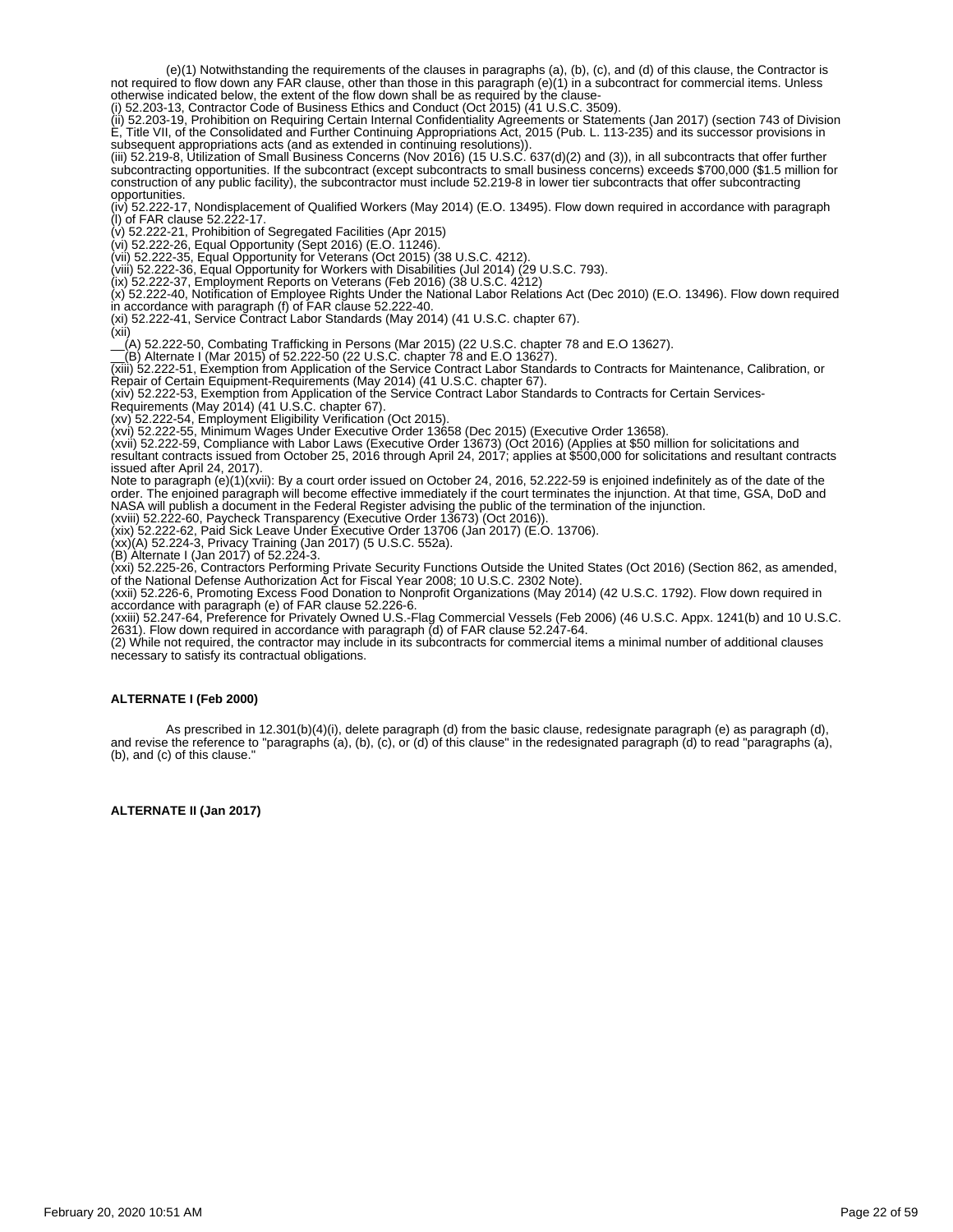(e)(1) Notwithstanding the requirements of the clauses in paragraphs (a), (b), (c), and (d) of this clause, the Contractor is not required to flow down any FAR clause, other than those in this paragraph (e)(1) in a subcontract for commercial items. Unless otherwise indicated below, the extent of the flow down shall be as required by the clause-

(i) 52.203-13, Contractor Code of Business Ethics and Conduct (Oct 2015) (41 U.S.C. 3509).

(ii) 52.203-19, Prohibition on Requiring Certain Internal Confidentiality Agreements or Statements (Jan 2017) (section 743 of Division E, Title VII, of the Consolidated and Further Continuing Appropriations Act, 2015 (Pub. L. 113-235) and its successor provisions in subsequent appropriations acts (and as extended in continuing resolutions)).

(iii) 52.219-8, Utilization of Small Business Concerns (Nov 2016) (15 U.S.C. 637(d)(2) and (3)), in all subcontracts that offer further subcontracting opportunities. If the subcontract (except subcontracts to small business concerns) exceeds $700,000 ($1.5 million for construction of any public facility), the subcontractor must include 52.219-8 in lower tier subcontracts that offer subcontracting opportunities.

(iv) 52.222-17, Nondisplacement of Qualified Workers (May 2014) (E.O. 13495). Flow down required in accordance with paragraph (l) of FAR clause 52.222-17.

(v) 52.222-21, Prohibition of Segregated Facilities (Apr 2015)

(vi) 52.222-26, Equal Opportunity (Sept 2016) (E.O. 11246).

(vii) 52.222-35, Equal Opportunity for Veterans (Oct 2015) (38 U.S.C. 4212).

(viii) 52.222-36, Equal Opportunity for Workers with Disabilities (Jul 2014) (29 U.S.C. 793).

(ix) 52.222-37, Employment Reports on Veterans (Feb 2016) (38 U.S.C. 4212)

(x) 52.222-40, Notification of Employee Rights Under the National Labor Relations Act (Dec 2010) (E.O. 13496). Flow down required in accordance with paragraph (f) of FAR clause 52.222-40.

(xi) 52.222-41, Service Contract Labor Standards (May 2014) (41 U.S.C. chapter 67).

(xii)

__(A) 52.222-50, Combating Trafficking in Persons (Mar 2015) (22 U.S.C. chapter 78 and E.O 13627).

__(B) Alternate I (Mar 2015) of 52.222-50 (22 U.S.C. chapter 78 and E.O 13627).

(xiii) 52.222-51, Exemption from Application of the Service Contract Labor Standards to Contracts for Maintenance, Calibration, or Repair of Certain Equipment-Requirements (May 2014) (41 U.S.C. chapter 67).

(xiv) 52.222-53, Exemption from Application of the Service Contract Labor Standards to Contracts for Certain Services-Requirements (May 2014) (41 U.S.C. chapter 67).

(xv) 52.222-54, Employment Eligibility Verification (Oct 2015).

(xvi) 52.222-55, Minimum Wages Under Executive Order 13658 (Dec 2015) (Executive Order 13658).

(xvii) 52.222-59, Compliance with Labor Laws (Executive Order 13673) (Oct 2016) (Applies at $50 million for solicitations and resultant contracts issued from October 25, 2016 through April 24, 2017; applies at $500,000 for solicitations and resultant contracts issued after April 24, 2017).

Note to paragraph (e)(1)(xvii): By a court order issued on October 24, 2016, 52.222-59 is enjoined indefinitely as of the date of the order. The enjoined paragraph will become effective immediately if the court terminates the injunction. At that time, GSA, DoD and NASA will publish a document in the Federal Register advising the public of the termination of the injunction.

(xviii) 52.222-60, Paycheck Transparency (Executive Order 13673) (Oct 2016)).

(xix) 52.222-62, Paid Sick Leave Under Executive Order 13706 (Jan 2017) (E.O. 13706).

(xx)(A) 52.224-3, Privacy Training (Jan 2017) (5 U.S.C. 552a).

(B) Alternate I (Jan 2017) of 52.224-3.

(xxi) 52.225-26, Contractors Performing Private Security Functions Outside the United States (Oct 2016) (Section 862, as amended, of the National Defense Authorization Act for Fiscal Year 2008; 10 U.S.C. 2302 Note).

(xxii) 52.226-6, Promoting Excess Food Donation to Nonprofit Organizations (May 2014) (42 U.S.C. 1792). Flow down required in accordance with paragraph (e) of FAR clause 52.226-6.

(xxiii) 52.247-64, Preference for Privately Owned U.S.-Flag Commercial Vessels (Feb 2006) (46 U.S.C. Appx. 1241(b) and 10 U.S.C. 2631). Flow down required in accordance with paragraph (d) of FAR clause 52.247-64.

(2) While not required, the contractor may include in its subcontracts for commercial items a minimal number of additional clauses necessary to satisfy its contractual obligations.

**ALTERNATE I (Feb 2000)**

As prescribed in 12.301(b)(4)(i), delete paragraph (d) from the basic clause, redesignate paragraph (e) as paragraph (d), and revise the reference to "paragraphs (a), (b), (c), or (d) of this clause" in the redesignated paragraph (d) to read "paragraphs (a), (b), and (c) of this clause."

**ALTERNATE II (Jan 2017)**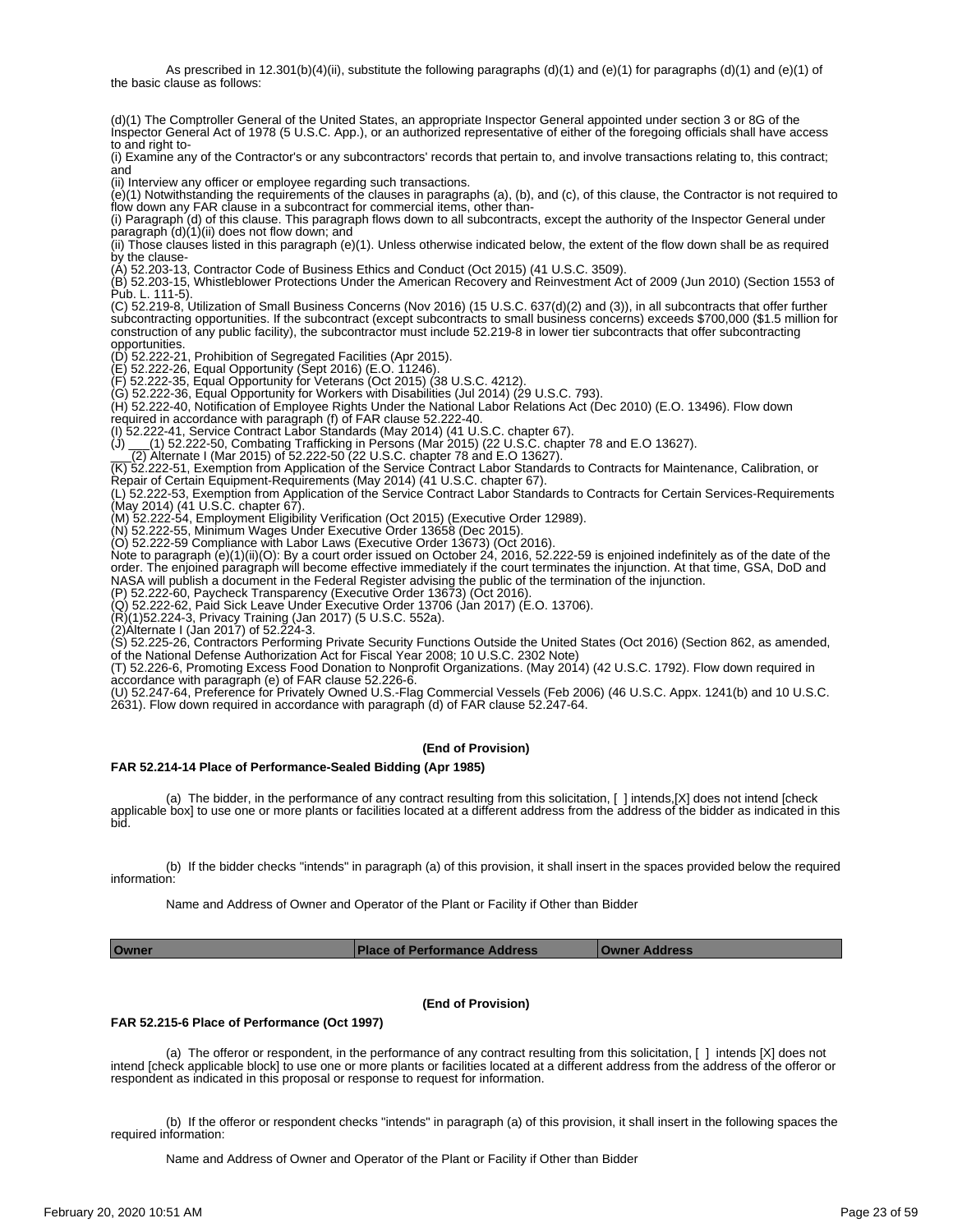As prescribed in 12.301(b)(4)(ii), substitute the following paragraphs (d)(1) and (e)(1) for paragraphs (d)(1) and (e)(1) of the basic clause as follows:

(d)(1) The Comptroller General of the United States, an appropriate Inspector General appointed under section 3 or 8G of the Inspector General Act of 1978 (5 U.S.C. App.), or an authorized representative of either of the foregoing officials shall have access to and right to-

(i) Examine any of the Contractor's or any subcontractors' records that pertain to, and involve transactions relating to, this contract; and

(ii) Interview any officer or employee regarding such transactions.

(e)(1) Notwithstanding the requirements of the clauses in paragraphs (a), (b), and (c), of this clause, the Contractor is not required to flow down any FAR clause in a subcontract for commercial items, other than-

(i) Paragraph (d) of this clause. This paragraph flows down to all subcontracts, except the authority of the Inspector General under paragraph (d)(1)(ii) does not flow down; and

(ii) Those clauses listed in this paragraph (e)(1). Unless otherwise indicated below, the extent of the flow down shall be as required by the clause-

(A) 52.203-13, Contractor Code of Business Ethics and Conduct (Oct 2015) (41 U.S.C. 3509).

(B) 52.203-15, Whistleblower Protections Under the American Recovery and Reinvestment Act of 2009 (Jun 2010) (Section 1553 of Pub. L. 111-5).

(C) 52.219-8, Utilization of Small Business Concerns (Nov 2016) (15 U.S.C. 637(d)(2) and (3)), in all subcontracts that offer further subcontracting opportunities. If the subcontract (except subcontracts to small business concerns) exceeds $700,000 ($1.5 million for construction of any public facility), the subcontractor must include 52.219-8 in lower tier subcontracts that offer subcontracting opportunities.

(D) 52.222-21, Prohibition of Segregated Facilities (Apr 2015).

(E) 52.222-26, Equal Opportunity (Sept 2016) (E.O. 11246).

(F) 52.222-35, Equal Opportunity for Veterans (Oct 2015) (38 U.S.C. 4212).

(G) 52.222-36, Equal Opportunity for Workers with Disabilities (Jul 2014) (29 U.S.C. 793).

(H) 52.222-40, Notification of Employee Rights Under the National Labor Relations Act (Dec 2010) (E.O. 13496). Flow down required in accordance with paragraph (f) of FAR clause 52.222-40.

(I) 52.222-41, Service Contract Labor Standards (May 2014) (41 U.S.C. chapter 67).

(J) ___(1) 52.222-50, Combating Trafficking in Persons (Mar 2015) (22 U.S.C. chapter 78 and E.O 13627).

___(2) Alternate I (Mar 2015) of 52.222-50 (22 U.S.C. chapter 78 and E.O 13627).

(K) 52.222-51, Exemption from Application of the Service Contract Labor Standards to Contracts for Maintenance, Calibration, or Repair of Certain Equipment-Requirements (May 2014) (41 U.S.C. chapter 67).

(L) 52.222-53, Exemption from Application of the Service Contract Labor Standards to Contracts for Certain Services-Requirements (May 2014) (41 U.S.C. chapter 67).

(M) 52.222-54, Employment Eligibility Verification (Oct 2015) (Executive Order 12989).

(N) 52.222-55, Minimum Wages Under Executive Order 13658 (Dec 2015).

(O) 52.222-59 Compliance with Labor Laws (Executive Order 13673) (Oct 2016).

Note to paragraph (e)(1)(ii)(O): By a court order issued on October 24, 2016, 52.222-59 is enjoined indefinitely as of the date of the order. The enjoined paragraph will become effective immediately if the court terminates the injunction. At that time, GSA, DoD and NASA will publish a document in the Federal Register advising the public of the termination of the injunction.

(P) 52.222-60, Paycheck Transparency (Executive Order 13673) (Oct 2016).

(Q) 52.222-62, Paid Sick Leave Under Executive Order 13706 (Jan 2017) (E.O. 13706).

(R)(1)52.224-3, Privacy Training (Jan 2017) (5 U.S.C. 552a).

(2)Alternate I (Jan 2017) of 52.224-3.

(S) 52.225-26, Contractors Performing Private Security Functions Outside the United States (Oct 2016) (Section 862, as amended, of the National Defense Authorization Act for Fiscal Year 2008; 10 U.S.C. 2302 Note)

(T) 52.226-6, Promoting Excess Food Donation to Nonprofit Organizations. (May 2014) (42 U.S.C. 1792). Flow down required in accordance with paragraph (e) of FAR clause 52.226-6.

(U) 52.247-64, Preference for Privately Owned U.S.-Flag Commercial Vessels (Feb 2006) (46 U.S.C. Appx. 1241(b) and 10 U.S.C. 2631). Flow down required in accordance with paragraph (d) of FAR clause 52.247-64.

**(End of Provision)**

**FAR 52.214-14 Place of Performance-Sealed Bidding (Apr 1985)**

(a) The bidder, in the performance of any contract resulting from this solicitation, [ ] intends,[X] does not intend [check applicable box] to use one or more plants or facilities located at a different address from the address of the bidder as indicated in this bid.

(b) If the bidder checks "intends" in paragraph (a) of this provision, it shall insert in the spaces provided below the required information:

Name and Address of Owner and Operator of the Plant or Facility if Other than Bidder

| Owner | Place of Performance Address | Owner Address |
|---|---|---|

**(End of Provision)**

**FAR 52.215-6 Place of Performance (Oct 1997)**

(a) The offeror or respondent, in the performance of any contract resulting from this solicitation, [ ] intends [X] does not intend [check applicable block] to use one or more plants or facilities located at a different address from the address of the offeror or respondent as indicated in this proposal or response to request for information.

(b) If the offeror or respondent checks "intends" in paragraph (a) of this provision, it shall insert in the following spaces the required information:

Name and Address of Owner and Operator of the Plant or Facility if Other than Bidder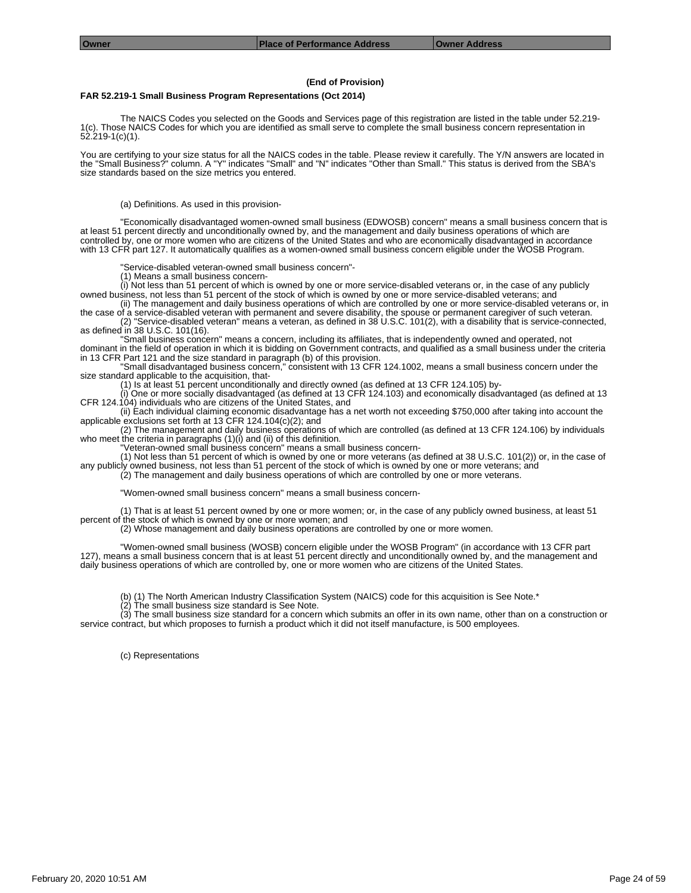| Owner | Place of Performance Address | Owner Address |
|---|---|---|

**(End of Provision)**

**FAR 52.219-1 Small Business Program Representations (Oct 2014)**

The NAICS Codes you selected on the Goods and Services page of this registration are listed in the table under 52.219-1(c). Those NAICS Codes for which you are identified as small serve to complete the small business concern representation in 52.219-1(c)(1).

You are certifying to your size status for all the NAICS codes in the table. Please review it carefully. The Y/N answers are located in the "Small Business?" column. A "Y" indicates "Small" and "N" indicates "Other than Small." This status is derived from the SBA's size standards based on the size metrics you entered.

(a) Definitions. As used in this provision-

"Economically disadvantaged women-owned small business (EDWOSB) concern" means a small business concern that is at least 51 percent directly and unconditionally owned by, and the management and daily business operations of which are controlled by, one or more women who are citizens of the United States and who are economically disadvantaged in accordance with 13 CFR part 127. It automatically qualifies as a women-owned small business concern eligible under the WOSB Program.

"Service-disabled veteran-owned small business concern"-
(1) Means a small business concern-
(i) Not less than 51 percent of which is owned by one or more service-disabled veterans or, in the case of any publicly owned business, not less than 51 percent of the stock of which is owned by one or more service-disabled veterans; and
(ii) The management and daily business operations of which are controlled by one or more service-disabled veterans or, in the case of a service-disabled veteran with permanent and severe disability, the spouse or permanent caregiver of such veteran.
(2) "Service-disabled veteran" means a veteran, as defined in 38 U.S.C. 101(2), with a disability that is service-connected, as defined in 38 U.S.C. 101(16).
"Small business concern" means a concern, including its affiliates, that is independently owned and operated, not dominant in the field of operation in which it is bidding on Government contracts, and qualified as a small business under the criteria in 13 CFR Part 121 and the size standard in paragraph (b) of this provision.
"Small disadvantaged business concern," consistent with 13 CFR 124.1002, means a small business concern under the size standard applicable to the acquisition, that-
(1) Is at least 51 percent unconditionally and directly owned (as defined at 13 CFR 124.105) by-
(i) One or more socially disadvantaged (as defined at 13 CFR 124.103) and economically disadvantaged (as defined at 13 CFR 124.104) individuals who are citizens of the United States, and
(ii) Each individual claiming economic disadvantage has a net worth not exceeding $750,000 after taking into account the applicable exclusions set forth at 13 CFR 124.104(c)(2); and
(2) The management and daily business operations of which are controlled (as defined at 13 CFR 124.106) by individuals who meet the criteria in paragraphs (1)(i) and (ii) of this definition.
"Veteran-owned small business concern" means a small business concern-
(1) Not less than 51 percent of which is owned by one or more veterans (as defined at 38 U.S.C. 101(2)) or, in the case of any publicly owned business, not less than 51 percent of the stock of which is owned by one or more veterans; and
(2) The management and daily business operations of which are controlled by one or more veterans.

"Women-owned small business concern" means a small business concern-

(1) That is at least 51 percent owned by one or more women; or, in the case of any publicly owned business, at least 51 percent of the stock of which is owned by one or more women; and
(2) Whose management and daily business operations are controlled by one or more women.

"Women-owned small business (WOSB) concern eligible under the WOSB Program" (in accordance with 13 CFR part 127), means a small business concern that is at least 51 percent directly and unconditionally owned by, and the management and daily business operations of which are controlled by, one or more women who are citizens of the United States.

(b) (1) The North American Industry Classification System (NAICS) code for this acquisition is See Note.*
(2) The small business size standard is See Note.
(3) The small business size standard for a concern which submits an offer in its own name, other than on a construction or service contract, but which proposes to furnish a product which it did not itself manufacture, is 500 employees.

(c) Representations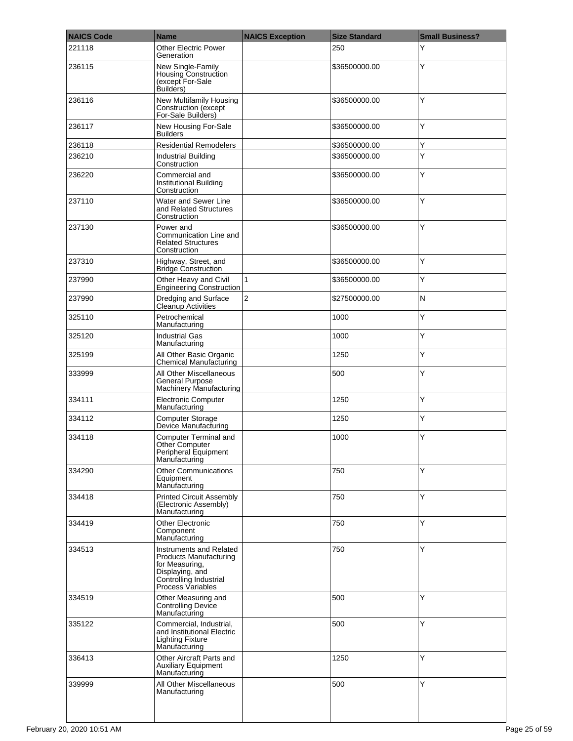| NAICS Code | Name | NAICS Exception | Size Standard | Small Business? |
|---|---|---|---|---|
| 221118 | Other Electric Power Generation | | 250 | Y |
| 236115 | New Single-Family Housing Construction (except For-Sale Builders) | | $36500000.00 | Y |
| 236116 | New Multifamily Housing Construction (except For-Sale Builders) | | $36500000.00 | Y |
| 236117 | New Housing For-Sale Builders | | $36500000.00 | Y |
| 236118 | Residential Remodelers | | $36500000.00 | Y |
| 236210 | Industrial Building Construction | | $36500000.00 | Y |
| 236220 | Commercial and Institutional Building Construction | | $36500000.00 | Y |
| 237110 | Water and Sewer Line and Related Structures Construction | | $36500000.00 | Y |
| 237130 | Power and Communication Line and Related Structures Construction | | $36500000.00 | Y |
| 237310 | Highway, Street, and Bridge Construction | | $36500000.00 | Y |
| 237990 | Other Heavy and Civil Engineering Construction | 1 | $36500000.00 | Y |
| 237990 | Dredging and Surface Cleanup Activities | 2 | $27500000.00 | N |
| 325110 | Petrochemical Manufacturing | | 1000 | Y |
| 325120 | Industrial Gas Manufacturing | | 1000 | Y |
| 325199 | All Other Basic Organic Chemical Manufacturing | | 1250 | Y |
| 333999 | All Other Miscellaneous General Purpose Machinery Manufacturing | | 500 | Y |
| 334111 | Electronic Computer Manufacturing | | 1250 | Y |
| 334112 | Computer Storage Device Manufacturing | | 1250 | Y |
| 334118 | Computer Terminal and Other Computer Peripheral Equipment Manufacturing | | 1000 | Y |
| 334290 | Other Communications Equipment Manufacturing | | 750 | Y |
| 334418 | Printed Circuit Assembly (Electronic Assembly) Manufacturing | | 750 | Y |
| 334419 | Other Electronic Component Manufacturing | | 750 | Y |
| 334513 | Instruments and Related Products Manufacturing for Measuring, Displaying, and Controlling Industrial Process Variables | | 750 | Y |
| 334519 | Other Measuring and Controlling Device Manufacturing | | 500 | Y |
| 335122 | Commercial, Industrial, and Institutional Electric Lighting Fixture Manufacturing | | 500 | Y |
| 336413 | Other Aircraft Parts and Auxiliary Equipment Manufacturing | | 1250 | Y |
| 339999 | All Other Miscellaneous Manufacturing | | 500 | Y |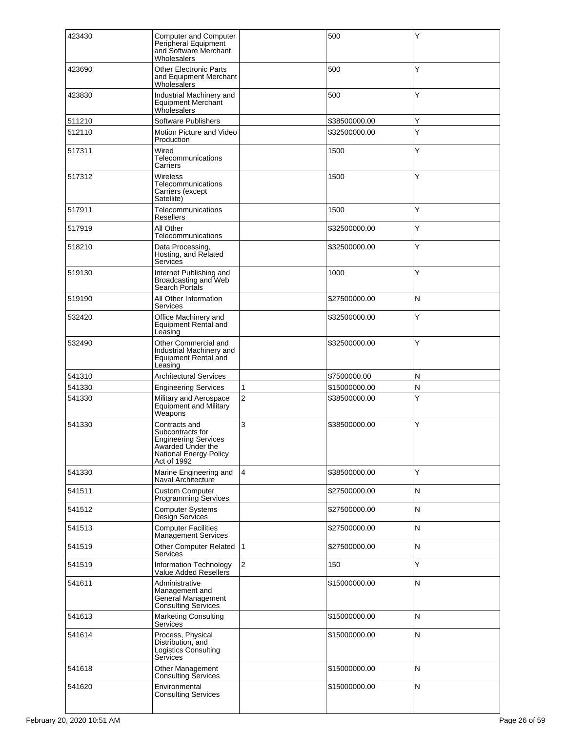| | | | | |
|---|---|---|---|---|
| 423430 | Computer and Computer Peripheral Equipment and Software Merchant Wholesalers | | 500 | Y |
| 423690 | Other Electronic Parts and Equipment Merchant Wholesalers | | 500 | Y |
| 423830 | Industrial Machinery and Equipment Merchant Wholesalers | | 500 | Y |
| 511210 | Software Publishers | | $38500000.00 | Y |
| 512110 | Motion Picture and Video Production | | $32500000.00 | Y |
| 517311 | Wired Telecommunications Carriers | | 1500 | Y |
| 517312 | Wireless Telecommunications Carriers (except Satellite) | | 1500 | Y |
| 517911 | Telecommunications Resellers | | 1500 | Y |
| 517919 | All Other Telecommunications | | $32500000.00 | Y |
| 518210 | Data Processing, Hosting, and Related Services | | $32500000.00 | Y |
| 519130 | Internet Publishing and Broadcasting and Web Search Portals | | 1000 | Y |
| 519190 | All Other Information Services | | $27500000.00 | N |
| 532420 | Office Machinery and Equipment Rental and Leasing | | $32500000.00 | Y |
| 532490 | Other Commercial and Industrial Machinery and Equipment Rental and Leasing | | $32500000.00 | Y |
| 541310 | Architectural Services | | $7500000.00 | N |
| 541330 | Engineering Services | 1 | $15000000.00 | N |
| 541330 | Military and Aerospace Equipment and Military Weapons | 2 | $38500000.00 | Y |
| 541330 | Contracts and Subcontracts for Engineering Services Awarded Under the National Energy Policy Act of 1992 | 3 | $38500000.00 | Y |
| 541330 | Marine Engineering and Naval Architecture | 4 | $38500000.00 | Y |
| 541511 | Custom Computer Programming Services | | $27500000.00 | N |
| 541512 | Computer Systems Design Services | | $27500000.00 | N |
| 541513 | Computer Facilities Management Services | | $27500000.00 | N |
| 541519 | Other Computer Related Services | 1 | $27500000.00 | N |
| 541519 | Information Technology Value Added Resellers | 2 | 150 | Y |
| 541611 | Administrative Management and General Management Consulting Services | | $15000000.00 | N |
| 541613 | Marketing Consulting Services | | $15000000.00 | N |
| 541614 | Process, Physical Distribution, and Logistics Consulting Services | | $15000000.00 | N |
| 541618 | Other Management Consulting Services | | $15000000.00 | N |
| 541620 | Environmental Consulting Services | | $15000000.00 | N |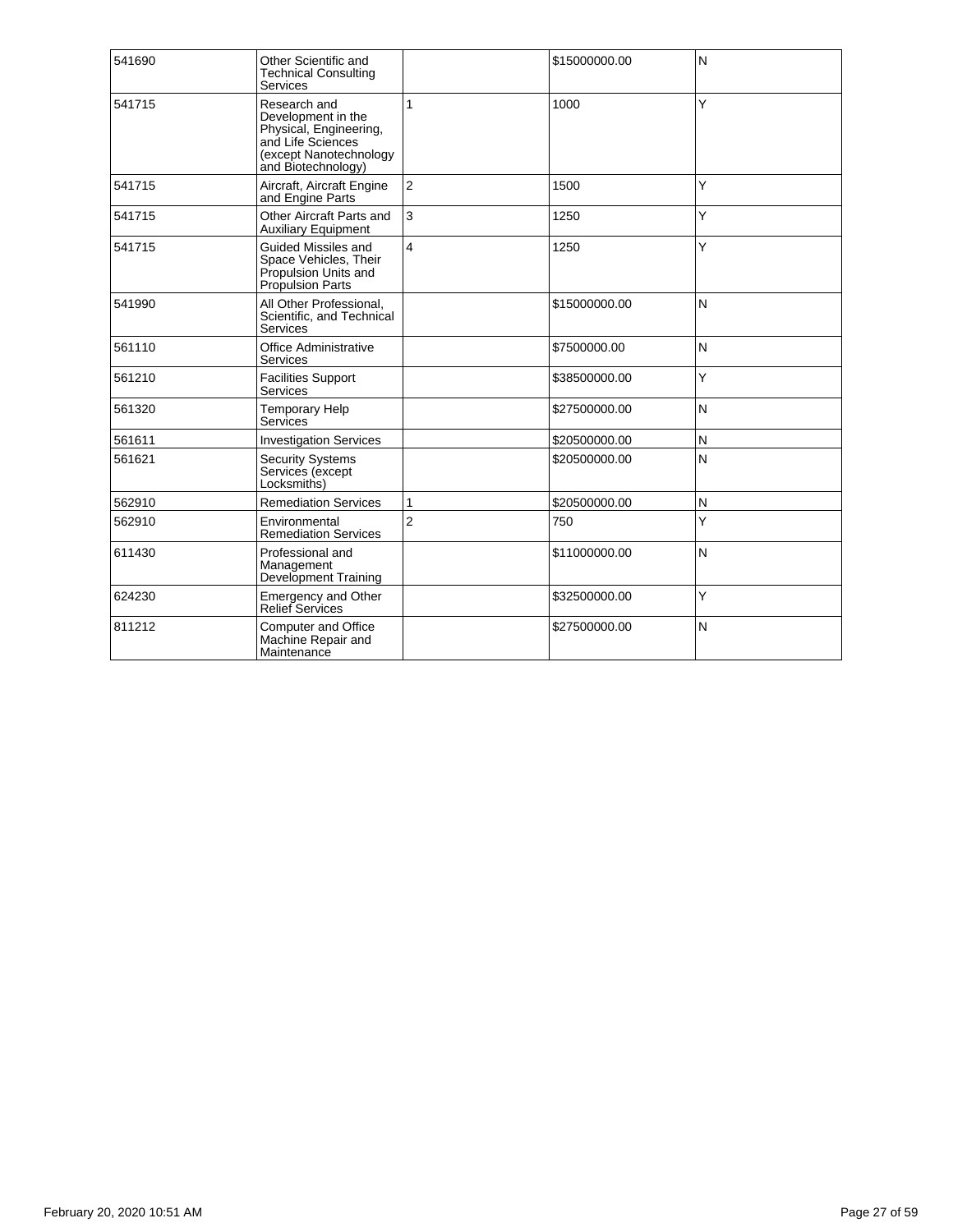| | | | | |
|---|---|---|---|---|
| 541690 | Other Scientific and Technical Consulting Services | | $15000000.00 | N |
| 541715 | Research and Development in the Physical, Engineering, and Life Sciences (except Nanotechnology and Biotechnology) | 1 | 1000 | Y |
| 541715 | Aircraft, Aircraft Engine and Engine Parts | 2 | 1500 | Y |
| 541715 | Other Aircraft Parts and Auxiliary Equipment | 3 | 1250 | Y |
| 541715 | Guided Missiles and Space Vehicles, Their Propulsion Units and Propulsion Parts | 4 | 1250 | Y |
| 541990 | All Other Professional, Scientific, and Technical Services | | $15000000.00 | N |
| 561110 | Office Administrative Services | | $7500000.00 | N |
| 561210 | Facilities Support Services | | $38500000.00 | Y |
| 561320 | Temporary Help Services | | $27500000.00 | N |
| 561611 | Investigation Services | | $20500000.00 | N |
| 561621 | Security Systems Services (except Locksmiths) | | $20500000.00 | N |
| 562910 | Remediation Services | 1 | $20500000.00 | N |
| 562910 | Environmental Remediation Services | 2 | 750 | Y |
| 611430 | Professional and Management Development Training | | $11000000.00 | N |
| 624230 | Emergency and Other Relief Services | | $32500000.00 | Y |
| 811212 | Computer and Office Machine Repair and Maintenance | | $27500000.00 | N |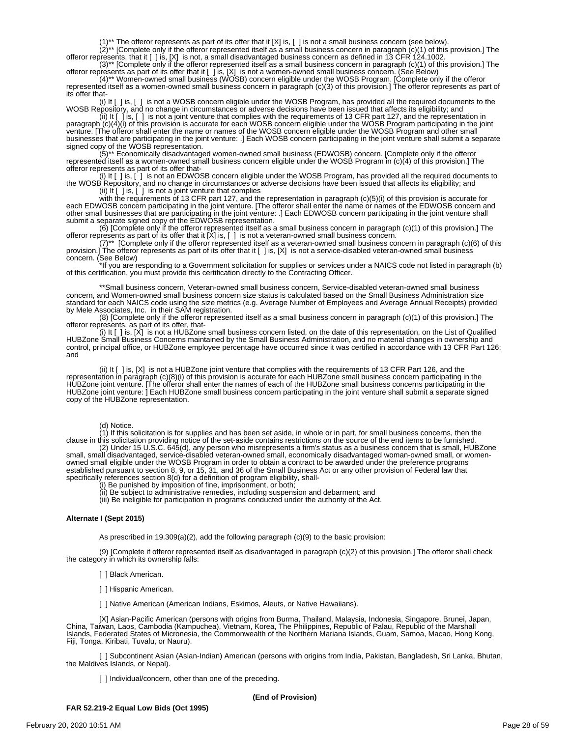(1)** The offeror represents as part of its offer that it [X] is, [ ] is not a small business concern (see below).

(2)** [Complete only if the offeror represented itself as a small business concern in paragraph (c)(1) of this provision.] The offeror represents, that it [ ] is, [X] is not, a small disadvantaged business concern as defined in 13 CFR 124.1002.

(3)** [Complete only if the offeror represented itself as a small business concern in paragraph (c)(1) of this provision.] The offeror represents as part of its offer that it [ ] is, [X] is not a women-owned small business concern. (See Below)

(4)** Women-owned small business (WOSB) concern eligible under the WOSB Program. [Complete only if the offeror represented itself as a women-owned small business concern in paragraph (c)(3) of this provision.] The offeror represents as part of its offer that-

(i) It [ ] is, [ ] is not a WOSB concern eligible under the WOSB Program, has provided all the required documents to the WOSB Repository, and no change in circumstances or adverse decisions have been issued that affects its eligibility; and

(ii) It [ ] is, [ ] is not a joint venture that complies with the requirements of 13 CFR part 127, and the representation in paragraph (c)(4)(i) of this provision is accurate for each WOSB concern eligible under the WOSB Program participating in the joint venture. [The offeror shall enter the name or names of the WOSB concern eligible under the WOSB Program and other small businesses that are participating in the joint venture: .] Each WOSB concern participating in the joint venture shall submit a separate signed copy of the WOSB representation.

(5)** Economically disadvantaged women-owned small business (EDWOSB) concern. [Complete only if the offeror represented itself as a women-owned small business concern eligible under the WOSB Program in (c)(4) of this provision.] The offeror represents as part of its offer that-

(i) It [ ] is, [ ] is not an EDWOSB concern eligible under the WOSB Program, has provided all the required documents to the WOSB Repository, and no change in circumstances or adverse decisions have been issued that affects its eligibility; and

(ii) It [ ] is, [ ] is not a joint venture that complies with the requirements of 13 CFR part 127, and the representation in paragraph (c)(5)(i) of this provision is accurate for each EDWOSB concern participating in the joint venture. [The offeror shall enter the name or names of the EDWOSB concern and other small businesses that are participating in the joint venture: .] Each EDWOSB concern participating in the joint venture shall submit a separate signed copy of the EDWOSB representation.

(6) [Complete only if the offeror represented itself as a small business concern in paragraph (c)(1) of this provision.] The offeror represents as part of its offer that it [X] is, [ ] is not a veteran-owned small business concern.

(7)** [Complete only if the offeror represented itself as a veteran-owned small business concern in paragraph (c)(6) of this provision.] The offeror represents as part of its offer that it [ ] is, [X] is not a service-disabled veteran-owned small business concern. (See Below)

*If you are responding to a Government solicitation for supplies or services under a NAICS code not listed in paragraph (b) of this certification, you must provide this certification directly to the Contracting Officer.

**Small business concern, Veteran-owned small business concern, Service-disabled veteran-owned small business concern, and Women-owned small business concern size status is calculated based on the Small Business Administration size standard for each NAICS code using the size metrics (e.g. Average Number of Employees and Average Annual Receipts) provided by Mele Associates, Inc. in their SAM registration.

(8) [Complete only if the offeror represented itself as a small business concern in paragraph (c)(1) of this provision.] The offeror represents, as part of its offer, that-

(i) It [ ] is, [X] is not a HUBZone small business concern listed, on the date of this representation, on the List of Qualified HUBZone Small Business Concerns maintained by the Small Business Administration, and no material changes in ownership and control, principal office, or HUBZone employee percentage have occurred since it was certified in accordance with 13 CFR Part 126; and

(ii) It [ ] is, [X] is not a HUBZone joint venture that complies with the requirements of 13 CFR Part 126, and the representation in paragraph (c)(8)(i) of this provision is accurate for each HUBZone small business concern participating in the HUBZone joint venture. [The offeror shall enter the names of each of the HUBZone small business concerns participating in the HUBZone joint venture: ] Each HUBZone small business concern participating in the joint venture shall submit a separate signed copy of the HUBZone representation.

(d) Notice.

(1) If this solicitation is for supplies and has been set aside, in whole or in part, for small business concerns, then the clause in this solicitation providing notice of the set-aside contains restrictions on the source of the end items to be furnished.

(2) Under 15 U.S.C. 645(d), any person who misrepresents a firm's status as a business concern that is small, HUBZone small, small disadvantaged, service-disabled veteran-owned small, economically disadvantaged woman-owned small, or women-owned small eligible under the WOSB Program in order to obtain a contract to be awarded under the preference programs established pursuant to section 8, 9, or 15, 31, and 36 of the Small Business Act or any other provision of Federal law that specifically references section 8(d) for a definition of program eligibility, shall-

(i) Be punished by imposition of fine, imprisonment, or both;

(ii) Be subject to administrative remedies, including suspension and debarment; and

(iii) Be ineligible for participation in programs conducted under the authority of the Act.

**Alternate I (Sept 2015)**

As prescribed in 19.309(a)(2), add the following paragraph (c)(9) to the basic provision:

(9) [Complete if offeror represented itself as disadvantaged in paragraph (c)(2) of this provision.] The offeror shall check the category in which its ownership falls:

[ ] Black American.

[ ] Hispanic American.

[ ] Native American (American Indians, Eskimos, Aleuts, or Native Hawaiians).

[X] Asian-Pacific American (persons with origins from Burma, Thailand, Malaysia, Indonesia, Singapore, Brunei, Japan, China, Taiwan, Laos, Cambodia (Kampuchea), Vietnam, Korea, The Philippines, Republic of Palau, Republic of the Marshall Islands, Federated States of Micronesia, the Commonwealth of the Northern Mariana Islands, Guam, Samoa, Macao, Hong Kong, Fiji, Tonga, Kiribati, Tuvalu, or Nauru).

[ ] Subcontinent Asian (Asian-Indian) American (persons with origins from India, Pakistan, Bangladesh, Sri Lanka, Bhutan, the Maldives Islands, or Nepal).

[ ] Individual/concern, other than one of the preceding.

**(End of Provision)**

**FAR 52.219-2 Equal Low Bids (Oct 1995)**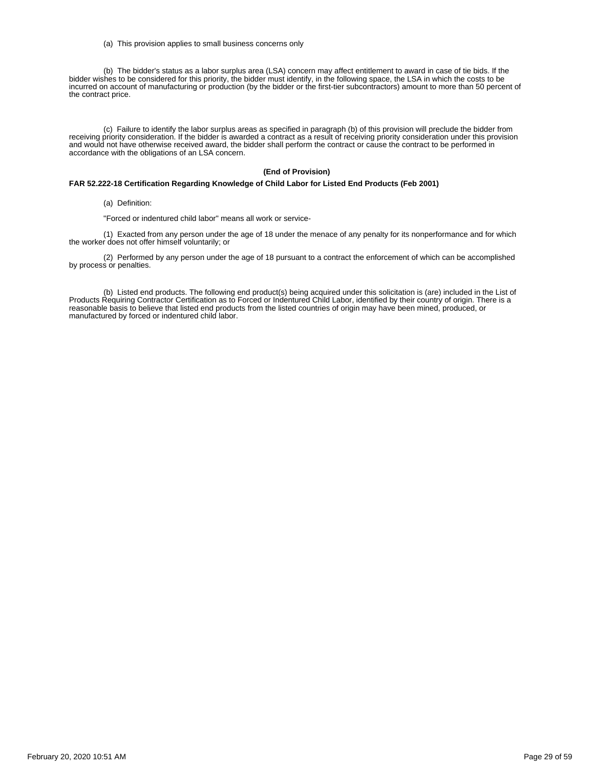(a) This provision applies to small business concerns only

(b) The bidder's status as a labor surplus area (LSA) concern may affect entitlement to award in case of tie bids. If the bidder wishes to be considered for this priority, the bidder must identify, in the following space, the LSA in which the costs to be incurred on account of manufacturing or production (by the bidder or the first-tier subcontractors) amount to more than 50 percent of the contract price.

(c) Failure to identify the labor surplus areas as specified in paragraph (b) of this provision will preclude the bidder from receiving priority consideration. If the bidder is awarded a contract as a result of receiving priority consideration under this provision and would not have otherwise received award, the bidder shall perform the contract or cause the contract to be performed in accordance with the obligations of an LSA concern.

**(End of Provision)**

**FAR 52.222-18 Certification Regarding Knowledge of Child Labor for Listed End Products (Feb 2001)**

(a) Definition:

"Forced or indentured child labor" means all work or service-

(1) Exacted from any person under the age of 18 under the menace of any penalty for its nonperformance and for which the worker does not offer himself voluntarily; or

(2) Performed by any person under the age of 18 pursuant to a contract the enforcement of which can be accomplished by process or penalties.

(b) Listed end products. The following end product(s) being acquired under this solicitation is (are) included in the List of Products Requiring Contractor Certification as to Forced or Indentured Child Labor, identified by their country of origin. There is a reasonable basis to believe that listed end products from the listed countries of origin may have been mined, produced, or manufactured by forced or indentured child labor.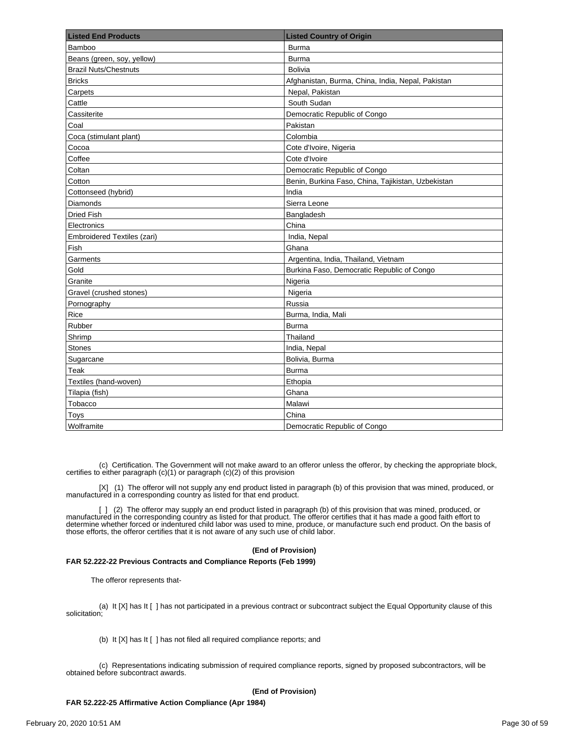| Listed End Products | Listed Country of Origin |
| --- | --- |
| Bamboo | Burma |
| Beans (green, soy, yellow) | Burma |
| Brazil Nuts/Chestnuts | Bolivia |
| Bricks | Afghanistan, Burma, China, India, Nepal, Pakistan |
| Carpets | Nepal, Pakistan |
| Cattle | South Sudan |
| Cassiterite | Democratic Republic of Congo |
| Coal | Pakistan |
| Coca (stimulant plant) | Colombia |
| Cocoa | Cote d'Ivoire, Nigeria |
| Coffee | Cote d'Ivoire |
| Coltan | Democratic Republic of Congo |
| Cotton | Benin, Burkina Faso, China, Tajikistan, Uzbekistan |
| Cottonseed (hybrid) | India |
| Diamonds | Sierra Leone |
| Dried Fish | Bangladesh |
| Electronics | China |
| Embroidered Textiles (zari) | India, Nepal |
| Fish | Ghana |
| Garments | Argentina, India, Thailand, Vietnam |
| Gold | Burkina Faso, Democratic Republic of Congo |
| Granite | Nigeria |
| Gravel (crushed stones) | Nigeria |
| Pornography | Russia |
| Rice | Burma, India, Mali |
| Rubber | Burma |
| Shrimp | Thailand |
| Stones | India, Nepal |
| Sugarcane | Bolivia, Burma |
| Teak | Burma |
| Textiles (hand-woven) | Ethopia |
| Tilapia (fish) | Ghana |
| Tobacco | Malawi |
| Toys | China |
| Wolframite | Democratic Republic of Congo |

(c) Certification. The Government will not make award to an offeror unless the offeror, by checking the appropriate block, certifies to either paragraph (c)(1) or paragraph (c)(2) of this provision

[X] (1) The offeror will not supply any end product listed in paragraph (b) of this provision that was mined, produced, or manufactured in a corresponding country as listed for that end product.

[ ] (2) The offeror may supply an end product listed in paragraph (b) of this provision that was mined, produced, or manufactured in the corresponding country as listed for that product. The offeror certifies that it has made a good faith effort to determine whether forced or indentured child labor was used to mine, produce, or manufacture such end product. On the basis of those efforts, the offeror certifies that it is not aware of any such use of child labor.

**(End of Provision)**

**FAR 52.222-22 Previous Contracts and Compliance Reports (Feb 1999)**

The offeror represents that-

(a) It [X] has It [ ] has not participated in a previous contract or subcontract subject the Equal Opportunity clause of this solicitation;

(b) It [X] has It [ ] has not filed all required compliance reports; and

(c) Representations indicating submission of required compliance reports, signed by proposed subcontractors, will be obtained before subcontract awards.

**(End of Provision)**

**FAR 52.222-25 Affirmative Action Compliance (Apr 1984)**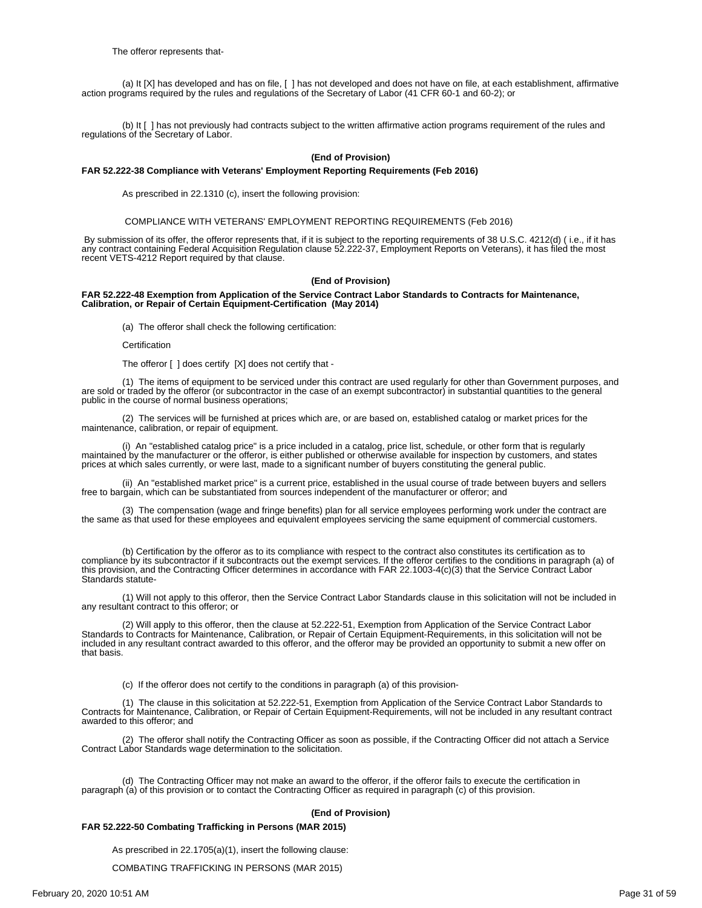The offeror represents that-

(a) It [X] has developed and has on file, [ ] has not developed and does not have on file, at each establishment, affirmative action programs required by the rules and regulations of the Secretary of Labor (41 CFR 60-1 and 60-2); or

(b) It [ ] has not previously had contracts subject to the written affirmative action programs requirement of the rules and regulations of the Secretary of Labor.

**(End of Provision)**

**FAR 52.222-38 Compliance with Veterans' Employment Reporting Requirements (Feb 2016)**

As prescribed in 22.1310 (c), insert the following provision:

COMPLIANCE WITH VETERANS' EMPLOYMENT REPORTING REQUIREMENTS (Feb 2016)

By submission of its offer, the offeror represents that, if it is subject to the reporting requirements of 38 U.S.C. 4212(d) ( i.e., if it has any contract containing Federal Acquisition Regulation clause 52.222-37, Employment Reports on Veterans), it has filed the most recent VETS-4212 Report required by that clause.

**(End of Provision)**

**FAR 52.222-48 Exemption from Application of the Service Contract Labor Standards to Contracts for Maintenance, Calibration, or Repair of Certain Equipment-Certification (May 2014)**

(a) The offeror shall check the following certification:

Certification

The offeror [ ] does certify [X] does not certify that -

(1) The items of equipment to be serviced under this contract are used regularly for other than Government purposes, and are sold or traded by the offeror (or subcontractor in the case of an exempt subcontractor) in substantial quantities to the general public in the course of normal business operations;

(2) The services will be furnished at prices which are, or are based on, established catalog or market prices for the maintenance, calibration, or repair of equipment.

(i) An "established catalog price" is a price included in a catalog, price list, schedule, or other form that is regularly maintained by the manufacturer or the offeror, is either published or otherwise available for inspection by customers, and states prices at which sales currently, or were last, made to a significant number of buyers constituting the general public.

(ii) An "established market price" is a current price, established in the usual course of trade between buyers and sellers free to bargain, which can be substantiated from sources independent of the manufacturer or offeror; and

(3) The compensation (wage and fringe benefits) plan for all service employees performing work under the contract are the same as that used for these employees and equivalent employees servicing the same equipment of commercial customers.

(b) Certification by the offeror as to its compliance with respect to the contract also constitutes its certification as to compliance by its subcontractor if it subcontracts out the exempt services. If the offeror certifies to the conditions in paragraph (a) of this provision, and the Contracting Officer determines in accordance with FAR 22.1003-4(c)(3) that the Service Contract Labor Standards statute-

(1) Will not apply to this offeror, then the Service Contract Labor Standards clause in this solicitation will not be included in any resultant contract to this offeror; or

(2) Will apply to this offeror, then the clause at 52.222-51, Exemption from Application of the Service Contract Labor Standards to Contracts for Maintenance, Calibration, or Repair of Certain Equipment-Requirements, in this solicitation will not be included in any resultant contract awarded to this offeror, and the offeror may be provided an opportunity to submit a new offer on that basis.

(c) If the offeror does not certify to the conditions in paragraph (a) of this provision-

(1) The clause in this solicitation at 52.222-51, Exemption from Application of the Service Contract Labor Standards to Contracts for Maintenance, Calibration, or Repair of Certain Equipment-Requirements, will not be included in any resultant contract awarded to this offeror; and

(2) The offeror shall notify the Contracting Officer as soon as possible, if the Contracting Officer did not attach a Service Contract Labor Standards wage determination to the solicitation.

(d) The Contracting Officer may not make an award to the offeror, if the offeror fails to execute the certification in paragraph (a) of this provision or to contact the Contracting Officer as required in paragraph (c) of this provision.

**(End of Provision)**

**FAR 52.222-50 Combating Trafficking in Persons (MAR 2015)**

As prescribed in 22.1705(a)(1), insert the following clause:

COMBATING TRAFFICKING IN PERSONS (MAR 2015)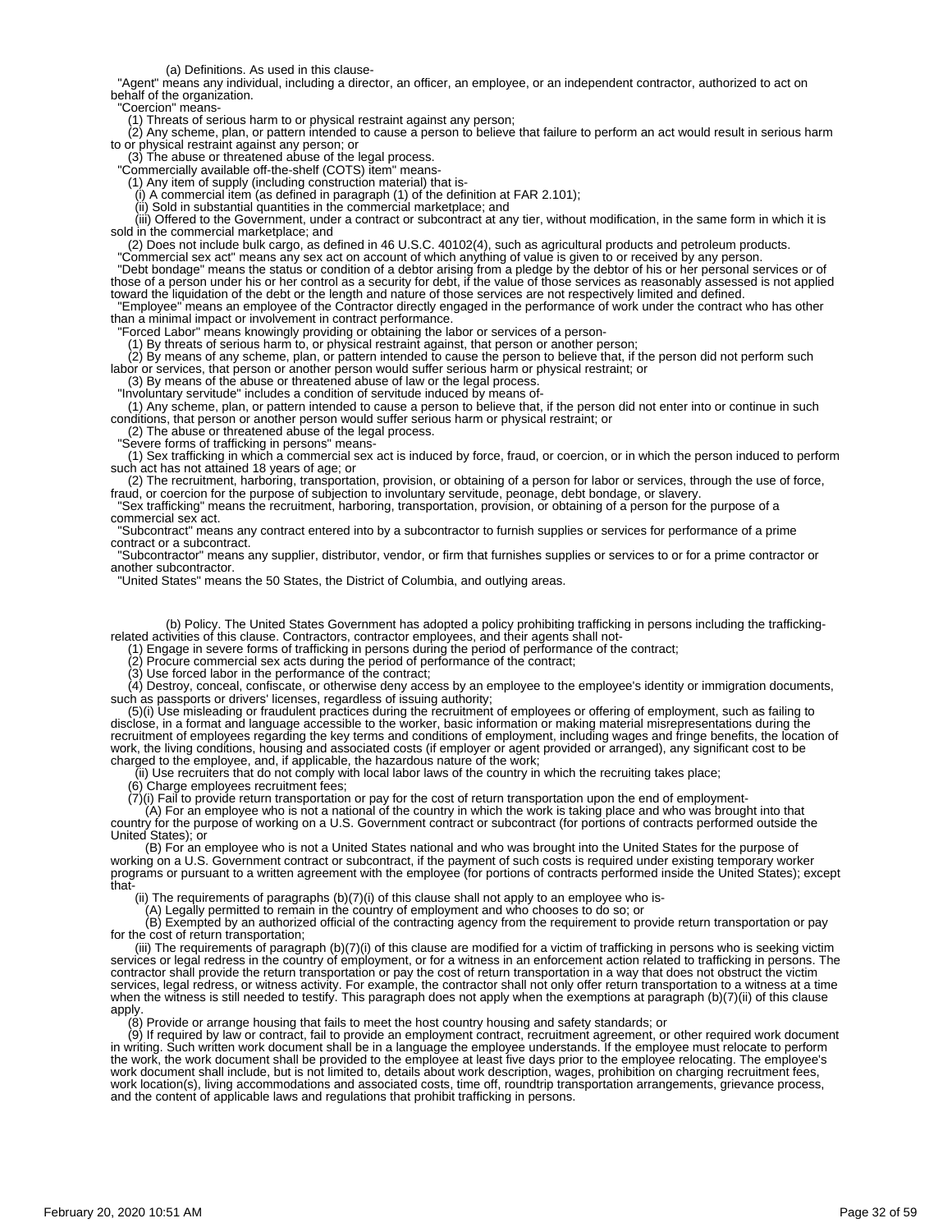(a) Definitions. As used in this clause-

"Agent" means any individual, including a director, an officer, an employee, or an independent contractor, authorized to act on behalf of the organization.

"Coercion" means-

(1) Threats of serious harm to or physical restraint against any person;

(2) Any scheme, plan, or pattern intended to cause a person to believe that failure to perform an act would result in serious harm to or physical restraint against any person; or

(3) The abuse or threatened abuse of the legal process.

"Commercially available off-the-shelf (COTS) item" means-

(1) Any item of supply (including construction material) that is-

(i) A commercial item (as defined in paragraph (1) of the definition at FAR 2.101);

(ii) Sold in substantial quantities in the commercial marketplace; and

(iii) Offered to the Government, under a contract or subcontract at any tier, without modification, in the same form in which it is sold in the commercial marketplace; and

(2) Does not include bulk cargo, as defined in 46 U.S.C. 40102(4), such as agricultural products and petroleum products.

"Commercial sex act" means any sex act on account of which anything of value is given to or received by any person.

"Debt bondage" means the status or condition of a debtor arising from a pledge by the debtor of his or her personal services or of those of a person under his or her control as a security for debt, if the value of those services as reasonably assessed is not applied toward the liquidation of the debt or the length and nature of those services are not respectively limited and defined.

"Employee" means an employee of the Contractor directly engaged in the performance of work under the contract who has other than a minimal impact or involvement in contract performance.

"Forced Labor" means knowingly providing or obtaining the labor or services of a person-

(1) By threats of serious harm to, or physical restraint against, that person or another person;

(2) By means of any scheme, plan, or pattern intended to cause the person to believe that, if the person did not perform such labor or services, that person or another person would suffer serious harm or physical restraint; or

(3) By means of the abuse or threatened abuse of law or the legal process.

"Involuntary servitude" includes a condition of servitude induced by means of-

(1) Any scheme, plan, or pattern intended to cause a person to believe that, if the person did not enter into or continue in such conditions, that person or another person would suffer serious harm or physical restraint; or

(2) The abuse or threatened abuse of the legal process.

"Severe forms of trafficking in persons" means-

(1) Sex trafficking in which a commercial sex act is induced by force, fraud, or coercion, or in which the person induced to perform such act has not attained 18 years of age; or

(2) The recruitment, harboring, transportation, provision, or obtaining of a person for labor or services, through the use of force, fraud, or coercion for the purpose of subjection to involuntary servitude, peonage, debt bondage, or slavery.

"Sex trafficking" means the recruitment, harboring, transportation, provision, or obtaining of a person for the purpose of a commercial sex act.

"Subcontract" means any contract entered into by a subcontractor to furnish supplies or services for performance of a prime contract or a subcontract.

"Subcontractor" means any supplier, distributor, vendor, or firm that furnishes supplies or services to or for a prime contractor or another subcontractor.

"United States" means the 50 States, the District of Columbia, and outlying areas.

(b) Policy. The United States Government has adopted a policy prohibiting trafficking in persons including the trafficking-related activities of this clause. Contractors, contractor employees, and their agents shall not-

(1) Engage in severe forms of trafficking in persons during the period of performance of the contract;

(2) Procure commercial sex acts during the period of performance of the contract;

(3) Use forced labor in the performance of the contract;

(4) Destroy, conceal, confiscate, or otherwise deny access by an employee to the employee's identity or immigration documents, such as passports or drivers' licenses, regardless of issuing authority;

(5)(i) Use misleading or fraudulent practices during the recruitment of employees or offering of employment, such as failing to disclose, in a format and language accessible to the worker, basic information or making material misrepresentations during the recruitment of employees regarding the key terms and conditions of employment, including wages and fringe benefits, the location of work, the living conditions, housing and associated costs (if employer or agent provided or arranged), any significant cost to be charged to the employee, and, if applicable, the hazardous nature of the work;

(ii) Use recruiters that do not comply with local labor laws of the country in which the recruiting takes place;

(6) Charge employees recruitment fees;

(7)(i) Fail to provide return transportation or pay for the cost of return transportation upon the end of employment-

(A) For an employee who is not a national of the country in which the work is taking place and who was brought into that country for the purpose of working on a U.S. Government contract or subcontract (for portions of contracts performed outside the United States); or

(B) For an employee who is not a United States national and who was brought into the United States for the purpose of working on a U.S. Government contract or subcontract, if the payment of such costs is required under existing temporary worker programs or pursuant to a written agreement with the employee (for portions of contracts performed inside the United States); except that-

(ii) The requirements of paragraphs (b)(7)(i) of this clause shall not apply to an employee who is-

(A) Legally permitted to remain in the country of employment and who chooses to do so; or

(B) Exempted by an authorized official of the contracting agency from the requirement to provide return transportation or pay for the cost of return transportation;

(iii) The requirements of paragraph (b)(7)(i) of this clause are modified for a victim of trafficking in persons who is seeking victim services or legal redress in the country of employment, or for a witness in an enforcement action related to trafficking in persons. The contractor shall provide the return transportation or pay the cost of return transportation in a way that does not obstruct the victim services, legal redress, or witness activity. For example, the contractor shall not only offer return transportation to a witness at a time when the witness is still needed to testify. This paragraph does not apply when the exemptions at paragraph (b)(7)(ii) of this clause apply.

(8) Provide or arrange housing that fails to meet the host country housing and safety standards; or

(9) If required by law or contract, fail to provide an employment contract, recruitment agreement, or other required work document in writing. Such written work document shall be in a language the employee understands. If the employee must relocate to perform the work, the work document shall be provided to the employee at least five days prior to the employee relocating. The employee's work document shall include, but is not limited to, details about work description, wages, prohibition on charging recruitment fees, work location(s), living accommodations and associated costs, time off, roundtrip transportation arrangements, grievance process, and the content of applicable laws and regulations that prohibit trafficking in persons.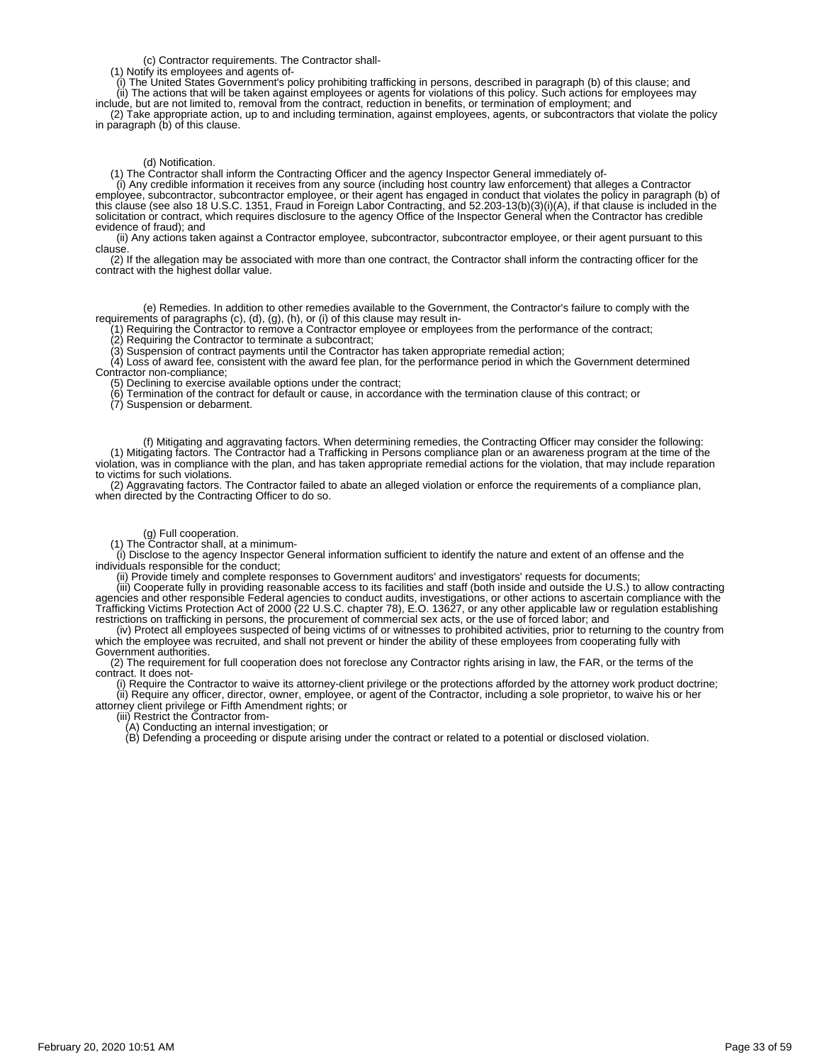(c) Contractor requirements. The Contractor shall-

(1) Notify its employees and agents of-

(i) The United States Government's policy prohibiting trafficking in persons, described in paragraph (b) of this clause; and

(ii) The actions that will be taken against employees or agents for violations of this policy. Such actions for employees may include, but are not limited to, removal from the contract, reduction in benefits, or termination of employment; and

(2) Take appropriate action, up to and including termination, against employees, agents, or subcontractors that violate the policy in paragraph (b) of this clause.

(d) Notification.

(1) The Contractor shall inform the Contracting Officer and the agency Inspector General immediately of-

(i) Any credible information it receives from any source (including host country law enforcement) that alleges a Contractor employee, subcontractor, subcontractor employee, or their agent has engaged in conduct that violates the policy in paragraph (b) of this clause (see also 18 U.S.C. 1351, Fraud in Foreign Labor Contracting, and 52.203-13(b)(3)(i)(A), if that clause is included in the solicitation or contract, which requires disclosure to the agency Office of the Inspector General when the Contractor has credible evidence of fraud); and

(ii) Any actions taken against a Contractor employee, subcontractor, subcontractor employee, or their agent pursuant to this clause.

(2) If the allegation may be associated with more than one contract, the Contractor shall inform the contracting officer for the contract with the highest dollar value.

(e) Remedies. In addition to other remedies available to the Government, the Contractor's failure to comply with the requirements of paragraphs (c), (d), (g), (h), or (i) of this clause may result in-

(1) Requiring the Contractor to remove a Contractor employee or employees from the performance of the contract;

(2) Requiring the Contractor to terminate a subcontract;

(3) Suspension of contract payments until the Contractor has taken appropriate remedial action;

(4) Loss of award fee, consistent with the award fee plan, for the performance period in which the Government determined Contractor non-compliance;

(5) Declining to exercise available options under the contract;

(6) Termination of the contract for default or cause, in accordance with the termination clause of this contract; or

(7) Suspension or debarment.

(f) Mitigating and aggravating factors. When determining remedies, the Contracting Officer may consider the following:

(1) Mitigating factors. The Contractor had a Trafficking in Persons compliance plan or an awareness program at the time of the violation, was in compliance with the plan, and has taken appropriate remedial actions for the violation, that may include reparation to victims for such violations.

(2) Aggravating factors. The Contractor failed to abate an alleged violation or enforce the requirements of a compliance plan, when directed by the Contracting Officer to do so.

(g) Full cooperation.

(1) The Contractor shall, at a minimum-

(i) Disclose to the agency Inspector General information sufficient to identify the nature and extent of an offense and the individuals responsible for the conduct;

(ii) Provide timely and complete responses to Government auditors' and investigators' requests for documents;

(iii) Cooperate fully in providing reasonable access to its facilities and staff (both inside and outside the U.S.) to allow contracting agencies and other responsible Federal agencies to conduct audits, investigations, or other actions to ascertain compliance with the Trafficking Victims Protection Act of 2000 (22 U.S.C. chapter 78), E.O. 13627, or any other applicable law or regulation establishing restrictions on trafficking in persons, the procurement of commercial sex acts, or the use of forced labor; and

(iv) Protect all employees suspected of being victims of or witnesses to prohibited activities, prior to returning to the country from which the employee was recruited, and shall not prevent or hinder the ability of these employees from cooperating fully with Government authorities.

(2) The requirement for full cooperation does not foreclose any Contractor rights arising in law, the FAR, or the terms of the contract. It does not-

(i) Require the Contractor to waive its attorney-client privilege or the protections afforded by the attorney work product doctrine;

(ii) Require any officer, director, owner, employee, or agent of the Contractor, including a sole proprietor, to waive his or her attorney client privilege or Fifth Amendment rights; or

(iii) Restrict the Contractor from-

(A) Conducting an internal investigation; or

(B) Defending a proceeding or dispute arising under the contract or related to a potential or disclosed violation.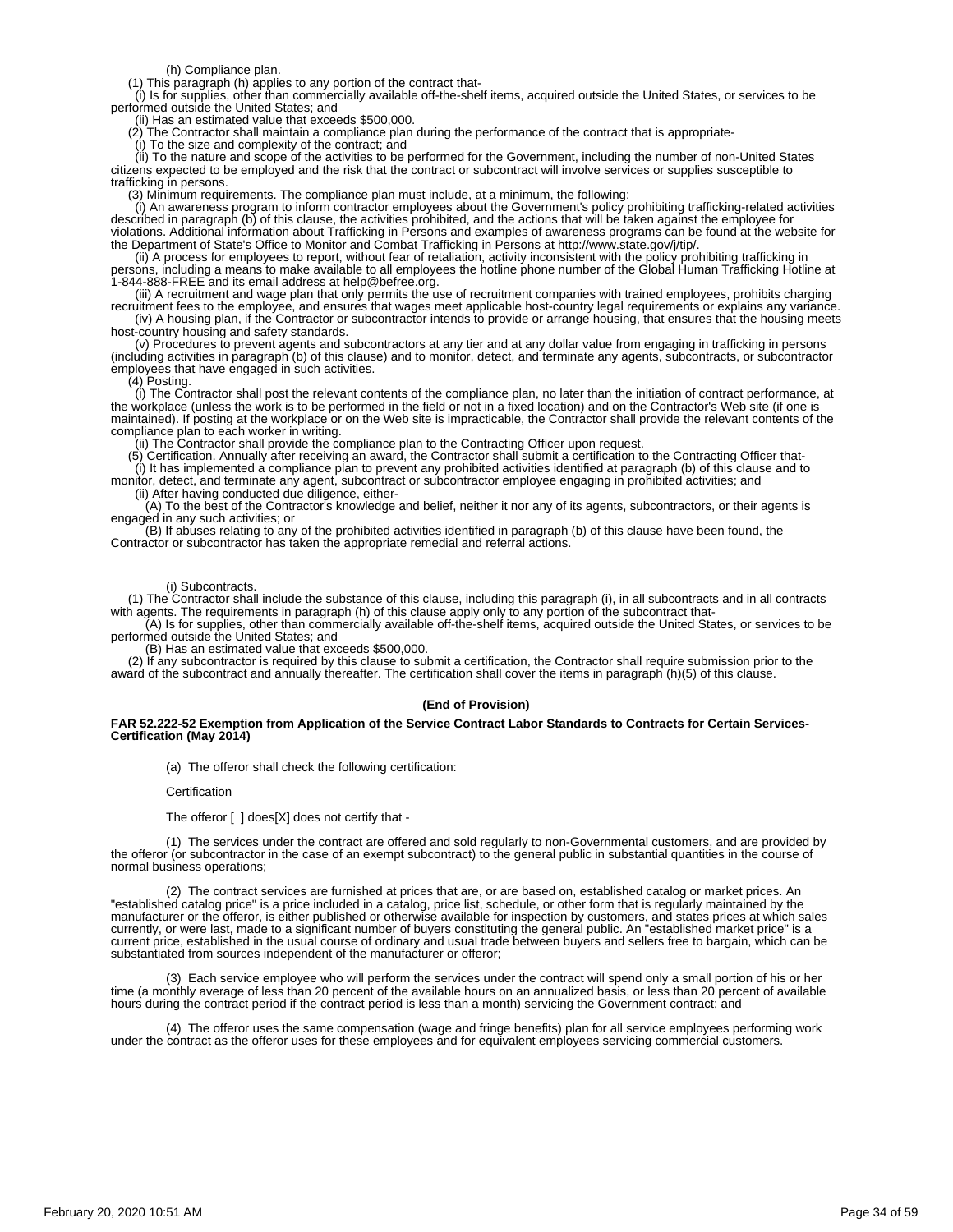(h) Compliance plan.

(1) This paragraph (h) applies to any portion of the contract that-

(i) Is for supplies, other than commercially available off-the-shelf items, acquired outside the United States, or services to be performed outside the United States; and

(ii) Has an estimated value that exceeds $500,000.

(2) The Contractor shall maintain a compliance plan during the performance of the contract that is appropriate-

(i) To the size and complexity of the contract; and

(ii) To the nature and scope of the activities to be performed for the Government, including the number of non-United States citizens expected to be employed and the risk that the contract or subcontract will involve services or supplies susceptible to trafficking in persons.

(3) Minimum requirements. The compliance plan must include, at a minimum, the following:

(i) An awareness program to inform contractor employees about the Government's policy prohibiting trafficking-related activities described in paragraph (b) of this clause, the activities prohibited, and the actions that will be taken against the employee for violations. Additional information about Trafficking in Persons and examples of awareness programs can be found at the website for the Department of State's Office to Monitor and Combat Trafficking in Persons at http://www.state.gov/j/tip/.

(ii) A process for employees to report, without fear of retaliation, activity inconsistent with the policy prohibiting trafficking in persons, including a means to make available to all employees the hotline phone number of the Global Human Trafficking Hotline at 1-844-888-FREE and its email address at help@befree.org.

(iii) A recruitment and wage plan that only permits the use of recruitment companies with trained employees, prohibits charging recruitment fees to the employee, and ensures that wages meet applicable host-country legal requirements or explains any variance.

(iv) A housing plan, if the Contractor or subcontractor intends to provide or arrange housing, that ensures that the housing meets host-country housing and safety standards.

(v) Procedures to prevent agents and subcontractors at any tier and at any dollar value from engaging in trafficking in persons (including activities in paragraph (b) of this clause) and to monitor, detect, and terminate any agents, subcontracts, or subcontractor employees that have engaged in such activities.

(4) Posting.

(i) The Contractor shall post the relevant contents of the compliance plan, no later than the initiation of contract performance, at the workplace (unless the work is to be performed in the field or not in a fixed location) and on the Contractor's Web site (if one is maintained). If posting at the workplace or on the Web site is impracticable, the Contractor shall provide the relevant contents of the compliance plan to each worker in writing.

(ii) The Contractor shall provide the compliance plan to the Contracting Officer upon request.

(5) Certification. Annually after receiving an award, the Contractor shall submit a certification to the Contracting Officer that-

(i) It has implemented a compliance plan to prevent any prohibited activities identified at paragraph (b) of this clause and to monitor, detect, and terminate any agent, subcontract or subcontractor employee engaging in prohibited activities; and

(ii) After having conducted due diligence, either-

(A) To the best of the Contractor's knowledge and belief, neither it nor any of its agents, subcontractors, or their agents is engaged in any such activities; or

(B) If abuses relating to any of the prohibited activities identified in paragraph (b) of this clause have been found, the Contractor or subcontractor has taken the appropriate remedial and referral actions.

(i) Subcontracts.

(1) The Contractor shall include the substance of this clause, including this paragraph (i), in all subcontracts and in all contracts with agents. The requirements in paragraph (h) of this clause apply only to any portion of the subcontract that-

(A) Is for supplies, other than commercially available off-the-shelf items, acquired outside the United States, or services to be performed outside the United States; and

(B) Has an estimated value that exceeds $500,000.

(2) If any subcontractor is required by this clause to submit a certification, the Contractor shall require submission prior to the award of the subcontract and annually thereafter. The certification shall cover the items in paragraph (h)(5) of this clause.

**(End of Provision)**

**FAR 52.222-52 Exemption from Application of the Service Contract Labor Standards to Contracts for Certain Services-Certification (May 2014)**

(a) The offeror shall check the following certification:

Certification

The offeror [ ] does[X] does not certify that -

(1) The services under the contract are offered and sold regularly to non-Governmental customers, and are provided by the offeror (or subcontractor in the case of an exempt subcontract) to the general public in substantial quantities in the course of normal business operations;

(2) The contract services are furnished at prices that are, or are based on, established catalog or market prices. An "established catalog price" is a price included in a catalog, price list, schedule, or other form that is regularly maintained by the manufacturer or the offeror, is either published or otherwise available for inspection by customers, and states prices at which sales currently, or were last, made to a significant number of buyers constituting the general public. An "established market price" is a current price, established in the usual course of ordinary and usual trade between buyers and sellers free to bargain, which can be substantiated from sources independent of the manufacturer or offeror;

(3) Each service employee who will perform the services under the contract will spend only a small portion of his or her time (a monthly average of less than 20 percent of the available hours on an annualized basis, or less than 20 percent of available hours during the contract period if the contract period is less than a month) servicing the Government contract; and

(4) The offeror uses the same compensation (wage and fringe benefits) plan for all service employees performing work under the contract as the offeror uses for these employees and for equivalent employees servicing commercial customers.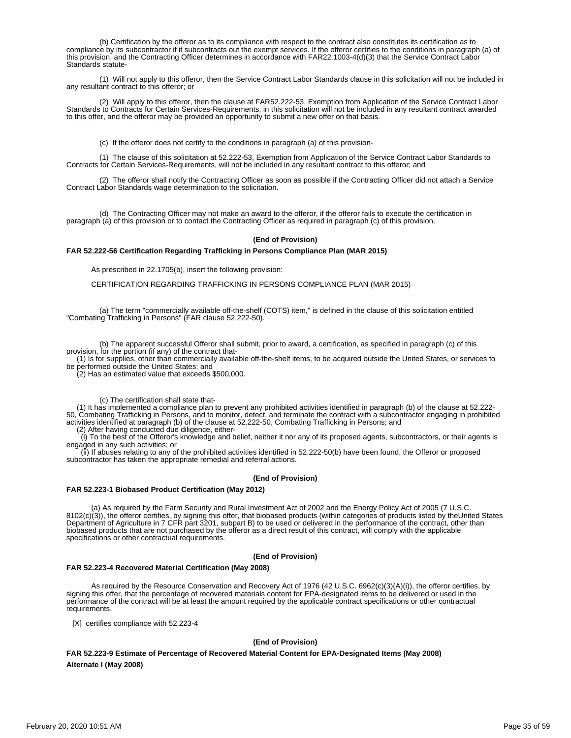(b) Certification by the offeror as to its compliance with respect to the contract also constitutes its certification as to compliance by its subcontractor if it subcontracts out the exempt services. If the offeror certifies to the conditions in paragraph (a) of this provision, and the Contracting Officer determines in accordance with FAR22.1003-4(d)(3) that the Service Contract Labor Standards statute-

(1) Will not apply to this offeror, then the Service Contract Labor Standards clause in this solicitation will not be included in any resultant contract to this offeror; or

(2) Will apply to this offeror, then the clause at FAR52.222-53, Exemption from Application of the Service Contract Labor Standards to Contracts for Certain Services-Requirements, in this solicitation will not be included in any resultant contract awarded to this offer, and the offeror may be provided an opportunity to submit a new offer on that basis.

(c) If the offeror does not certify to the conditions in paragraph (a) of this provision-

(1) The clause of this solicitation at 52.222-53, Exemption from Application of the Service Contract Labor Standards to Contracts for Certain Services-Requirements, will not be included in any resultant contract to this offeror; and

(2) The offeror shall notify the Contracting Officer as soon as possible if the Contracting Officer did not attach a Service Contract Labor Standards wage determination to the solicitation.

(d) The Contracting Officer may not make an award to the offeror, if the offeror fails to execute the certification in paragraph (a) of this provision or to contact the Contracting Officer as required in paragraph (c) of this provision.

**(End of Provision)**

**FAR 52.222-56 Certification Regarding Trafficking in Persons Compliance Plan (MAR 2015)**

As prescribed in 22.1705(b), insert the following provision:

CERTIFICATION REGARDING TRAFFICKING IN PERSONS COMPLIANCE PLAN (MAR 2015)

(a) The term "commercially available off-the-shelf (COTS) item," is defined in the clause of this solicitation entitled "Combating Trafficking in Persons" (FAR clause 52.222-50).

(b) The apparent successful Offeror shall submit, prior to award, a certification, as specified in paragraph (c) of this provision, for the portion (if any) of the contract that-
(1) Is for supplies, other than commercially available off-the-shelf items, to be acquired outside the United States, or services to be performed outside the United States; and
(2) Has an estimated value that exceeds $500,000.

(c) The certification shall state that-
(1) It has implemented a compliance plan to prevent any prohibited activities identified in paragraph (b) of the clause at 52.222-50, Combating Trafficking in Persons, and to monitor, detect, and terminate the contract with a subcontractor engaging in prohibited activities identified at paragraph (b) of the clause at 52.222-50, Combating Trafficking in Persons; and
(2) After having conducted due diligence, either-
(i) To the best of the Offeror's knowledge and belief, neither it nor any of its proposed agents, subcontractors, or their agents is engaged in any such activities; or
(ii) If abuses relating to any of the prohibited activities identified in 52.222-50(b) have been found, the Offeror or proposed subcontractor has taken the appropriate remedial and referral actions.

**(End of Provision)**

**FAR 52.223-1 Biobased Product Certification (May 2012)**

(a) As required by the Farm Security and Rural Investment Act of 2002 and the Energy Policy Act of 2005 (7 U.S.C. 8102(c)(3)), the offeror certifies, by signing this offer, that biobased products (within categories of products listed by theUnited States Department of Agriculture in 7 CFR part 3201, subpart B) to be used or delivered in the performance of the contract, other than biobased products that are not purchased by the offeror as a direct result of this contract, will comply with the applicable specifications or other contractual requirements.

**(End of Provision)**

**FAR 52.223-4 Recovered Material Certification (May 2008)**

As required by the Resource Conservation and Recovery Act of 1976 (42 U.S.C. 6962(c)(3)(A)(i)), the offeror certifies, by signing this offer, that the percentage of recovered materials content for EPA-designated items to be delivered or used in the performance of the contract will be at least the amount required by the applicable contract specifications or other contractual requirements.

[X] certifies compliance with 52.223-4

**(End of Provision)**

**FAR 52.223-9 Estimate of Percentage of Recovered Material Content for EPA-Designated Items (May 2008)**

**Alternate I (May 2008)**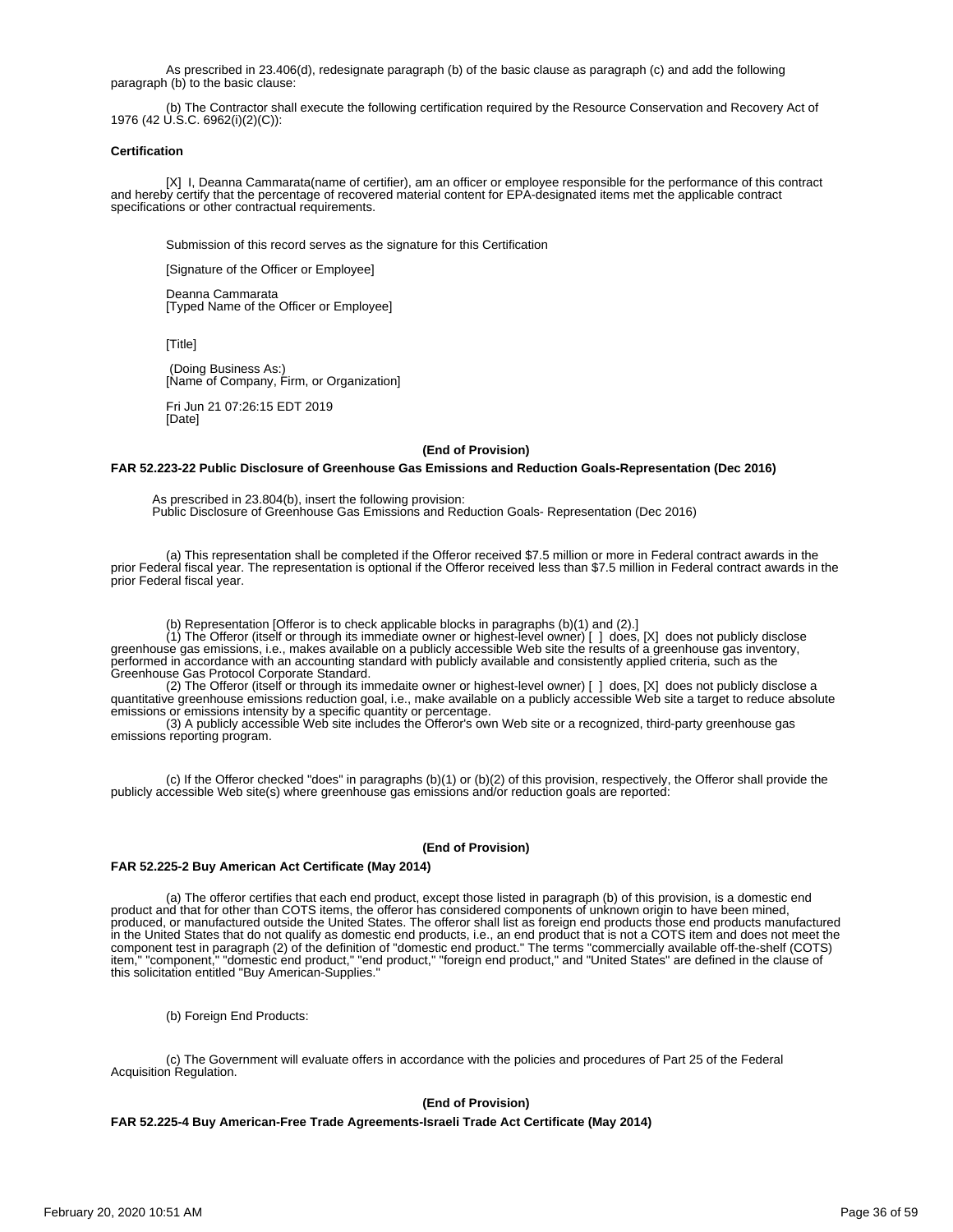As prescribed in 23.406(d), redesignate paragraph (b) of the basic clause as paragraph (c) and add the following paragraph (b) to the basic clause:

(b) The Contractor shall execute the following certification required by the Resource Conservation and Recovery Act of 1976 (42 U.S.C. 6962(i)(2)(C)):

**Certification**

[X] I, Deanna Cammarata(name of certifier), am an officer or employee responsible for the performance of this contract and hereby certify that the percentage of recovered material content for EPA-designated items met the applicable contract specifications or other contractual requirements.

Submission of this record serves as the signature for this Certification

[Signature of the Officer or Employee]

Deanna Cammarata
[Typed Name of the Officer or Employee]

[Title]

(Doing Business As:)
[Name of Company, Firm, or Organization]

Fri Jun 21 07:26:15 EDT 2019
[Date]

**(End of Provision)**

**FAR 52.223-22 Public Disclosure of Greenhouse Gas Emissions and Reduction Goals-Representation (Dec 2016)**

As prescribed in 23.804(b), insert the following provision:
Public Disclosure of Greenhouse Gas Emissions and Reduction Goals- Representation (Dec 2016)

(a) This representation shall be completed if the Offeror received $7.5 million or more in Federal contract awards in the prior Federal fiscal year. The representation is optional if the Offeror received less than $7.5 million in Federal contract awards in the prior Federal fiscal year.

(b) Representation [Offeror is to check applicable blocks in paragraphs (b)(1) and (2).]
(1) The Offeror (itself or through its immediate owner or highest-level owner) [ ] does, [X] does not publicly disclose greenhouse gas emissions, i.e., makes available on a publicly accessible Web site the results of a greenhouse gas inventory, performed in accordance with an accounting standard with publicly available and consistently applied criteria, such as the Greenhouse Gas Protocol Corporate Standard.
(2) The Offeror (itself or through its immedaite owner or highest-level owner) [ ] does, [X] does not publicly disclose a quantitative greenhouse emissions reduction goal, i.e., make available on a publicly accessible Web site a target to reduce absolute emissions or emissions intensity by a specific quantity or percentage.
(3) A publicly accessible Web site includes the Offeror's own Web site or a recognized, third-party greenhouse gas emissions reporting program.

(c) If the Offeror checked "does" in paragraphs (b)(1) or (b)(2) of this provision, respectively, the Offeror shall provide the publicly accessible Web site(s) where greenhouse gas emissions and/or reduction goals are reported:

**(End of Provision)**

**FAR 52.225-2 Buy American Act Certificate (May 2014)**

(a) The offeror certifies that each end product, except those listed in paragraph (b) of this provision, is a domestic end product and that for other than COTS items, the offeror has considered components of unknown origin to have been mined, produced, or manufactured outside the United States. The offeror shall list as foreign end products those end products manufactured in the United States that do not qualify as domestic end products, i.e., an end product that is not a COTS item and does not meet the component test in paragraph (2) of the definition of "domestic end product." The terms "commercially available off-the-shelf (COTS) item," "component," "domestic end product," "end product," "foreign end product," and "United States" are defined in the clause of this solicitation entitled "Buy American-Supplies."

(b) Foreign End Products:

(c) The Government will evaluate offers in accordance with the policies and procedures of Part 25 of the Federal Acquisition Regulation.

**(End of Provision)**

**FAR 52.225-4 Buy American-Free Trade Agreements-Israeli Trade Act Certificate (May 2014)**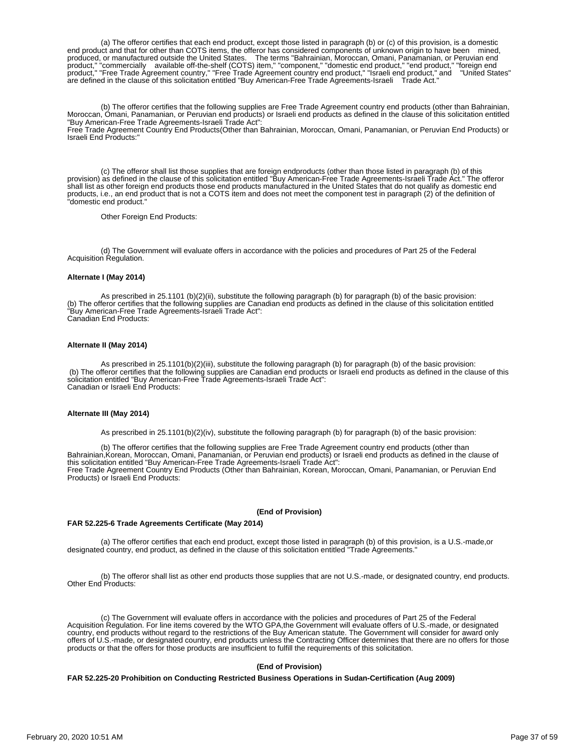(a) The offeror certifies that each end product, except those listed in paragraph (b) or (c) of this provision, is a domestic end product and that for other than COTS items, the offeror has considered components of unknown origin to have been mined, produced, or manufactured outside the United States. The terms "Bahrainian, Moroccan, Omani, Panamanian, or Peruvian end product," "commercially available off-the-shelf (COTS) item," "component," "domestic end product," "end product," "foreign end product," "Free Trade Agreement country," "Free Trade Agreement country end product," "Israeli end product," and "United States" are defined in the clause of this solicitation entitled "Buy American-Free Trade Agreements-Israeli Trade Act."

(b) The offeror certifies that the following supplies are Free Trade Agreement country end products (other than Bahrainian, Moroccan, Omani, Panamanian, or Peruvian end products) or Israeli end products as defined in the clause of this solicitation entitled "Buy American-Free Trade Agreements-Israeli Trade Act":
Free Trade Agreement Country End Products(Other than Bahrainian, Moroccan, Omani, Panamanian, or Peruvian End Products) or Israeli End Products:"

(c) The offeror shall list those supplies that are foreign endproducts (other than those listed in paragraph (b) of this provision) as defined in the clause of this solicitation entitled "Buy American-Free Trade Agreements-Israeli Trade Act." The offeror shall list as other foreign end products those end products manufactured in the United States that do not qualify as domestic end products, i.e., an end product that is not a COTS item and does not meet the component test in paragraph (2) of the definition of "domestic end product."

Other Foreign End Products:

(d) The Government will evaluate offers in accordance with the policies and procedures of Part 25 of the Federal Acquisition Regulation.

**Alternate I (May 2014)**

As prescribed in 25.1101 (b)(2)(ii), substitute the following paragraph (b) for paragraph (b) of the basic provision:
(b) The offeror certifies that the following supplies are Canadian end products as defined in the clause of this solicitation entitled "Buy American-Free Trade Agreements-Israeli Trade Act":
Canadian End Products:

**Alternate II (May 2014)**

As prescribed in 25.1101(b)(2)(iii), substitute the following paragraph (b) for paragraph (b) of the basic provision:
(b) The offeror certifies that the following supplies are Canadian end products or Israeli end products as defined in the clause of this solicitation entitled "Buy American-Free Trade Agreements-Israeli Trade Act":
Canadian or Israeli End Products:

**Alternate III (May 2014)**

As prescribed in 25.1101(b)(2)(iv), substitute the following paragraph (b) for paragraph (b) of the basic provision:

(b) The offeror certifies that the following supplies are Free Trade Agreement country end products (other than Bahrainian,Korean, Moroccan, Omani, Panamanian, or Peruvian end products) or Israeli end products as defined in the clause of this solicitation entitled "Buy American-Free Trade Agreements-Israeli Trade Act":
Free Trade Agreement Country End Products (Other than Bahrainian, Korean, Moroccan, Omani, Panamanian, or Peruvian End Products) or Israeli End Products:

**(End of Provision)**

**FAR 52.225-6 Trade Agreements Certificate (May 2014)**

(a) The offeror certifies that each end product, except those listed in paragraph (b) of this provision, is a U.S.-made,or designated country, end product, as defined in the clause of this solicitation entitled "Trade Agreements."

(b) The offeror shall list as other end products those supplies that are not U.S.-made, or designated country, end products.
Other End Products:

(c) The Government will evaluate offers in accordance with the policies and procedures of Part 25 of the Federal Acquisition Regulation. For line items covered by the WTO GPA,the Government will evaluate offers of U.S.-made, or designated country, end products without regard to the restrictions of the Buy American statute. The Government will consider for award only offers of U.S.-made, or designated country, end products unless the Contracting Officer determines that there are no offers for those products or that the offers for those products are insufficient to fulfill the requirements of this solicitation.

**(End of Provision)**

**FAR 52.225-20 Prohibition on Conducting Restricted Business Operations in Sudan-Certification (Aug 2009)**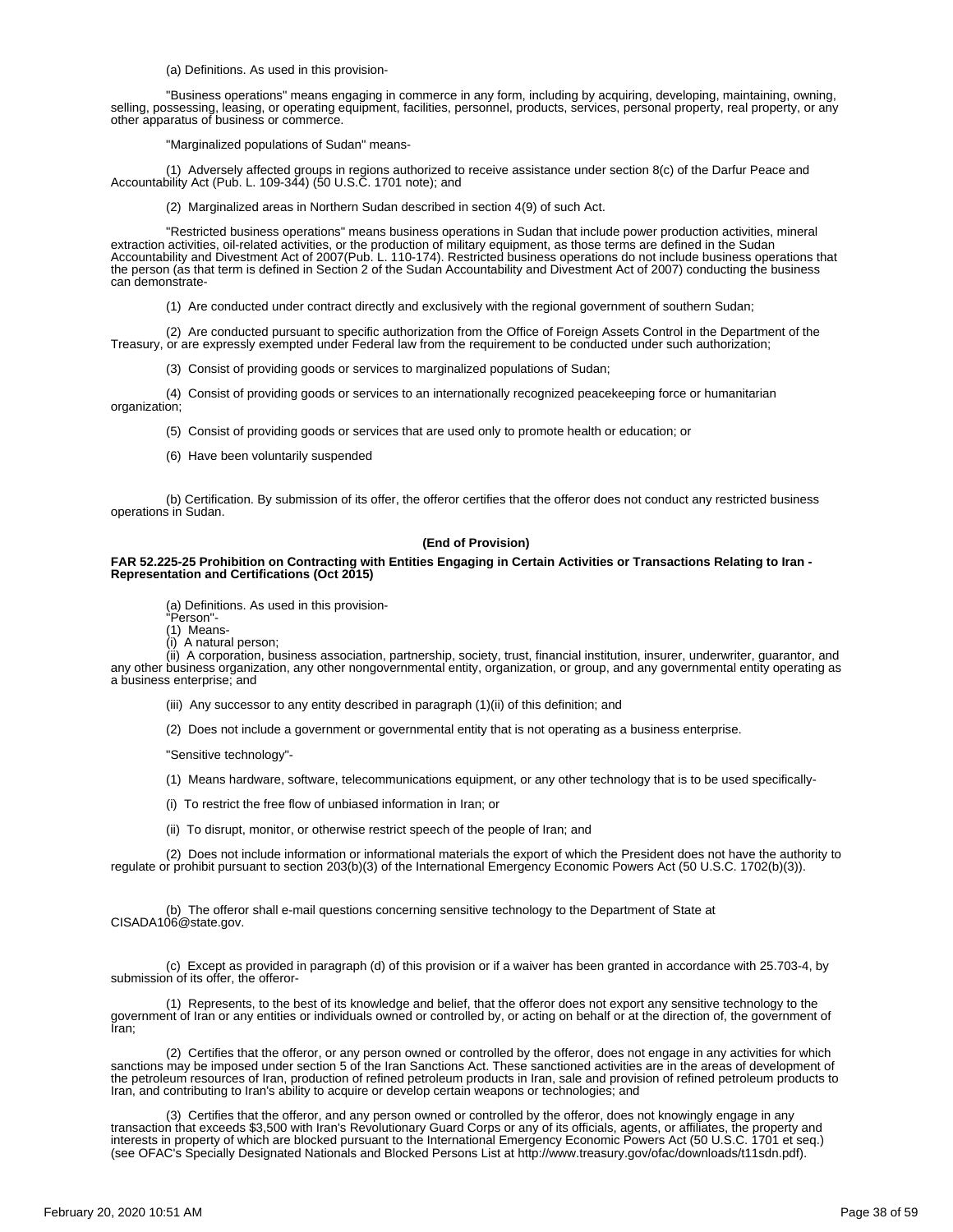(a) Definitions. As used in this provision-

"Business operations" means engaging in commerce in any form, including by acquiring, developing, maintaining, owning, selling, possessing, leasing, or operating equipment, facilities, personnel, products, services, personal property, real property, or any other apparatus of business or commerce.

"Marginalized populations of Sudan" means-

(1) Adversely affected groups in regions authorized to receive assistance under section 8(c) of the Darfur Peace and Accountability Act (Pub. L. 109-344) (50 U.S.C. 1701 note); and

(2) Marginalized areas in Northern Sudan described in section 4(9) of such Act.

"Restricted business operations" means business operations in Sudan that include power production activities, mineral extraction activities, oil-related activities, or the production of military equipment, as those terms are defined in the Sudan Accountability and Divestment Act of 2007(Pub. L. 110-174). Restricted business operations do not include business operations that the person (as that term is defined in Section 2 of the Sudan Accountability and Divestment Act of 2007) conducting the business can demonstrate-

(1) Are conducted under contract directly and exclusively with the regional government of southern Sudan;

(2) Are conducted pursuant to specific authorization from the Office of Foreign Assets Control in the Department of the Treasury, or are expressly exempted under Federal law from the requirement to be conducted under such authorization;

(3) Consist of providing goods or services to marginalized populations of Sudan;

(4) Consist of providing goods or services to an internationally recognized peacekeeping force or humanitarian organization;

(5) Consist of providing goods or services that are used only to promote health or education; or

(6) Have been voluntarily suspended

(b) Certification. By submission of its offer, the offeror certifies that the offeror does not conduct any restricted business operations in Sudan.

**(End of Provision)**

**FAR 52.225-25 Prohibition on Contracting with Entities Engaging in Certain Activities or Transactions Relating to Iran - Representation and Certifications (Oct 2015)**

(a) Definitions. As used in this provision-
"Person"-
(1) Means-
(i) A natural person;
(ii) A corporation, business association, partnership, society, trust, financial institution, insurer, underwriter, guarantor, and any other business organization, any other nongovernmental entity, organization, or group, and any governmental entity operating as a business enterprise; and

(iii) Any successor to any entity described in paragraph (1)(ii) of this definition; and

(2) Does not include a government or governmental entity that is not operating as a business enterprise.

"Sensitive technology"-

(1) Means hardware, software, telecommunications equipment, or any other technology that is to be used specifically-

(i) To restrict the free flow of unbiased information in Iran; or

(ii) To disrupt, monitor, or otherwise restrict speech of the people of Iran; and

(2) Does not include information or informational materials the export of which the President does not have the authority to regulate or prohibit pursuant to section 203(b)(3) of the International Emergency Economic Powers Act (50 U.S.C. 1702(b)(3)).

(b) The offeror shall e-mail questions concerning sensitive technology to the Department of State at CISADA106@state.gov.

(c) Except as provided in paragraph (d) of this provision or if a waiver has been granted in accordance with 25.703-4, by submission of its offer, the offeror-

(1) Represents, to the best of its knowledge and belief, that the offeror does not export any sensitive technology to the government of Iran or any entities or individuals owned or controlled by, or acting on behalf or at the direction of, the government of Iran;

(2) Certifies that the offeror, or any person owned or controlled by the offeror, does not engage in any activities for which sanctions may be imposed under section 5 of the Iran Sanctions Act. These sanctioned activities are in the areas of development of the petroleum resources of Iran, production of refined petroleum products in Iran, sale and provision of refined petroleum products to Iran, and contributing to Iran's ability to acquire or develop certain weapons or technologies; and

(3) Certifies that the offeror, and any person owned or controlled by the offeror, does not knowingly engage in any transaction that exceeds $3,500 with Iran's Revolutionary Guard Corps or any of its officials, agents, or affiliates, the property and interests in property of which are blocked pursuant to the International Emergency Economic Powers Act (50 U.S.C. 1701 et seq.) (see OFAC's Specially Designated Nationals and Blocked Persons List at http://www.treasury.gov/ofac/downloads/t11sdn.pdf).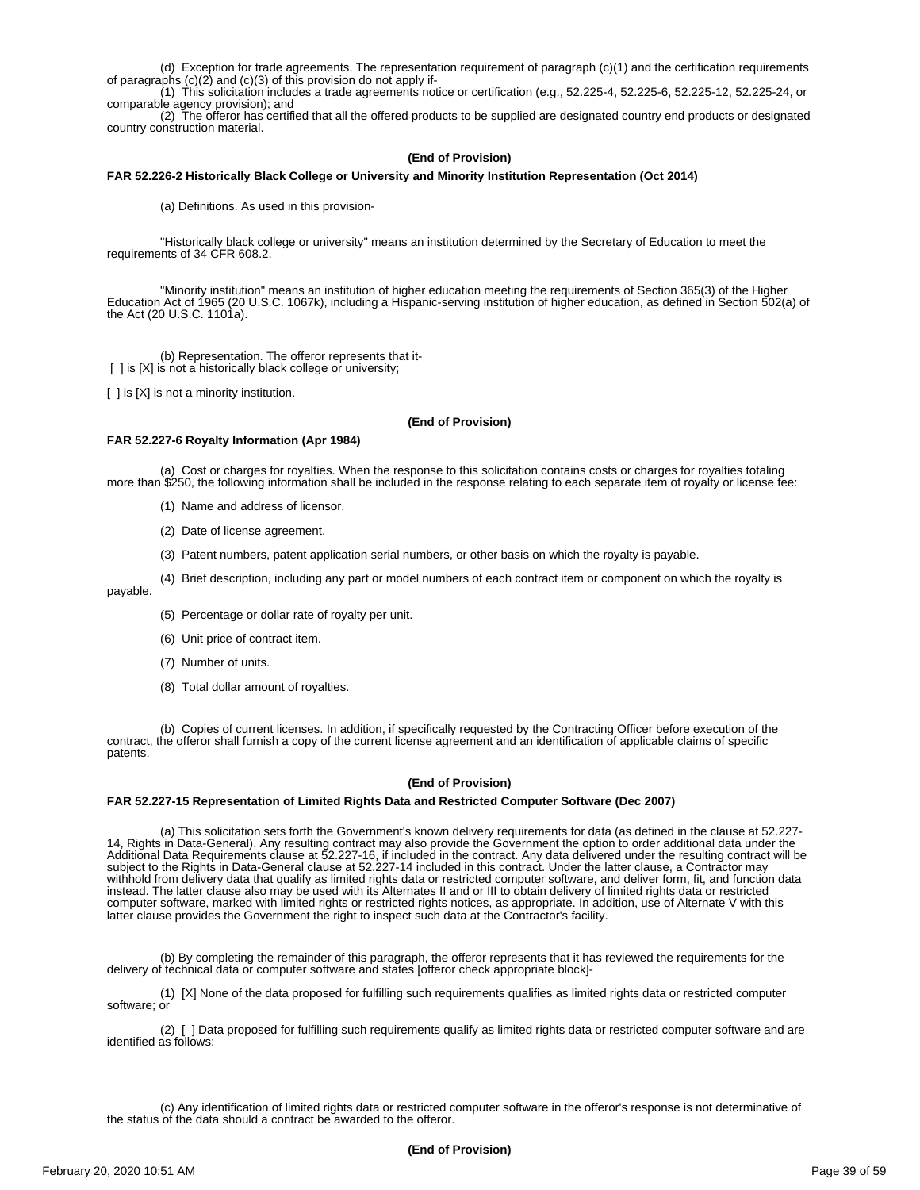(d) Exception for trade agreements. The representation requirement of paragraph (c)(1) and the certification requirements of paragraphs (c)(2) and (c)(3) of this provision do not apply if-

(1) This solicitation includes a trade agreements notice or certification (e.g., 52.225-4, 52.225-6, 52.225-12, 52.225-24, or comparable agency provision); and

(2) The offeror has certified that all the offered products to be supplied are designated country end products or designated country construction material.

**(End of Provision)**

**FAR 52.226-2 Historically Black College or University and Minority Institution Representation (Oct 2014)**

(a) Definitions. As used in this provision-

"Historically black college or university" means an institution determined by the Secretary of Education to meet the requirements of 34 CFR 608.2.

"Minority institution" means an institution of higher education meeting the requirements of Section 365(3) of the Higher Education Act of 1965 (20 U.S.C. 1067k), including a Hispanic-serving institution of higher education, as defined in Section 502(a) of the Act (20 U.S.C. 1101a).

(b) Representation. The offeror represents that it-

[ ] is [X] is not a historically black college or university;

[ ] is [X] is not a minority institution.

**(End of Provision)**

**FAR 52.227-6 Royalty Information (Apr 1984)**

(a) Cost or charges for royalties. When the response to this solicitation contains costs or charges for royalties totaling more than $250, the following information shall be included in the response relating to each separate item of royalty or license fee:

(1) Name and address of licensor.

(2) Date of license agreement.

(3) Patent numbers, patent application serial numbers, or other basis on which the royalty is payable.

(4) Brief description, including any part or model numbers of each contract item or component on which the royalty is payable.

(5) Percentage or dollar rate of royalty per unit.

(6) Unit price of contract item.

(7) Number of units.

(8) Total dollar amount of royalties.

(b) Copies of current licenses. In addition, if specifically requested by the Contracting Officer before execution of the contract, the offeror shall furnish a copy of the current license agreement and an identification of applicable claims of specific patents.

**(End of Provision)**

**FAR 52.227-15 Representation of Limited Rights Data and Restricted Computer Software (Dec 2007)**

(a) This solicitation sets forth the Government's known delivery requirements for data (as defined in the clause at 52.227-14, Rights in Data-General). Any resulting contract may also provide the Government the option to order additional data under the Additional Data Requirements clause at 52.227-16, if included in the contract. Any data delivered under the resulting contract will be subject to the Rights in Data-General clause at 52.227-14 included in this contract. Under the latter clause, a Contractor may withhold from delivery data that qualify as limited rights data or restricted computer software, and deliver form, fit, and function data instead. The latter clause also may be used with its Alternates II and or III to obtain delivery of limited rights data or restricted computer software, marked with limited rights or restricted rights notices, as appropriate. In addition, use of Alternate V with this latter clause provides the Government the right to inspect such data at the Contractor's facility.

(b) By completing the remainder of this paragraph, the offeror represents that it has reviewed the requirements for the delivery of technical data or computer software and states [offeror check appropriate block]-

(1) [X] None of the data proposed for fulfilling such requirements qualifies as limited rights data or restricted computer software; or

(2) [ ] Data proposed for fulfilling such requirements qualify as limited rights data or restricted computer software and are identified as follows:

(c) Any identification of limited rights data or restricted computer software in the offeror's response is not determinative of the status of the data should a contract be awarded to the offeror.

**(End of Provision)**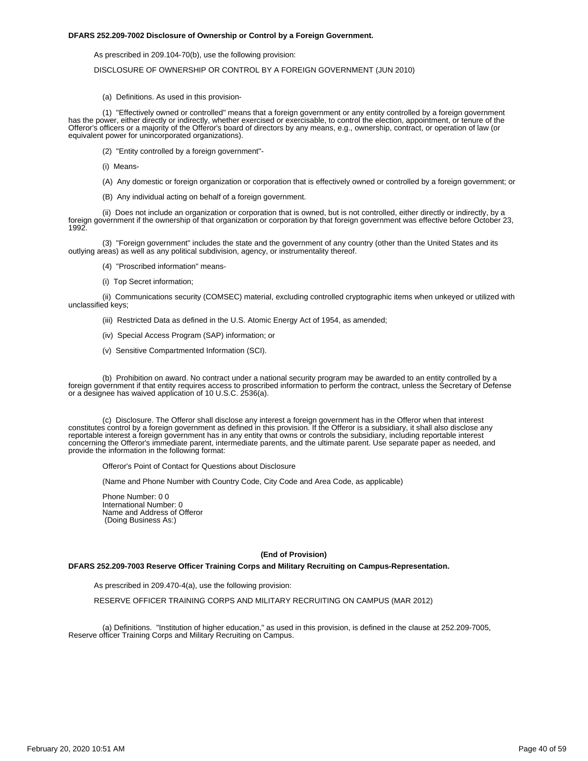**DFARS 252.209-7002 Disclosure of Ownership or Control by a Foreign Government.**

As prescribed in 209.104-70(b), use the following provision:

DISCLOSURE OF OWNERSHIP OR CONTROL BY A FOREIGN GOVERNMENT (JUN 2010)

(a) Definitions. As used in this provision-

(1) "Effectively owned or controlled" means that a foreign government or any entity controlled by a foreign government has the power, either directly or indirectly, whether exercised or exercisable, to control the election, appointment, or tenure of the Offeror's officers or a majority of the Offeror's board of directors by any means, e.g., ownership, contract, or operation of law (or equivalent power for unincorporated organizations).

(2) "Entity controlled by a foreign government"-

(i) Means-

(A) Any domestic or foreign organization or corporation that is effectively owned or controlled by a foreign government; or

(B) Any individual acting on behalf of a foreign government.

(ii) Does not include an organization or corporation that is owned, but is not controlled, either directly or indirectly, by a foreign government if the ownership of that organization or corporation by that foreign government was effective before October 23, 1992.

(3) "Foreign government" includes the state and the government of any country (other than the United States and its outlying areas) as well as any political subdivision, agency, or instrumentality thereof.

(4) "Proscribed information" means-

(i) Top Secret information;

(ii) Communications security (COMSEC) material, excluding controlled cryptographic items when unkeyed or utilized with unclassified keys;

(iii) Restricted Data as defined in the U.S. Atomic Energy Act of 1954, as amended;

(iv) Special Access Program (SAP) information; or

(v) Sensitive Compartmented Information (SCI).

(b) Prohibition on award. No contract under a national security program may be awarded to an entity controlled by a foreign government if that entity requires access to proscribed information to perform the contract, unless the Secretary of Defense or a designee has waived application of 10 U.S.C. 2536(a).

(c) Disclosure. The Offeror shall disclose any interest a foreign government has in the Offeror when that interest constitutes control by a foreign government as defined in this provision. If the Offeror is a subsidiary, it shall also disclose any reportable interest a foreign government has in any entity that owns or controls the subsidiary, including reportable interest concerning the Offeror's immediate parent, intermediate parents, and the ultimate parent. Use separate paper as needed, and provide the information in the following format:

Offeror's Point of Contact for Questions about Disclosure

(Name and Phone Number with Country Code, City Code and Area Code, as applicable)

Phone Number: 0 0
International Number: 0
Name and Address of Offeror
(Doing Business As:)

**(End of Provision)**

**DFARS 252.209-7003 Reserve Officer Training Corps and Military Recruiting on Campus-Representation.**

As prescribed in 209.470-4(a), use the following provision:

RESERVE OFFICER TRAINING CORPS AND MILITARY RECRUITING ON CAMPUS (MAR 2012)

(a) Definitions. "Institution of higher education," as used in this provision, is defined in the clause at 252.209-7005, Reserve officer Training Corps and Military Recruiting on Campus.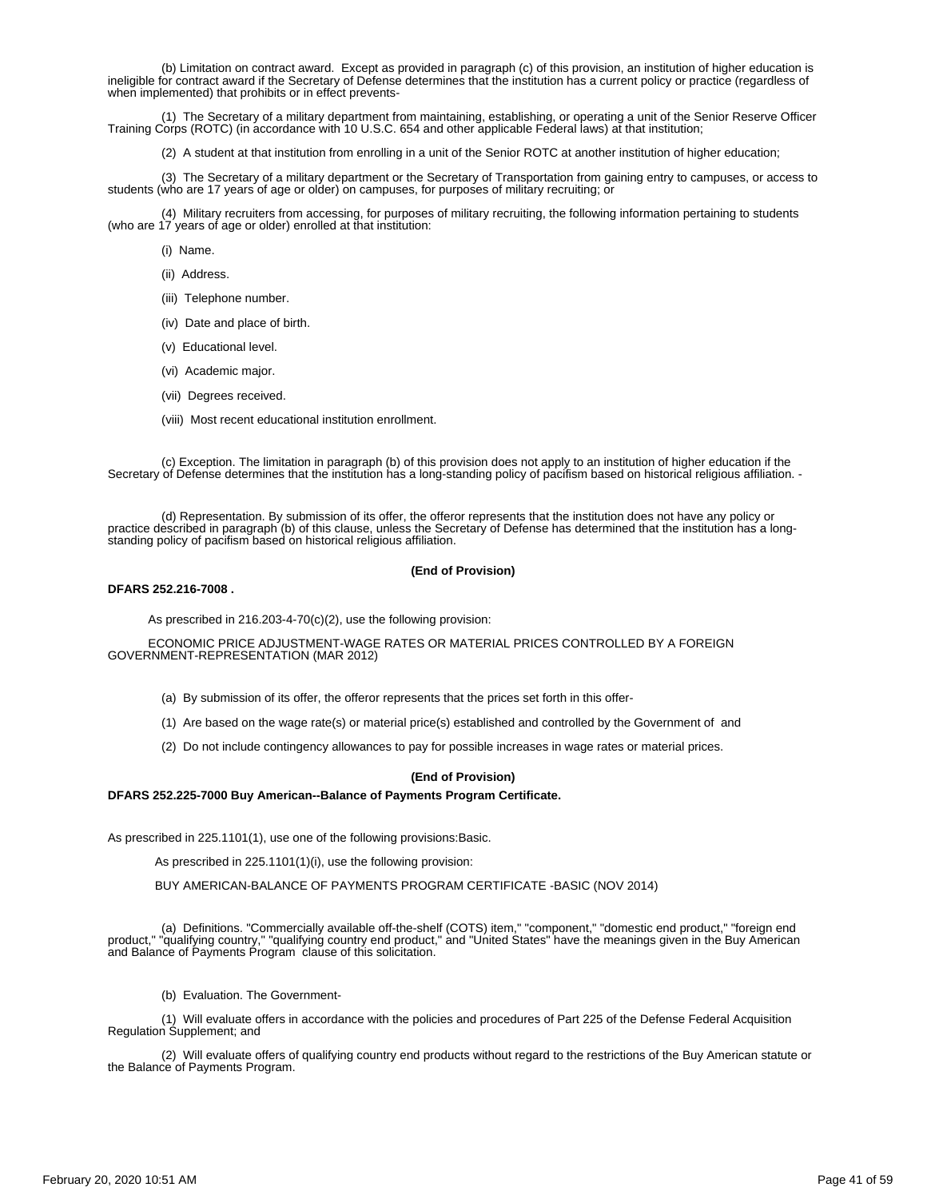(b) Limitation on contract award. Except as provided in paragraph (c) of this provision, an institution of higher education is ineligible for contract award if the Secretary of Defense determines that the institution has a current policy or practice (regardless of when implemented) that prohibits or in effect prevents-

(1) The Secretary of a military department from maintaining, establishing, or operating a unit of the Senior Reserve Officer Training Corps (ROTC) (in accordance with 10 U.S.C. 654 and other applicable Federal laws) at that institution;

(2) A student at that institution from enrolling in a unit of the Senior ROTC at another institution of higher education;

(3) The Secretary of a military department or the Secretary of Transportation from gaining entry to campuses, or access to students (who are 17 years of age or older) on campuses, for purposes of military recruiting; or

(4) Military recruiters from accessing, for purposes of military recruiting, the following information pertaining to students (who are 17 years of age or older) enrolled at that institution:

(i) Name.

(ii) Address.

(iii) Telephone number.

(iv) Date and place of birth.

(v) Educational level.

(vi) Academic major.

(vii) Degrees received.

(viii) Most recent educational institution enrollment.

(c) Exception. The limitation in paragraph (b) of this provision does not apply to an institution of higher education if the Secretary of Defense determines that the institution has a long-standing policy of pacifism based on historical religious affiliation. -

(d) Representation. By submission of its offer, the offeror represents that the institution does not have any policy or practice described in paragraph (b) of this clause, unless the Secretary of Defense has determined that the institution has a long-standing policy of pacifism based on historical religious affiliation.

**(End of Provision)**

**DFARS 252.216-7008 .**

As prescribed in 216.203-4-70(c)(2), use the following provision:

ECONOMIC PRICE ADJUSTMENT-WAGE RATES OR MATERIAL PRICES CONTROLLED BY A FOREIGN GOVERNMENT-REPRESENTATION (MAR 2012)

(a) By submission of its offer, the offeror represents that the prices set forth in this offer-

(1) Are based on the wage rate(s) or material price(s) established and controlled by the Government of and

(2) Do not include contingency allowances to pay for possible increases in wage rates or material prices.

**(End of Provision)**

**DFARS 252.225-7000 Buy American--Balance of Payments Program Certificate.**

As prescribed in 225.1101(1), use one of the following provisions:Basic.

As prescribed in 225.1101(1)(i), use the following provision:

BUY AMERICAN-BALANCE OF PAYMENTS PROGRAM CERTIFICATE -BASIC (NOV 2014)

(a) Definitions. "Commercially available off-the-shelf (COTS) item," "component," "domestic end product," "foreign end product," "qualifying country," "qualifying country end product," and "United States" have the meanings given in the Buy American and Balance of Payments Program clause of this solicitation.

(b) Evaluation. The Government-

(1) Will evaluate offers in accordance with the policies and procedures of Part 225 of the Defense Federal Acquisition Regulation Supplement; and

(2) Will evaluate offers of qualifying country end products without regard to the restrictions of the Buy American statute or the Balance of Payments Program.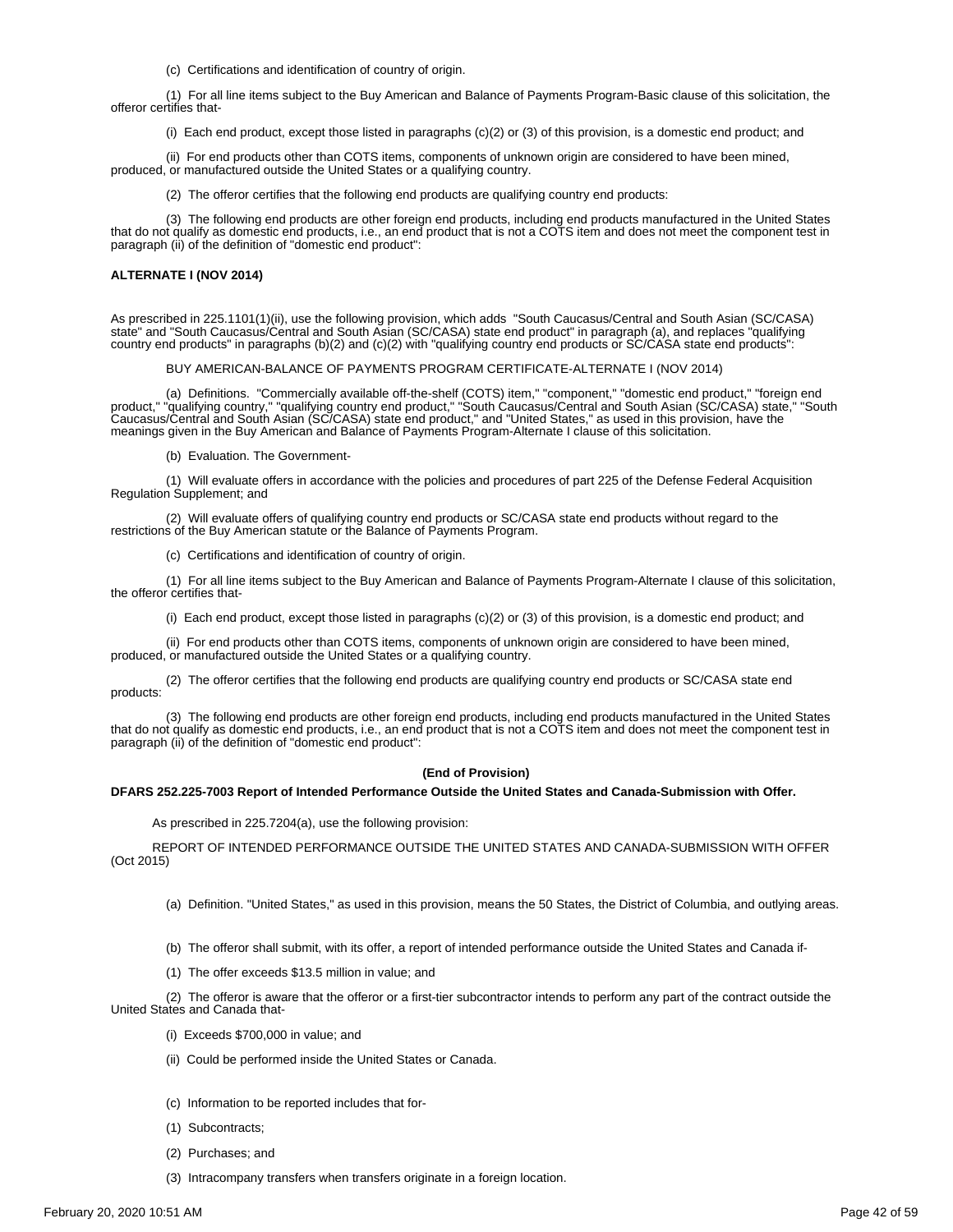(c) Certifications and identification of country of origin.

(1) For all line items subject to the Buy American and Balance of Payments Program-Basic clause of this solicitation, the offeror certifies that-

(i) Each end product, except those listed in paragraphs (c)(2) or (3) of this provision, is a domestic end product; and

(ii) For end products other than COTS items, components of unknown origin are considered to have been mined, produced, or manufactured outside the United States or a qualifying country.

(2) The offeror certifies that the following end products are qualifying country end products:

(3) The following end products are other foreign end products, including end products manufactured in the United States that do not qualify as domestic end products, i.e., an end product that is not a COTS item and does not meet the component test in paragraph (ii) of the definition of "domestic end product":

**ALTERNATE I (NOV 2014)**

As prescribed in 225.1101(1)(ii), use the following provision, which adds "South Caucasus/Central and South Asian (SC/CASA) state" and "South Caucasus/Central and South Asian (SC/CASA) state end product" in paragraph (a), and replaces "qualifying country end products" in paragraphs (b)(2) and (c)(2) with "qualifying country end products or SC/CASA state end products":

BUY AMERICAN-BALANCE OF PAYMENTS PROGRAM CERTIFICATE-ALTERNATE I (NOV 2014)

(a) Definitions. "Commercially available off-the-shelf (COTS) item," "component," "domestic end product," "foreign end product," "qualifying country," "qualifying country end product," "South Caucasus/Central and South Asian (SC/CASA) state," "South Caucasus/Central and South Asian (SC/CASA) state end product," and "United States," as used in this provision, have the meanings given in the Buy American and Balance of Payments Program-Alternate I clause of this solicitation.

(b) Evaluation. The Government-

(1) Will evaluate offers in accordance with the policies and procedures of part 225 of the Defense Federal Acquisition Regulation Supplement; and

(2) Will evaluate offers of qualifying country end products or SC/CASA state end products without regard to the restrictions of the Buy American statute or the Balance of Payments Program.

(c) Certifications and identification of country of origin.

(1) For all line items subject to the Buy American and Balance of Payments Program-Alternate I clause of this solicitation, the offeror certifies that-

(i) Each end product, except those listed in paragraphs (c)(2) or (3) of this provision, is a domestic end product; and

(ii) For end products other than COTS items, components of unknown origin are considered to have been mined, produced, or manufactured outside the United States or a qualifying country.

(2) The offeror certifies that the following end products are qualifying country end products or SC/CASA state end products:

(3) The following end products are other foreign end products, including end products manufactured in the United States that do not qualify as domestic end products, i.e., an end product that is not a COTS item and does not meet the component test in paragraph (ii) of the definition of "domestic end product":

**(End of Provision)**

**DFARS 252.225-7003 Report of Intended Performance Outside the United States and Canada-Submission with Offer.**

As prescribed in 225.7204(a), use the following provision:

REPORT OF INTENDED PERFORMANCE OUTSIDE THE UNITED STATES AND CANADA-SUBMISSION WITH OFFER (Oct 2015)

(a) Definition. "United States," as used in this provision, means the 50 States, the District of Columbia, and outlying areas.

(b) The offeror shall submit, with its offer, a report of intended performance outside the United States and Canada if-

(1) The offer exceeds $13.5 million in value; and

(2) The offeror is aware that the offeror or a first-tier subcontractor intends to perform any part of the contract outside the United States and Canada that-

(i) Exceeds $700,000 in value; and

(ii) Could be performed inside the United States or Canada.

(c) Information to be reported includes that for-

(1) Subcontracts;

(2) Purchases; and

(3) Intracompany transfers when transfers originate in a foreign location.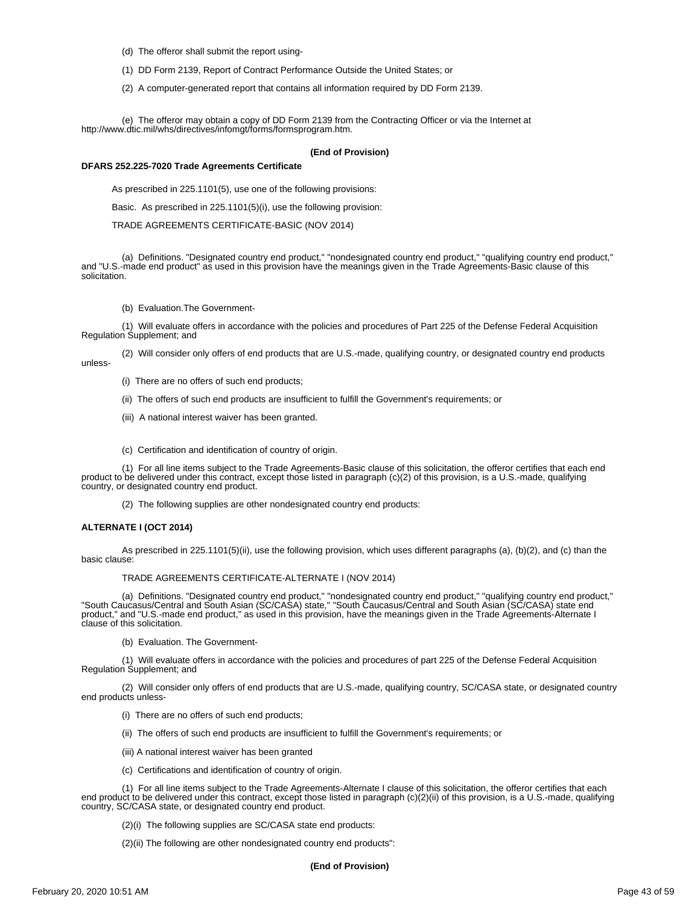(d) The offeror shall submit the report using-

(1) DD Form 2139, Report of Contract Performance Outside the United States; or

(2) A computer-generated report that contains all information required by DD Form 2139.

(e) The offeror may obtain a copy of DD Form 2139 from the Contracting Officer or via the Internet at http://www.dtic.mil/whs/directives/infomgt/forms/formsprogram.htm.

**(End of Provision)**

**DFARS 252.225-7020 Trade Agreements Certificate**

As prescribed in 225.1101(5), use one of the following provisions:

Basic. As prescribed in 225.1101(5)(i), use the following provision:

TRADE AGREEMENTS CERTIFICATE-BASIC (NOV 2014)

(a) Definitions. "Designated country end product," "nondesignated country end product," "qualifying country end product," and "U.S.-made end product" as used in this provision have the meanings given in the Trade Agreements-Basic clause of this solicitation.

(b) Evaluation.The Government-

(1) Will evaluate offers in accordance with the policies and procedures of Part 225 of the Defense Federal Acquisition Regulation Supplement; and

(2) Will consider only offers of end products that are U.S.-made, qualifying country, or designated country end products unless-

(i) There are no offers of such end products;

(ii) The offers of such end products are insufficient to fulfill the Government's requirements; or

(iii) A national interest waiver has been granted.

(c) Certification and identification of country of origin.

(1) For all line items subject to the Trade Agreements-Basic clause of this solicitation, the offeror certifies that each end product to be delivered under this contract, except those listed in paragraph (c)(2) of this provision, is a U.S.-made, qualifying country, or designated country end product.

(2) The following supplies are other nondesignated country end products:

**ALTERNATE I (OCT 2014)**

As prescribed in 225.1101(5)(ii), use the following provision, which uses different paragraphs (a), (b)(2), and (c) than the basic clause:

TRADE AGREEMENTS CERTIFICATE-ALTERNATE I (NOV 2014)

(a) Definitions. "Designated country end product," "nondesignated country end product," "qualifying country end product," "South Caucasus/Central and South Asian (SC/CASA) state," "South Caucasus/Central and South Asian (SC/CASA) state end product," and "U.S.-made end product," as used in this provision, have the meanings given in the Trade Agreements-Alternate I clause of this solicitation.

(b) Evaluation. The Government-

(1) Will evaluate offers in accordance with the policies and procedures of part 225 of the Defense Federal Acquisition Regulation Supplement; and

(2) Will consider only offers of end products that are U.S.-made, qualifying country, SC/CASA state, or designated country end products unless-

(i) There are no offers of such end products;

(ii) The offers of such end products are insufficient to fulfill the Government's requirements; or

(iii) A national interest waiver has been granted

(c) Certifications and identification of country of origin.

(1) For all line items subject to the Trade Agreements-Alternate I clause of this solicitation, the offeror certifies that each end product to be delivered under this contract, except those listed in paragraph (c)(2)(ii) of this provision, is a U.S.-made, qualifying country, SC/CASA state, or designated country end product.

(2)(i) The following supplies are SC/CASA state end products:

(2)(ii) The following are other nondesignated country end products":

**(End of Provision)**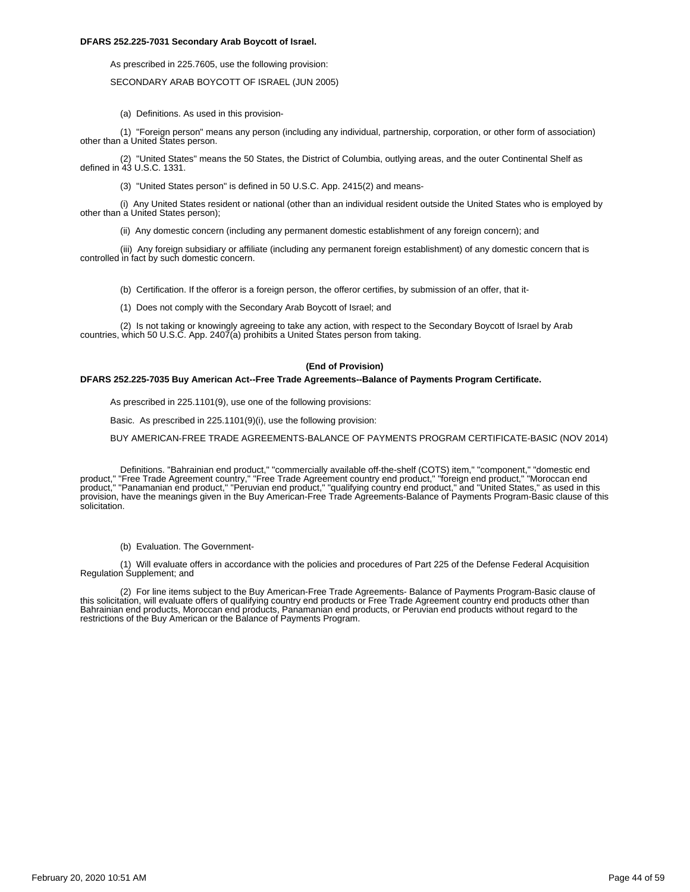**DFARS 252.225-7031 Secondary Arab Boycott of Israel.**

As prescribed in 225.7605, use the following provision:

SECONDARY ARAB BOYCOTT OF ISRAEL (JUN 2005)

(a) Definitions. As used in this provision-

(1) "Foreign person" means any person (including any individual, partnership, corporation, or other form of association) other than a United States person.

(2) "United States" means the 50 States, the District of Columbia, outlying areas, and the outer Continental Shelf as defined in 43 U.S.C. 1331.

(3) "United States person" is defined in 50 U.S.C. App. 2415(2) and means-

(i) Any United States resident or national (other than an individual resident outside the United States who is employed by other than a United States person);

(ii) Any domestic concern (including any permanent domestic establishment of any foreign concern); and

(iii) Any foreign subsidiary or affiliate (including any permanent foreign establishment) of any domestic concern that is controlled in fact by such domestic concern.

(b) Certification. If the offeror is a foreign person, the offeror certifies, by submission of an offer, that it-

(1) Does not comply with the Secondary Arab Boycott of Israel; and

(2) Is not taking or knowingly agreeing to take any action, with respect to the Secondary Boycott of Israel by Arab countries, which 50 U.S.C. App. 2407(a) prohibits a United States person from taking.

**(End of Provision)**

**DFARS 252.225-7035 Buy American Act--Free Trade Agreements--Balance of Payments Program Certificate.**

As prescribed in 225.1101(9), use one of the following provisions:

Basic. As prescribed in 225.1101(9)(i), use the following provision:

BUY AMERICAN-FREE TRADE AGREEMENTS-BALANCE OF PAYMENTS PROGRAM CERTIFICATE-BASIC (NOV 2014)

Definitions. "Bahrainian end product," "commercially available off-the-shelf (COTS) item," "component," "domestic end product," "Free Trade Agreement country," "Free Trade Agreement country end product," "foreign end product," "Moroccan end product," "Panamanian end product," "Peruvian end product," "qualifying country end product," and "United States," as used in this provision, have the meanings given in the Buy American-Free Trade Agreements-Balance of Payments Program-Basic clause of this solicitation.

(b) Evaluation. The Government-

(1) Will evaluate offers in accordance with the policies and procedures of Part 225 of the Defense Federal Acquisition Regulation Supplement; and

(2) For line items subject to the Buy American-Free Trade Agreements- Balance of Payments Program-Basic clause of this solicitation, will evaluate offers of qualifying country end products or Free Trade Agreement country end products other than Bahrainian end products, Moroccan end products, Panamanian end products, or Peruvian end products without regard to the restrictions of the Buy American or the Balance of Payments Program.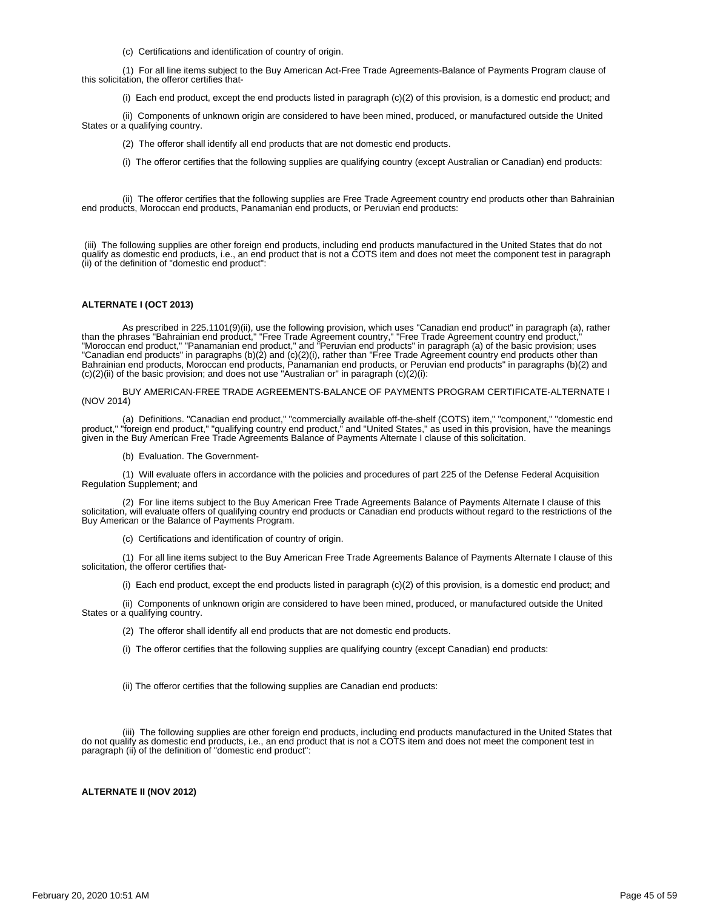(c) Certifications and identification of country of origin.

(1) For all line items subject to the Buy American Act-Free Trade Agreements-Balance of Payments Program clause of this solicitation, the offeror certifies that-

(i) Each end product, except the end products listed in paragraph (c)(2) of this provision, is a domestic end product; and

(ii) Components of unknown origin are considered to have been mined, produced, or manufactured outside the United States or a qualifying country.

(2) The offeror shall identify all end products that are not domestic end products.

(i) The offeror certifies that the following supplies are qualifying country (except Australian or Canadian) end products:

(ii) The offeror certifies that the following supplies are Free Trade Agreement country end products other than Bahrainian end products, Moroccan end products, Panamanian end products, or Peruvian end products:

(iii) The following supplies are other foreign end products, including end products manufactured in the United States that do not qualify as domestic end products, i.e., an end product that is not a COTS item and does not meet the component test in paragraph (ii) of the definition of "domestic end product":

**ALTERNATE I (OCT 2013)**

As prescribed in 225.1101(9)(ii), use the following provision, which uses "Canadian end product" in paragraph (a), rather than the phrases "Bahrainian end product," "Free Trade Agreement country," "Free Trade Agreement country end product," "Moroccan end product," "Panamanian end product," and "Peruvian end products" in paragraph (a) of the basic provision; uses "Canadian end products" in paragraphs (b)(2) and (c)(2)(i), rather than "Free Trade Agreement country end products other than Bahrainian end products, Moroccan end products, Panamanian end products, or Peruvian end products" in paragraphs (b)(2) and (c)(2)(ii) of the basic provision; and does not use "Australian or" in paragraph (c)(2)(i):

BUY AMERICAN-FREE TRADE AGREEMENTS-BALANCE OF PAYMENTS PROGRAM CERTIFICATE-ALTERNATE I (NOV 2014)

(a) Definitions. "Canadian end product," "commercially available off-the-shelf (COTS) item," "component," "domestic end product," "foreign end product," "qualifying country end product," and "United States," as used in this provision, have the meanings given in the Buy American Free Trade Agreements Balance of Payments Alternate I clause of this solicitation.

(b) Evaluation. The Government-

(1) Will evaluate offers in accordance with the policies and procedures of part 225 of the Defense Federal Acquisition Regulation Supplement; and

(2) For line items subject to the Buy American Free Trade Agreements Balance of Payments Alternate I clause of this solicitation, will evaluate offers of qualifying country end products or Canadian end products without regard to the restrictions of the Buy American or the Balance of Payments Program.

(c) Certifications and identification of country of origin.

(1) For all line items subject to the Buy American Free Trade Agreements Balance of Payments Alternate I clause of this solicitation, the offeror certifies that-

(i) Each end product, except the end products listed in paragraph (c)(2) of this provision, is a domestic end product; and

(ii) Components of unknown origin are considered to have been mined, produced, or manufactured outside the United States or a qualifying country.

(2) The offeror shall identify all end products that are not domestic end products.

(i) The offeror certifies that the following supplies are qualifying country (except Canadian) end products:

(ii) The offeror certifies that the following supplies are Canadian end products:

(iii) The following supplies are other foreign end products, including end products manufactured in the United States that do not qualify as domestic end products, i.e., an end product that is not a COTS item and does not meet the component test in paragraph (ii) of the definition of "domestic end product":

**ALTERNATE II (NOV 2012)**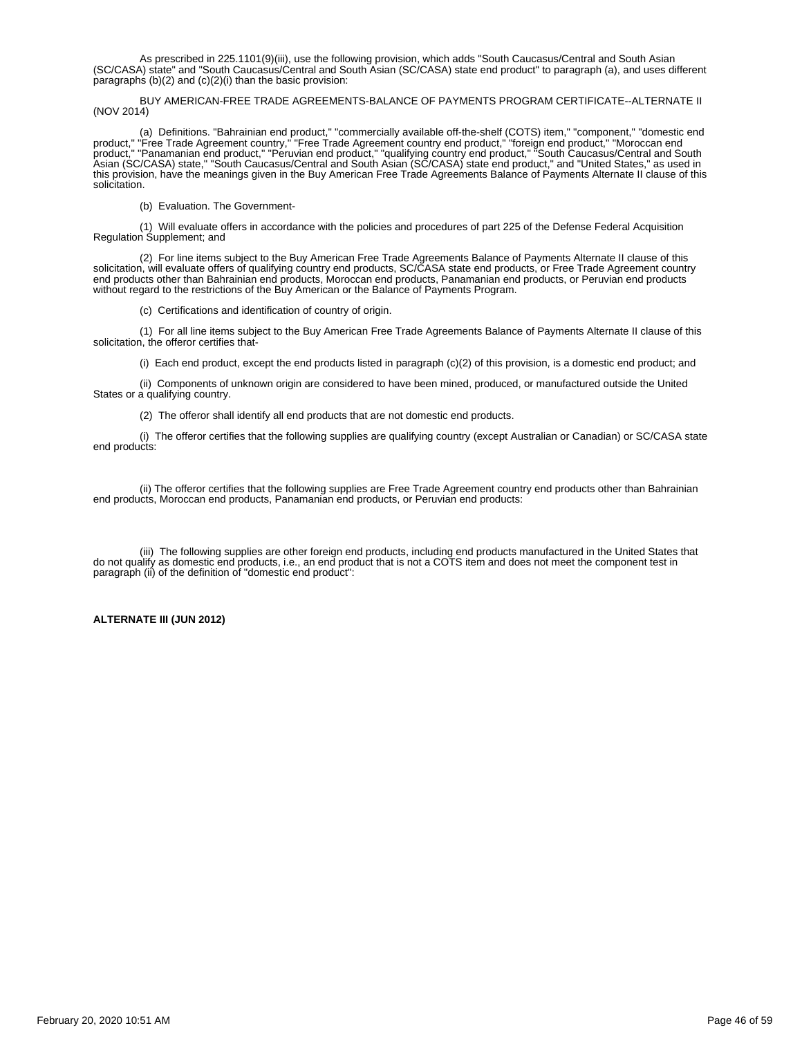As prescribed in 225.1101(9)(iii), use the following provision, which adds "South Caucasus/Central and South Asian (SC/CASA) state" and "South Caucasus/Central and South Asian (SC/CASA) state end product" to paragraph (a), and uses different paragraphs (b)(2) and (c)(2)(i) than the basic provision:

BUY AMERICAN-FREE TRADE AGREEMENTS-BALANCE OF PAYMENTS PROGRAM CERTIFICATE--ALTERNATE II (NOV 2014)

(a) Definitions. "Bahrainian end product," "commercially available off-the-shelf (COTS) item," "component," "domestic end product," "Free Trade Agreement country," "Free Trade Agreement country end product," "foreign end product," "Moroccan end product," "Panamanian end product," "Peruvian end product," "qualifying country end product," "South Caucasus/Central and South Asian (SC/CASA) state," "South Caucasus/Central and South Asian (SC/CASA) state end product," and "United States," as used in this provision, have the meanings given in the Buy American Free Trade Agreements Balance of Payments Alternate II clause of this solicitation.

(b) Evaluation. The Government-

(1) Will evaluate offers in accordance with the policies and procedures of part 225 of the Defense Federal Acquisition Regulation Supplement; and

(2) For line items subject to the Buy American Free Trade Agreements Balance of Payments Alternate II clause of this solicitation, will evaluate offers of qualifying country end products, SC/CASA state end products, or Free Trade Agreement country end products other than Bahrainian end products, Moroccan end products, Panamanian end products, or Peruvian end products without regard to the restrictions of the Buy American or the Balance of Payments Program.

(c) Certifications and identification of country of origin.

(1) For all line items subject to the Buy American Free Trade Agreements Balance of Payments Alternate II clause of this solicitation, the offeror certifies that-

(i) Each end product, except the end products listed in paragraph (c)(2) of this provision, is a domestic end product; and

(ii) Components of unknown origin are considered to have been mined, produced, or manufactured outside the United States or a qualifying country.

(2) The offeror shall identify all end products that are not domestic end products.

(i) The offeror certifies that the following supplies are qualifying country (except Australian or Canadian) or SC/CASA state end products:

(ii) The offeror certifies that the following supplies are Free Trade Agreement country end products other than Bahrainian end products, Moroccan end products, Panamanian end products, or Peruvian end products:

(iii) The following supplies are other foreign end products, including end products manufactured in the United States that do not qualify as domestic end products, i.e., an end product that is not a COTS item and does not meet the component test in paragraph (ii) of the definition of "domestic end product":

**ALTERNATE III (JUN 2012)**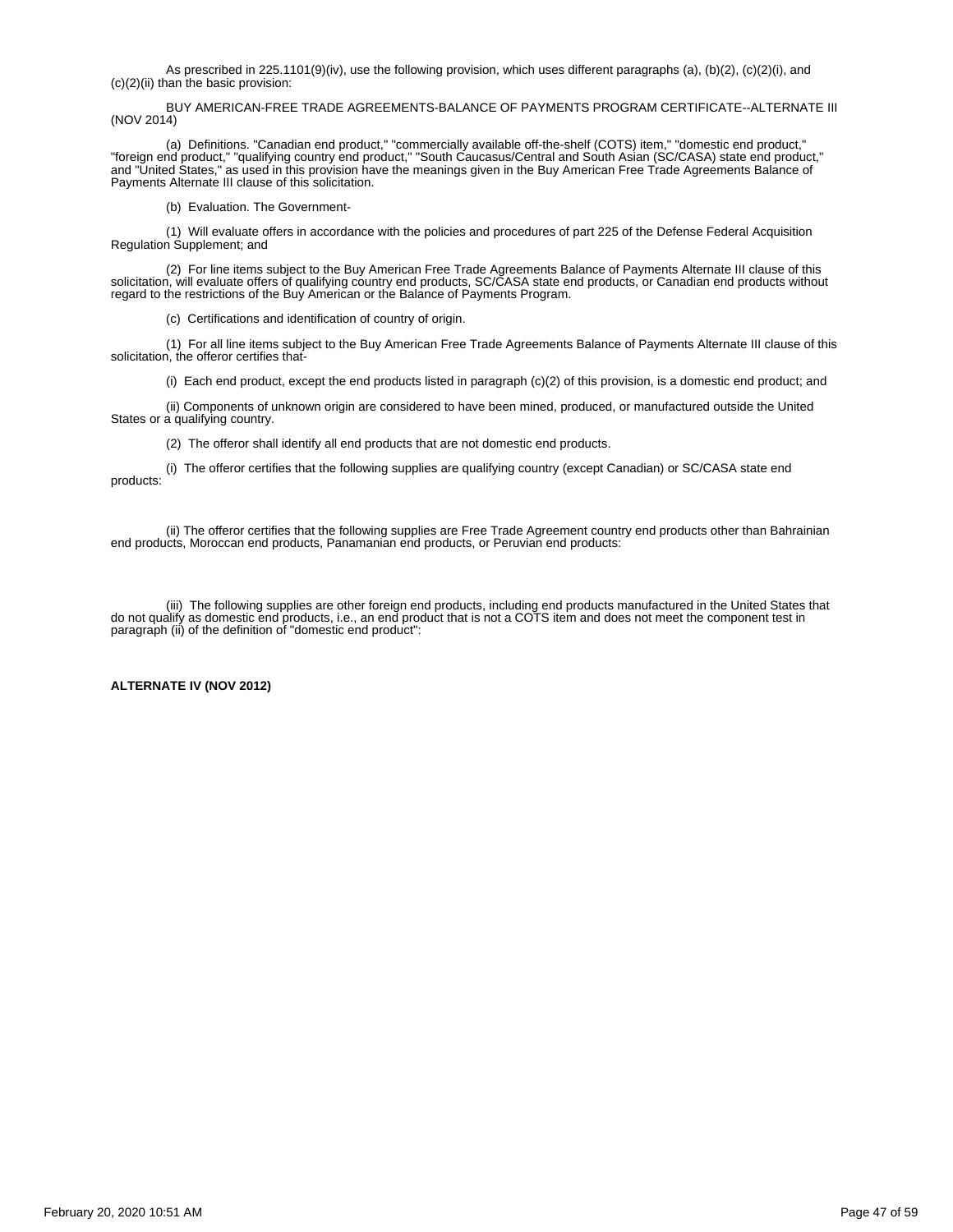As prescribed in 225.1101(9)(iv), use the following provision, which uses different paragraphs (a), (b)(2), (c)(2)(i), and (c)(2)(ii) than the basic provision:

BUY AMERICAN-FREE TRADE AGREEMENTS-BALANCE OF PAYMENTS PROGRAM CERTIFICATE--ALTERNATE III (NOV 2014)

(a) Definitions. "Canadian end product," "commercially available off-the-shelf (COTS) item," "domestic end product," "foreign end product," "qualifying country end product," "South Caucasus/Central and South Asian (SC/CASA) state end product," and "United States," as used in this provision have the meanings given in the Buy American Free Trade Agreements Balance of Payments Alternate III clause of this solicitation.

(b) Evaluation. The Government-

(1) Will evaluate offers in accordance with the policies and procedures of part 225 of the Defense Federal Acquisition Regulation Supplement; and

(2) For line items subject to the Buy American Free Trade Agreements Balance of Payments Alternate III clause of this solicitation, will evaluate offers of qualifying country end products, SC/CASA state end products, or Canadian end products without regard to the restrictions of the Buy American or the Balance of Payments Program.

(c) Certifications and identification of country of origin.

(1) For all line items subject to the Buy American Free Trade Agreements Balance of Payments Alternate III clause of this solicitation, the offeror certifies that-

(i) Each end product, except the end products listed in paragraph (c)(2) of this provision, is a domestic end product; and

(ii) Components of unknown origin are considered to have been mined, produced, or manufactured outside the United States or a qualifying country.

(2) The offeror shall identify all end products that are not domestic end products.

(i) The offeror certifies that the following supplies are qualifying country (except Canadian) or SC/CASA state end products:

(ii) The offeror certifies that the following supplies are Free Trade Agreement country end products other than Bahrainian end products, Moroccan end products, Panamanian end products, or Peruvian end products:

(iii) The following supplies are other foreign end products, including end products manufactured in the United States that do not qualify as domestic end products, i.e., an end product that is not a COTS item and does not meet the component test in paragraph (ii) of the definition of "domestic end product":

**ALTERNATE IV (NOV 2012)**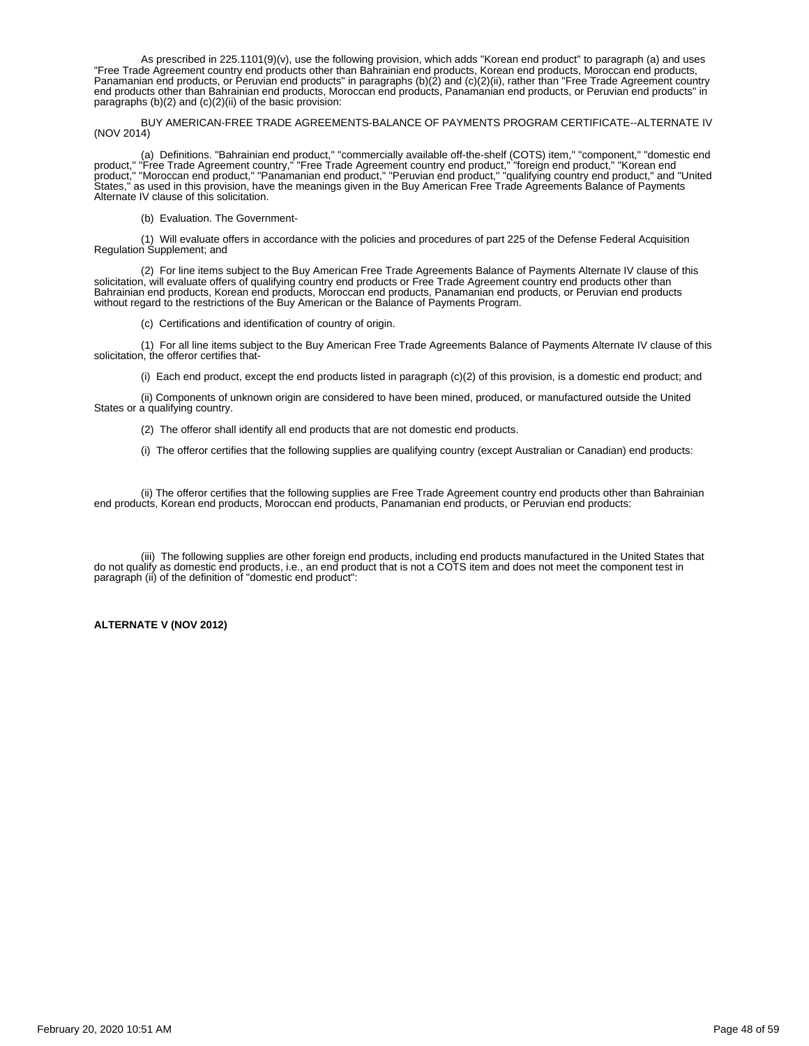As prescribed in 225.1101(9)(v), use the following provision, which adds "Korean end product" to paragraph (a) and uses "Free Trade Agreement country end products other than Bahrainian end products, Korean end products, Moroccan end products, Panamanian end products, or Peruvian end products" in paragraphs (b)(2) and (c)(2)(ii), rather than "Free Trade Agreement country end products other than Bahrainian end products, Moroccan end products, Panamanian end products, or Peruvian end products" in paragraphs (b)(2) and (c)(2)(ii) of the basic provision:

BUY AMERICAN-FREE TRADE AGREEMENTS-BALANCE OF PAYMENTS PROGRAM CERTIFICATE--ALTERNATE IV (NOV 2014)

(a) Definitions. "Bahrainian end product," "commercially available off-the-shelf (COTS) item," "component," "domestic end product," "Free Trade Agreement country," "Free Trade Agreement country end product," "foreign end product," "Korean end product," "Moroccan end product," "Panamanian end product," "Peruvian end product," "qualifying country end product," and "United States," as used in this provision, have the meanings given in the Buy American Free Trade Agreements Balance of Payments Alternate IV clause of this solicitation.

(b) Evaluation. The Government-

(1) Will evaluate offers in accordance with the policies and procedures of part 225 of the Defense Federal Acquisition Regulation Supplement; and

(2) For line items subject to the Buy American Free Trade Agreements Balance of Payments Alternate IV clause of this solicitation, will evaluate offers of qualifying country end products or Free Trade Agreement country end products other than Bahrainian end products, Korean end products, Moroccan end products, Panamanian end products, or Peruvian end products without regard to the restrictions of the Buy American or the Balance of Payments Program.

(c) Certifications and identification of country of origin.

(1) For all line items subject to the Buy American Free Trade Agreements Balance of Payments Alternate IV clause of this solicitation, the offeror certifies that-

(i) Each end product, except the end products listed in paragraph (c)(2) of this provision, is a domestic end product; and

(ii) Components of unknown origin are considered to have been mined, produced, or manufactured outside the United States or a qualifying country.

(2) The offeror shall identify all end products that are not domestic end products.

(i) The offeror certifies that the following supplies are qualifying country (except Australian or Canadian) end products:

(ii) The offeror certifies that the following supplies are Free Trade Agreement country end products other than Bahrainian end products, Korean end products, Moroccan end products, Panamanian end products, or Peruvian end products:

(iii) The following supplies are other foreign end products, including end products manufactured in the United States that do not qualify as domestic end products, i.e., an end product that is not a COTS item and does not meet the component test in paragraph (ii) of the definition of "domestic end product":

**ALTERNATE V (NOV 2012)**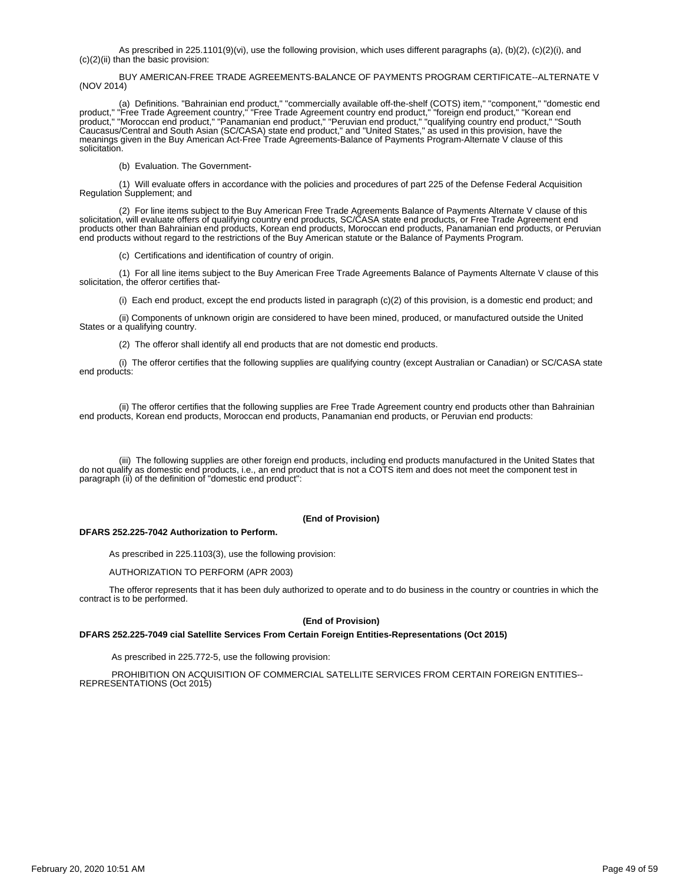As prescribed in 225.1101(9)(vi), use the following provision, which uses different paragraphs (a), (b)(2), (c)(2)(i), and (c)(2)(ii) than the basic provision:

BUY AMERICAN-FREE TRADE AGREEMENTS-BALANCE OF PAYMENTS PROGRAM CERTIFICATE--ALTERNATE V (NOV 2014)

(a) Definitions. "Bahrainian end product," "commercially available off-the-shelf (COTS) item," "component," "domestic end product," "Free Trade Agreement country," "Free Trade Agreement country end product," "foreign end product," "Korean end product," "Moroccan end product," "Panamanian end product," "Peruvian end product," "qualifying country end product," "South Caucasus/Central and South Asian (SC/CASA) state end product," and "United States," as used in this provision, have the meanings given in the Buy American Act-Free Trade Agreements-Balance of Payments Program-Alternate V clause of this solicitation.

(b) Evaluation. The Government-

(1) Will evaluate offers in accordance with the policies and procedures of part 225 of the Defense Federal Acquisition Regulation Supplement; and

(2) For line items subject to the Buy American Free Trade Agreements Balance of Payments Alternate V clause of this solicitation, will evaluate offers of qualifying country end products, SC/CASA state end products, or Free Trade Agreement end products other than Bahrainian end products, Korean end products, Moroccan end products, Panamanian end products, or Peruvian end products without regard to the restrictions of the Buy American statute or the Balance of Payments Program.

(c) Certifications and identification of country of origin.

(1) For all line items subject to the Buy American Free Trade Agreements Balance of Payments Alternate V clause of this solicitation, the offeror certifies that-

(i) Each end product, except the end products listed in paragraph (c)(2) of this provision, is a domestic end product; and

(ii) Components of unknown origin are considered to have been mined, produced, or manufactured outside the United States or a qualifying country.

(2) The offeror shall identify all end products that are not domestic end products.

(i) The offeror certifies that the following supplies are qualifying country (except Australian or Canadian) or SC/CASA state end products:

(ii) The offeror certifies that the following supplies are Free Trade Agreement country end products other than Bahrainian end products, Korean end products, Moroccan end products, Panamanian end products, or Peruvian end products:

(iii) The following supplies are other foreign end products, including end products manufactured in the United States that do not qualify as domestic end products, i.e., an end product that is not a COTS item and does not meet the component test in paragraph (ii) of the definition of "domestic end product":

**(End of Provision)**

**DFARS 252.225-7042 Authorization to Perform.**

As prescribed in 225.1103(3), use the following provision:

AUTHORIZATION TO PERFORM (APR 2003)

The offeror represents that it has been duly authorized to operate and to do business in the country or countries in which the contract is to be performed.

**(End of Provision)**

**DFARS 252.225-7049 cial Satellite Services From Certain Foreign Entities-Representations (Oct 2015)**

As prescribed in 225.772-5, use the following provision:

PROHIBITION ON ACQUISITION OF COMMERCIAL SATELLITE SERVICES FROM CERTAIN FOREIGN ENTITIES--REPRESENTATIONS (Oct 2015)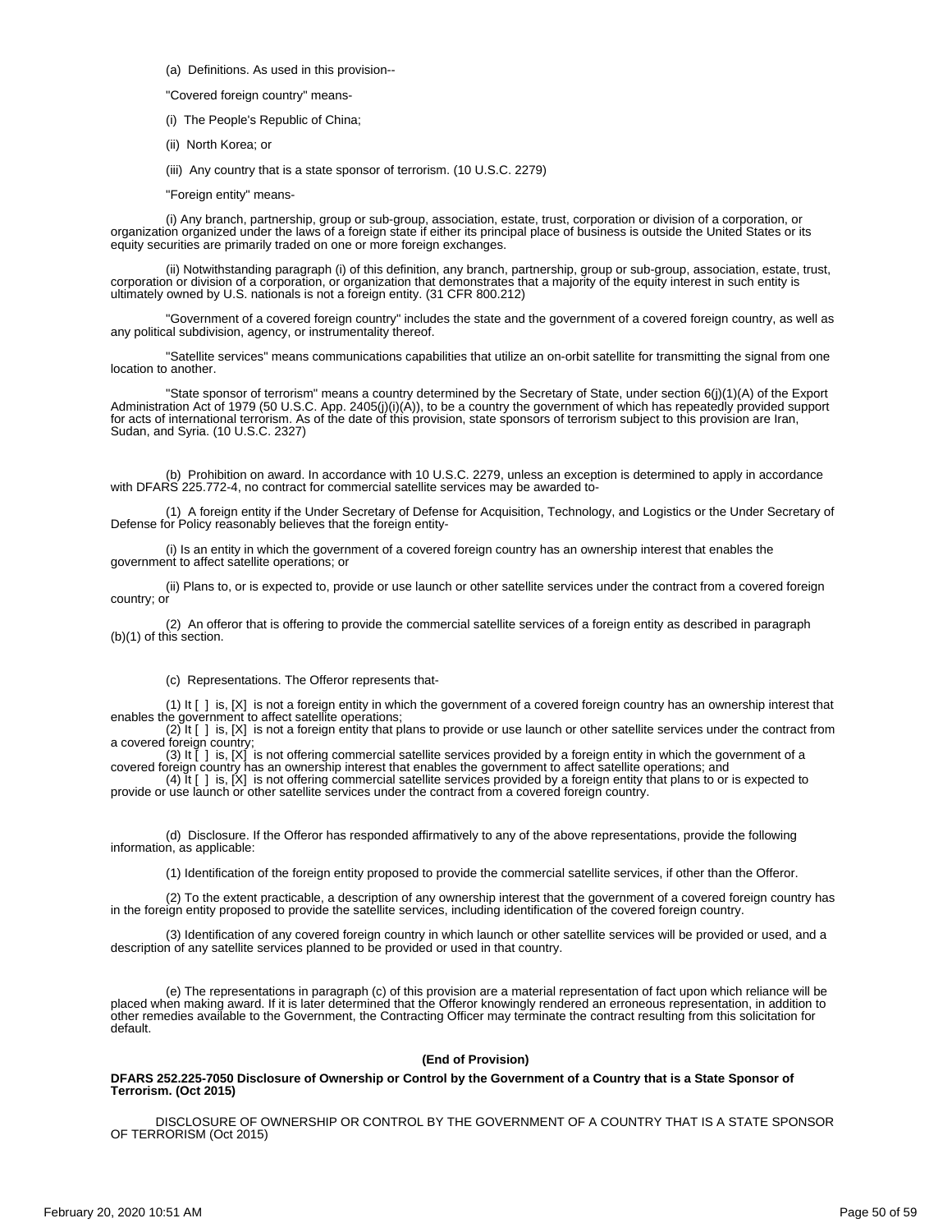(a) Definitions. As used in this provision--

"Covered foreign country" means-

(i) The People's Republic of China;

(ii) North Korea; or

(iii) Any country that is a state sponsor of terrorism. (10 U.S.C. 2279)

"Foreign entity" means-

(i) Any branch, partnership, group or sub-group, association, estate, trust, corporation or division of a corporation, or organization organized under the laws of a foreign state if either its principal place of business is outside the United States or its equity securities are primarily traded on one or more foreign exchanges.

(ii) Notwithstanding paragraph (i) of this definition, any branch, partnership, group or sub-group, association, estate, trust, corporation or division of a corporation, or organization that demonstrates that a majority of the equity interest in such entity is ultimately owned by U.S. nationals is not a foreign entity. (31 CFR 800.212)

"Government of a covered foreign country" includes the state and the government of a covered foreign country, as well as any political subdivision, agency, or instrumentality thereof.

"Satellite services" means communications capabilities that utilize an on-orbit satellite for transmitting the signal from one location to another.

"State sponsor of terrorism" means a country determined by the Secretary of State, under section 6(j)(1)(A) of the Export Administration Act of 1979 (50 U.S.C. App. 2405(j)(i)(A)), to be a country the government of which has repeatedly provided support for acts of international terrorism. As of the date of this provision, state sponsors of terrorism subject to this provision are Iran, Sudan, and Syria. (10 U.S.C. 2327)

(b) Prohibition on award. In accordance with 10 U.S.C. 2279, unless an exception is determined to apply in accordance with DFARS 225.772-4, no contract for commercial satellite services may be awarded to-

(1) A foreign entity if the Under Secretary of Defense for Acquisition, Technology, and Logistics or the Under Secretary of Defense for Policy reasonably believes that the foreign entity-

(i) Is an entity in which the government of a covered foreign country has an ownership interest that enables the government to affect satellite operations; or

(ii) Plans to, or is expected to, provide or use launch or other satellite services under the contract from a covered foreign country; or

(2) An offeror that is offering to provide the commercial satellite services of a foreign entity as described in paragraph (b)(1) of this section.

(c) Representations. The Offeror represents that-

(1) It [ ] is, [X] is not a foreign entity in which the government of a covered foreign country has an ownership interest that enables the government to affect satellite operations;
(2) It [ ] is, [X] is not a foreign entity that plans to provide or use launch or other satellite services under the contract from a covered foreign country;
(3) It [ ] is, [X] is not offering commercial satellite services provided by a foreign entity in which the government of a covered foreign country has an ownership interest that enables the government to affect satellite operations; and
(4) It [ ] is, [X] is not offering commercial satellite services provided by a foreign entity that plans to or is expected to provide or use launch or other satellite services under the contract from a covered foreign country.

(d) Disclosure. If the Offeror has responded affirmatively to any of the above representations, provide the following information, as applicable:

(1) Identification of the foreign entity proposed to provide the commercial satellite services, if other than the Offeror.

(2) To the extent practicable, a description of any ownership interest that the government of a covered foreign country has in the foreign entity proposed to provide the satellite services, including identification of the covered foreign country.

(3) Identification of any covered foreign country in which launch or other satellite services will be provided or used, and a description of any satellite services planned to be provided or used in that country.

(e) The representations in paragraph (c) of this provision are a material representation of fact upon which reliance will be placed when making award. If it is later determined that the Offeror knowingly rendered an erroneous representation, in addition to other remedies available to the Government, the Contracting Officer may terminate the contract resulting from this solicitation for default.

**(End of Provision)**

**DFARS 252.225-7050 Disclosure of Ownership or Control by the Government of a Country that is a State Sponsor of Terrorism. (Oct 2015)**

DISCLOSURE OF OWNERSHIP OR CONTROL BY THE GOVERNMENT OF A COUNTRY THAT IS A STATE SPONSOR OF TERRORISM (Oct 2015)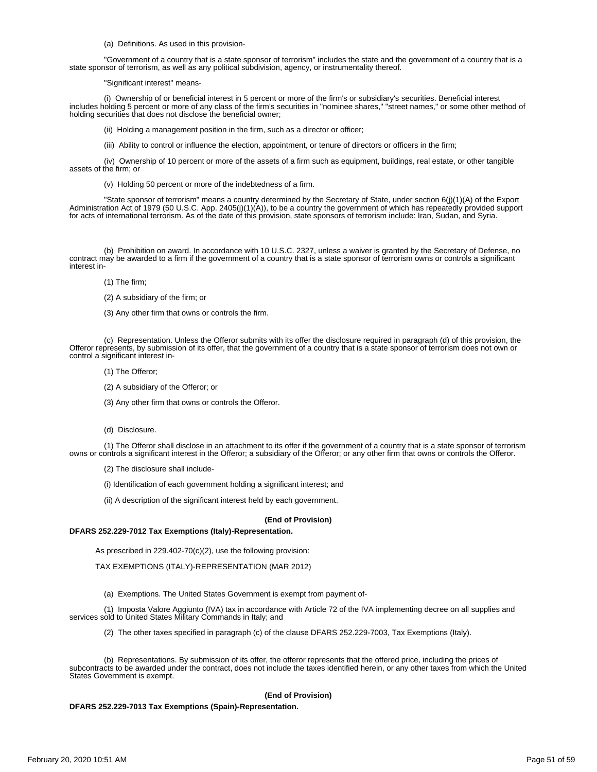(a) Definitions. As used in this provision-

"Government of a country that is a state sponsor of terrorism" includes the state and the government of a country that is a state sponsor of terrorism, as well as any political subdivision, agency, or instrumentality thereof.

"Significant interest" means-

(i) Ownership of or beneficial interest in 5 percent or more of the firm's or subsidiary's securities. Beneficial interest includes holding 5 percent or more of any class of the firm's securities in "nominee shares," "street names," or some other method of holding securities that does not disclose the beneficial owner;

(ii) Holding a management position in the firm, such as a director or officer;

(iii) Ability to control or influence the election, appointment, or tenure of directors or officers in the firm;

(iv) Ownership of 10 percent or more of the assets of a firm such as equipment, buildings, real estate, or other tangible assets of the firm; or

(v) Holding 50 percent or more of the indebtedness of a firm.

"State sponsor of terrorism" means a country determined by the Secretary of State, under section 6(j)(1)(A) of the Export Administration Act of 1979 (50 U.S.C. App. 2405(j)(1)(A)), to be a country the government of which has repeatedly provided support for acts of international terrorism. As of the date of this provision, state sponsors of terrorism include: Iran, Sudan, and Syria.

(b) Prohibition on award. In accordance with 10 U.S.C. 2327, unless a waiver is granted by the Secretary of Defense, no contract may be awarded to a firm if the government of a country that is a state sponsor of terrorism owns or controls a significant interest in-

(1) The firm;

(2) A subsidiary of the firm; or

(3) Any other firm that owns or controls the firm.

(c) Representation. Unless the Offeror submits with its offer the disclosure required in paragraph (d) of this provision, the Offeror represents, by submission of its offer, that the government of a country that is a state sponsor of terrorism does not own or control a significant interest in-

(1) The Offeror;

(2) A subsidiary of the Offeror; or

(3) Any other firm that owns or controls the Offeror.

(d) Disclosure.

(1) The Offeror shall disclose in an attachment to its offer if the government of a country that is a state sponsor of terrorism owns or controls a significant interest in the Offeror; a subsidiary of the Offeror; or any other firm that owns or controls the Offeror.

(2) The disclosure shall include-

(i) Identification of each government holding a significant interest; and

(ii) A description of the significant interest held by each government.

**(End of Provision)**

**DFARS 252.229-7012 Tax Exemptions (Italy)-Representation.**

As prescribed in 229.402-70(c)(2), use the following provision:

TAX EXEMPTIONS (ITALY)-REPRESENTATION (MAR 2012)

(a) Exemptions. The United States Government is exempt from payment of-

(1) Imposta Valore Aggiunto (IVA) tax in accordance with Article 72 of the IVA implementing decree on all supplies and services sold to United States Military Commands in Italy; and

(2) The other taxes specified in paragraph (c) of the clause DFARS 252.229-7003, Tax Exemptions (Italy).

(b) Representations. By submission of its offer, the offeror represents that the offered price, including the prices of subcontracts to be awarded under the contract, does not include the taxes identified herein, or any other taxes from which the United States Government is exempt.

**(End of Provision)**

**DFARS 252.229-7013 Tax Exemptions (Spain)-Representation.**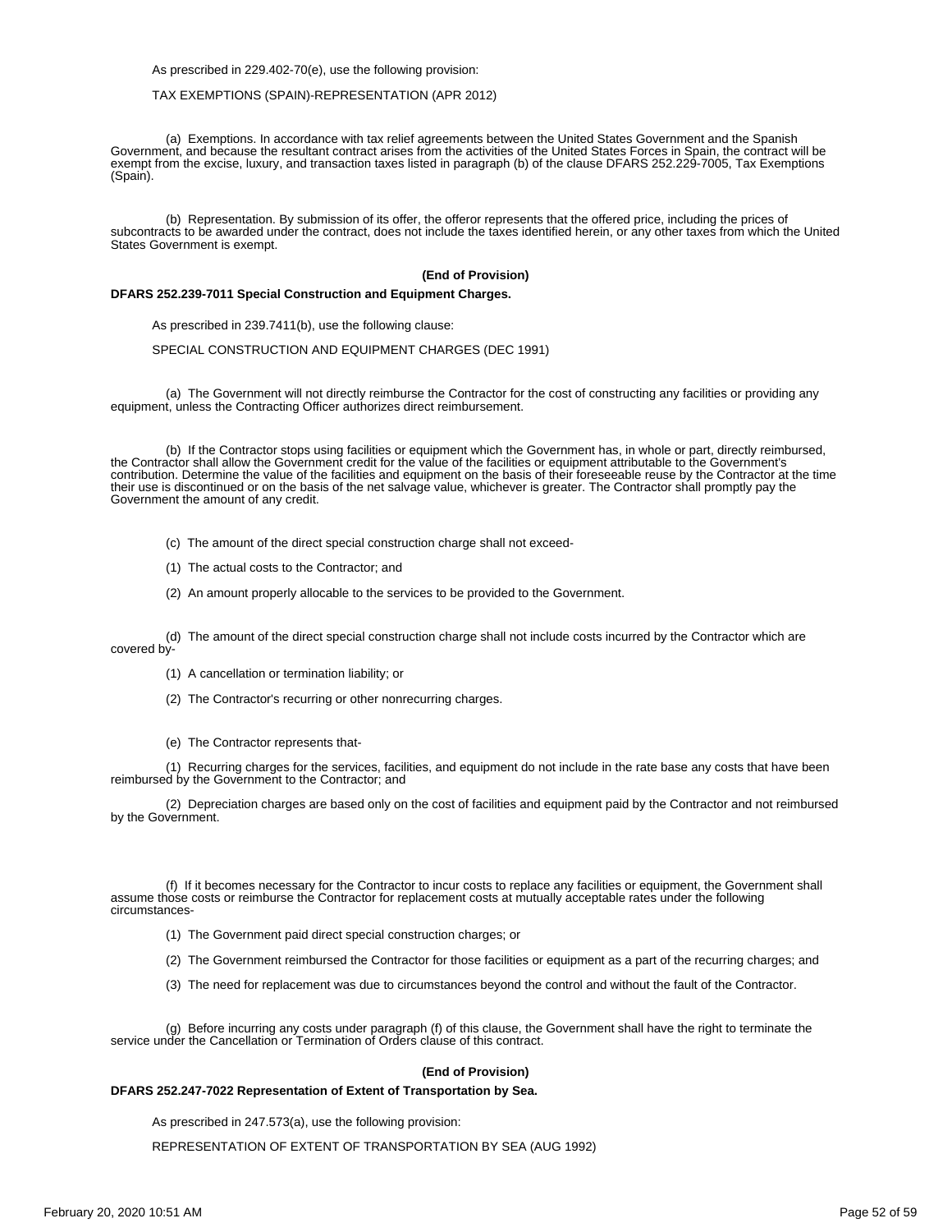As prescribed in 229.402-70(e), use the following provision:

TAX EXEMPTIONS (SPAIN)-REPRESENTATION (APR 2012)

(a) Exemptions. In accordance with tax relief agreements between the United States Government and the Spanish Government, and because the resultant contract arises from the activities of the United States Forces in Spain, the contract will be exempt from the excise, luxury, and transaction taxes listed in paragraph (b) of the clause DFARS 252.229-7005, Tax Exemptions (Spain).

(b) Representation. By submission of its offer, the offeror represents that the offered price, including the prices of subcontracts to be awarded under the contract, does not include the taxes identified herein, or any other taxes from which the United States Government is exempt.

**(End of Provision)**

**DFARS 252.239-7011 Special Construction and Equipment Charges.**

As prescribed in 239.7411(b), use the following clause:

SPECIAL CONSTRUCTION AND EQUIPMENT CHARGES (DEC 1991)

(a) The Government will not directly reimburse the Contractor for the cost of constructing any facilities or providing any equipment, unless the Contracting Officer authorizes direct reimbursement.

(b) If the Contractor stops using facilities or equipment which the Government has, in whole or part, directly reimbursed, the Contractor shall allow the Government credit for the value of the facilities or equipment attributable to the Government's contribution. Determine the value of the facilities and equipment on the basis of their foreseeable reuse by the Contractor at the time their use is discontinued or on the basis of the net salvage value, whichever is greater. The Contractor shall promptly pay the Government the amount of any credit.

(c) The amount of the direct special construction charge shall not exceed-

(1) The actual costs to the Contractor; and

(2) An amount properly allocable to the services to be provided to the Government.

(d) The amount of the direct special construction charge shall not include costs incurred by the Contractor which are covered by-

(1) A cancellation or termination liability; or

(2) The Contractor's recurring or other nonrecurring charges.

(e) The Contractor represents that-

(1) Recurring charges for the services, facilities, and equipment do not include in the rate base any costs that have been reimbursed by the Government to the Contractor; and

(2) Depreciation charges are based only on the cost of facilities and equipment paid by the Contractor and not reimbursed by the Government.

(f) If it becomes necessary for the Contractor to incur costs to replace any facilities or equipment, the Government shall assume those costs or reimburse the Contractor for replacement costs at mutually acceptable rates under the following circumstances-

(1) The Government paid direct special construction charges; or

(2) The Government reimbursed the Contractor for those facilities or equipment as a part of the recurring charges; and

(3) The need for replacement was due to circumstances beyond the control and without the fault of the Contractor.

(g) Before incurring any costs under paragraph (f) of this clause, the Government shall have the right to terminate the service under the Cancellation or Termination of Orders clause of this contract.

**(End of Provision)**

**DFARS 252.247-7022 Representation of Extent of Transportation by Sea.**

As prescribed in 247.573(a), use the following provision:

REPRESENTATION OF EXTENT OF TRANSPORTATION BY SEA (AUG 1992)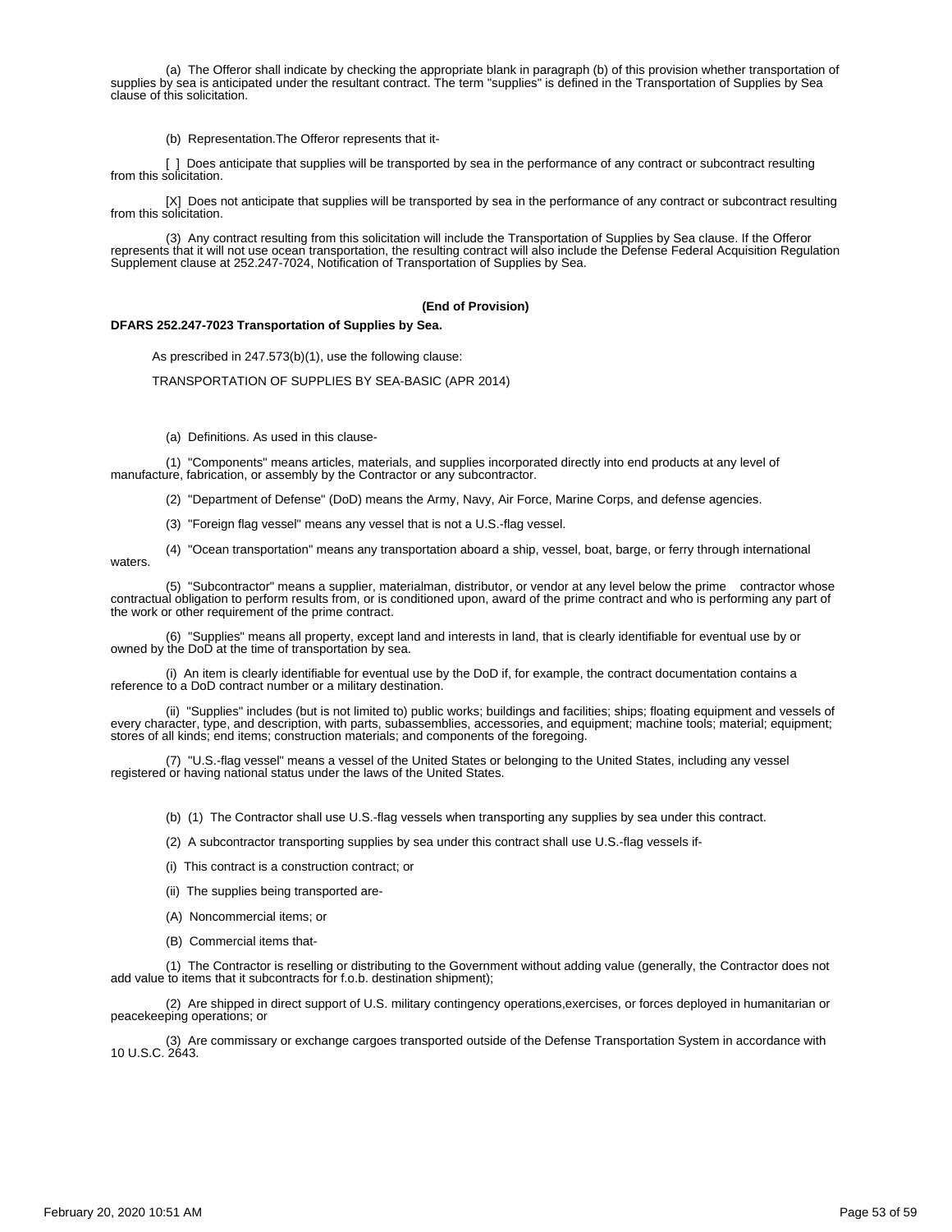(a) The Offeror shall indicate by checking the appropriate blank in paragraph (b) of this provision whether transportation of supplies by sea is anticipated under the resultant contract. The term "supplies" is defined in the Transportation of Supplies by Sea clause of this solicitation.

(b) Representation.The Offeror represents that it-

[ ] Does anticipate that supplies will be transported by sea in the performance of any contract or subcontract resulting from this solicitation.

[X] Does not anticipate that supplies will be transported by sea in the performance of any contract or subcontract resulting from this solicitation.

(3) Any contract resulting from this solicitation will include the Transportation of Supplies by Sea clause. If the Offeror represents that it will not use ocean transportation, the resulting contract will also include the Defense Federal Acquisition Regulation Supplement clause at 252.247-7024, Notification of Transportation of Supplies by Sea.

**(End of Provision)**

**DFARS 252.247-7023 Transportation of Supplies by Sea.**

As prescribed in 247.573(b)(1), use the following clause:

TRANSPORTATION OF SUPPLIES BY SEA-BASIC (APR 2014)

(a) Definitions. As used in this clause-

(1) "Components" means articles, materials, and supplies incorporated directly into end products at any level of manufacture, fabrication, or assembly by the Contractor or any subcontractor.

(2) "Department of Defense" (DoD) means the Army, Navy, Air Force, Marine Corps, and defense agencies.

(3) "Foreign flag vessel" means any vessel that is not a U.S.-flag vessel.

(4) "Ocean transportation" means any transportation aboard a ship, vessel, boat, barge, or ferry through international waters.

(5) "Subcontractor" means a supplier, materialman, distributor, or vendor at any level below the prime contractor whose contractual obligation to perform results from, or is conditioned upon, award of the prime contract and who is performing any part of the work or other requirement of the prime contract.

(6) "Supplies" means all property, except land and interests in land, that is clearly identifiable for eventual use by or owned by the DoD at the time of transportation by sea.

(i) An item is clearly identifiable for eventual use by the DoD if, for example, the contract documentation contains a reference to a DoD contract number or a military destination.

(ii) "Supplies" includes (but is not limited to) public works; buildings and facilities; ships; floating equipment and vessels of every character, type, and description, with parts, subassemblies, accessories, and equipment; machine tools; material; equipment; stores of all kinds; end items; construction materials; and components of the foregoing.

(7) "U.S.-flag vessel" means a vessel of the United States or belonging to the United States, including any vessel registered or having national status under the laws of the United States.

(b) (1) The Contractor shall use U.S.-flag vessels when transporting any supplies by sea under this contract.

(2) A subcontractor transporting supplies by sea under this contract shall use U.S.-flag vessels if-

(i) This contract is a construction contract; or

(ii) The supplies being transported are-

(A) Noncommercial items; or

(B) Commercial items that-

(1) The Contractor is reselling or distributing to the Government without adding value (generally, the Contractor does not add value to items that it subcontracts for f.o.b. destination shipment);

(2) Are shipped in direct support of U.S. military contingency operations,exercises, or forces deployed in humanitarian or peacekeeping operations; or

(3) Are commissary or exchange cargoes transported outside of the Defense Transportation System in accordance with 10 U.S.C. 2643.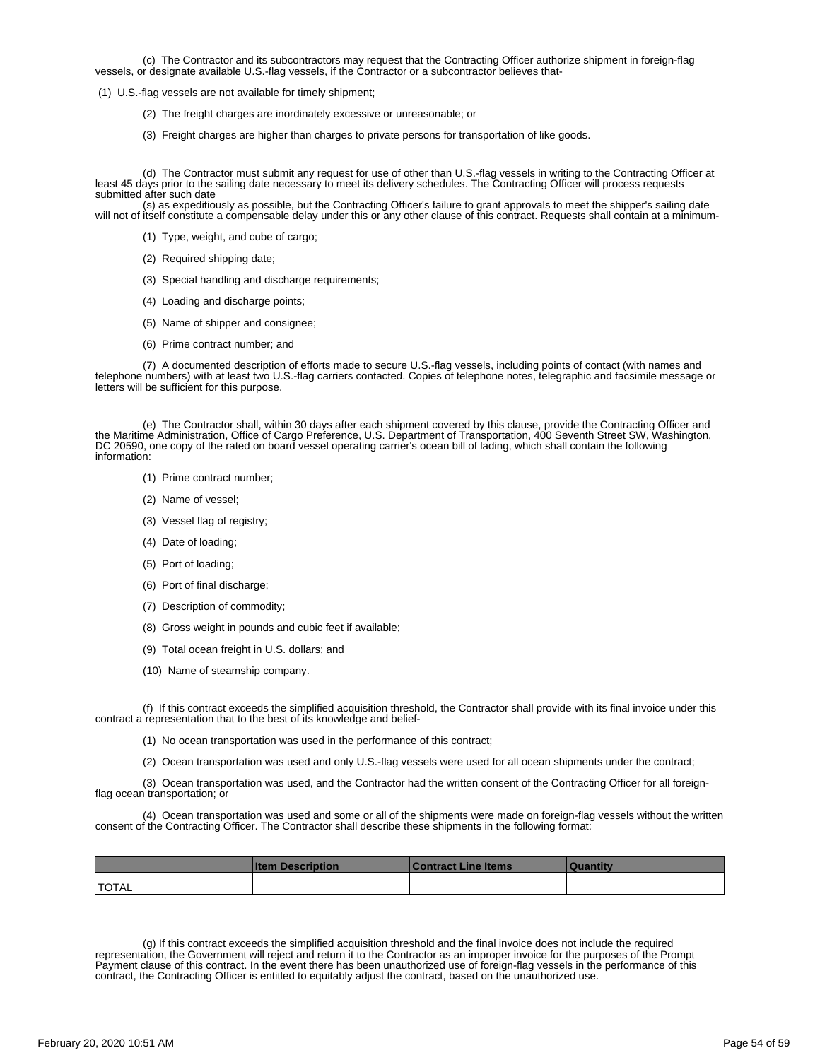(c) The Contractor and its subcontractors may request that the Contracting Officer authorize shipment in foreign-flag vessels, or designate available U.S.-flag vessels, if the Contractor or a subcontractor believes that-

(1) U.S.-flag vessels are not available for timely shipment;

(2) The freight charges are inordinately excessive or unreasonable; or

(3) Freight charges are higher than charges to private persons for transportation of like goods.

(d) The Contractor must submit any request for use of other than U.S.-flag vessels in writing to the Contracting Officer at least 45 days prior to the sailing date necessary to meet its delivery schedules. The Contracting Officer will process requests submitted after such date
(s) as expeditiously as possible, but the Contracting Officer's failure to grant approvals to meet the shipper's sailing date will not of itself constitute a compensable delay under this or any other clause of this contract. Requests shall contain at a minimum-

(1) Type, weight, and cube of cargo;

(2) Required shipping date;

(3) Special handling and discharge requirements;

(4) Loading and discharge points;

(5) Name of shipper and consignee;

(6) Prime contract number; and

(7) A documented description of efforts made to secure U.S.-flag vessels, including points of contact (with names and telephone numbers) with at least two U.S.-flag carriers contacted. Copies of telephone notes, telegraphic and facsimile message or letters will be sufficient for this purpose.

(e) The Contractor shall, within 30 days after each shipment covered by this clause, provide the Contracting Officer and the Maritime Administration, Office of Cargo Preference, U.S. Department of Transportation, 400 Seventh Street SW, Washington, DC 20590, one copy of the rated on board vessel operating carrier's ocean bill of lading, which shall contain the following information:

(1) Prime contract number;

(2) Name of vessel;

(3) Vessel flag of registry;

(4) Date of loading;

(5) Port of loading;

(6) Port of final discharge;

(7) Description of commodity;

(8) Gross weight in pounds and cubic feet if available;

(9) Total ocean freight in U.S. dollars; and

(10) Name of steamship company.

(f) If this contract exceeds the simplified acquisition threshold, the Contractor shall provide with its final invoice under this contract a representation that to the best of its knowledge and belief-

(1) No ocean transportation was used in the performance of this contract;

(2) Ocean transportation was used and only U.S.-flag vessels were used for all ocean shipments under the contract;

(3) Ocean transportation was used, and the Contractor had the written consent of the Contracting Officer for all foreign-flag ocean transportation; or

(4) Ocean transportation was used and some or all of the shipments were made on foreign-flag vessels without the written consent of the Contracting Officer. The Contractor shall describe these shipments in the following format:

| | **Item Description** | **Contract Line Items** | **Quantity** |
|---|---|---|---|
| | | | |
| TOTAL | | | |

(g) If this contract exceeds the simplified acquisition threshold and the final invoice does not include the required representation, the Government will reject and return it to the Contractor as an improper invoice for the purposes of the Prompt Payment clause of this contract. In the event there has been unauthorized use of foreign-flag vessels in the performance of this contract, the Contracting Officer is entitled to equitably adjust the contract, based on the unauthorized use.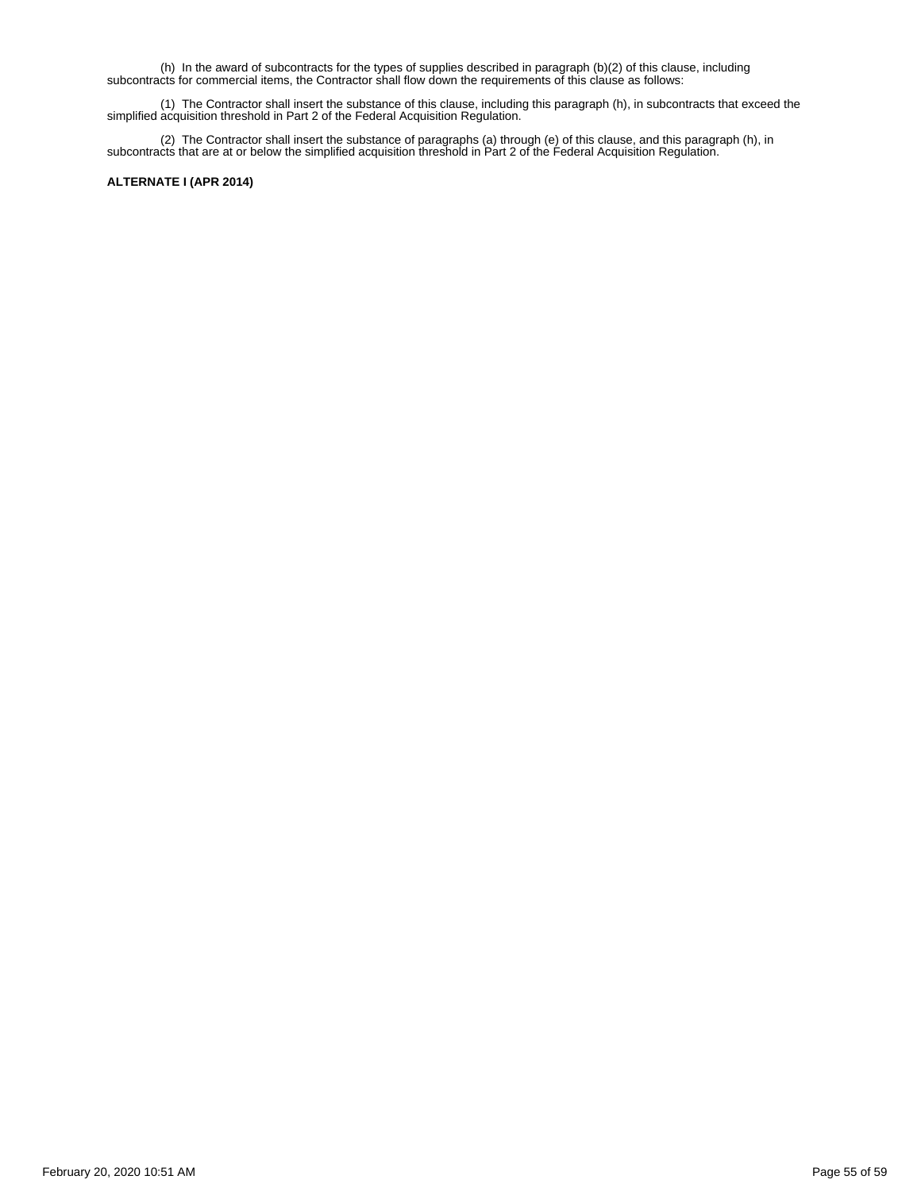(h) In the award of subcontracts for the types of supplies described in paragraph (b)(2) of this clause, including subcontracts for commercial items, the Contractor shall flow down the requirements of this clause as follows:

(1) The Contractor shall insert the substance of this clause, including this paragraph (h), in subcontracts that exceed the simplified acquisition threshold in Part 2 of the Federal Acquisition Regulation.

(2) The Contractor shall insert the substance of paragraphs (a) through (e) of this clause, and this paragraph (h), in subcontracts that are at or below the simplified acquisition threshold in Part 2 of the Federal Acquisition Regulation.

**ALTERNATE I (APR 2014)**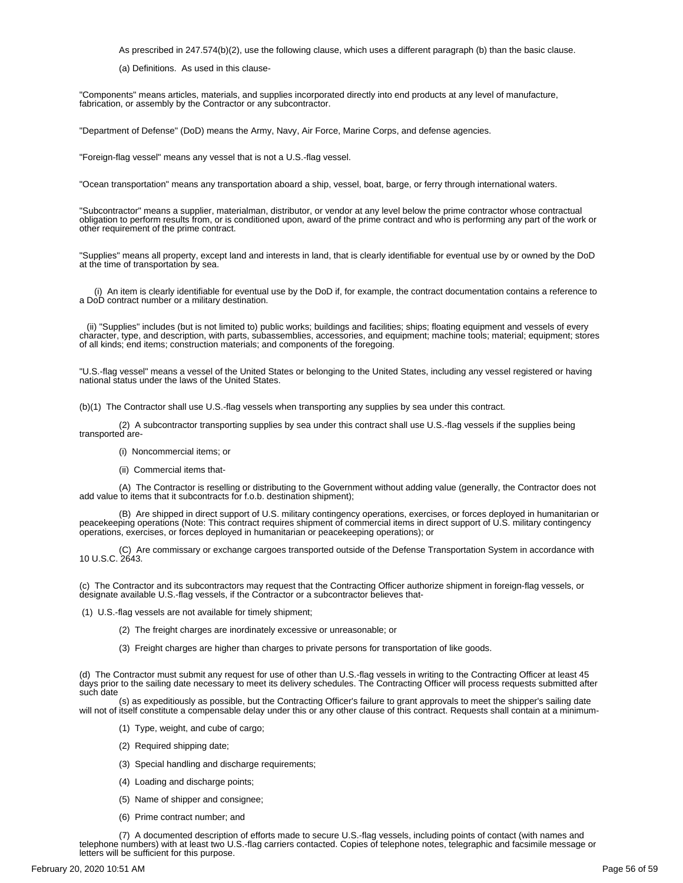As prescribed in 247.574(b)(2), use the following clause, which uses a different paragraph (b) than the basic clause.

(a) Definitions. As used in this clause-

"Components" means articles, materials, and supplies incorporated directly into end products at any level of manufacture, fabrication, or assembly by the Contractor or any subcontractor.

"Department of Defense" (DoD) means the Army, Navy, Air Force, Marine Corps, and defense agencies.

"Foreign-flag vessel" means any vessel that is not a U.S.-flag vessel.

"Ocean transportation" means any transportation aboard a ship, vessel, boat, barge, or ferry through international waters.

"Subcontractor" means a supplier, materialman, distributor, or vendor at any level below the prime contractor whose contractual obligation to perform results from, or is conditioned upon, award of the prime contract and who is performing any part of the work or other requirement of the prime contract.

"Supplies" means all property, except land and interests in land, that is clearly identifiable for eventual use by or owned by the DoD at the time of transportation by sea.

(i) An item is clearly identifiable for eventual use by the DoD if, for example, the contract documentation contains a reference to a DoD contract number or a military destination.

(ii) "Supplies" includes (but is not limited to) public works; buildings and facilities; ships; floating equipment and vessels of every character, type, and description, with parts, subassemblies, accessories, and equipment; machine tools; material; equipment; stores of all kinds; end items; construction materials; and components of the foregoing.

"U.S.-flag vessel" means a vessel of the United States or belonging to the United States, including any vessel registered or having national status under the laws of the United States.

(b)(1) The Contractor shall use U.S.-flag vessels when transporting any supplies by sea under this contract.

(2) A subcontractor transporting supplies by sea under this contract shall use U.S.-flag vessels if the supplies being transported are-

(i) Noncommercial items; or

(ii) Commercial items that-

(A) The Contractor is reselling or distributing to the Government without adding value (generally, the Contractor does not add value to items that it subcontracts for f.o.b. destination shipment);

(B) Are shipped in direct support of U.S. military contingency operations, exercises, or forces deployed in humanitarian or peacekeeping operations (Note: This contract requires shipment of commercial items in direct support of U.S. military contingency operations, exercises, or forces deployed in humanitarian or peacekeeping operations); or

(C) Are commissary or exchange cargoes transported outside of the Defense Transportation System in accordance with 10 U.S.C. 2643.

(c) The Contractor and its subcontractors may request that the Contracting Officer authorize shipment in foreign-flag vessels, or designate available U.S.-flag vessels, if the Contractor or a subcontractor believes that-

(1) U.S.-flag vessels are not available for timely shipment;

(2) The freight charges are inordinately excessive or unreasonable; or

(3) Freight charges are higher than charges to private persons for transportation of like goods.

(d) The Contractor must submit any request for use of other than U.S.-flag vessels in writing to the Contracting Officer at least 45 days prior to the sailing date necessary to meet its delivery schedules. The Contracting Officer will process requests submitted after such date

(s) as expeditiously as possible, but the Contracting Officer's failure to grant approvals to meet the shipper's sailing date will not of itself constitute a compensable delay under this or any other clause of this contract. Requests shall contain at a minimum-

(1) Type, weight, and cube of cargo;

(2) Required shipping date;

(3) Special handling and discharge requirements;

(4) Loading and discharge points;

(5) Name of shipper and consignee;

(6) Prime contract number; and

(7) A documented description of efforts made to secure U.S.-flag vessels, including points of contact (with names and telephone numbers) with at least two U.S.-flag carriers contacted. Copies of telephone notes, telegraphic and facsimile message or letters will be sufficient for this purpose.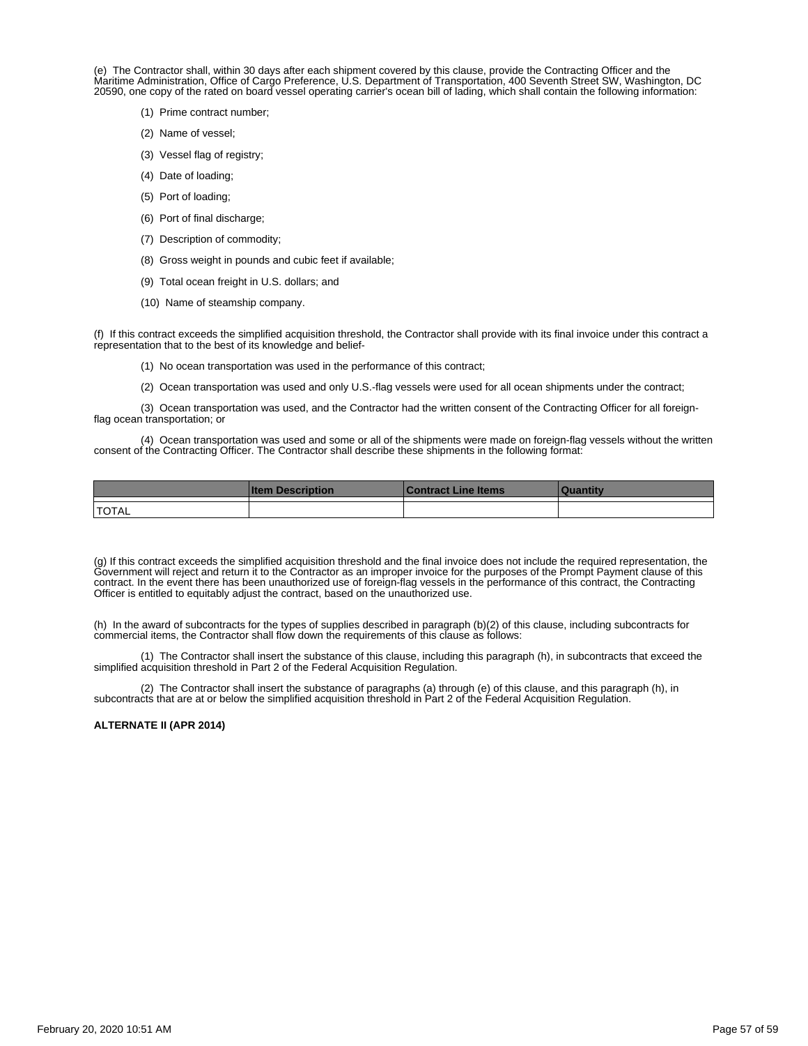(e) The Contractor shall, within 30 days after each shipment covered by this clause, provide the Contracting Officer and the Maritime Administration, Office of Cargo Preference, U.S. Department of Transportation, 400 Seventh Street SW, Washington, DC 20590, one copy of the rated on board vessel operating carrier's ocean bill of lading, which shall contain the following information:

(1) Prime contract number;

(2) Name of vessel;

(3) Vessel flag of registry;

(4) Date of loading;

(5) Port of loading;

(6) Port of final discharge;

(7) Description of commodity;

(8) Gross weight in pounds and cubic feet if available;

(9) Total ocean freight in U.S. dollars; and

(10) Name of steamship company.

(f) If this contract exceeds the simplified acquisition threshold, the Contractor shall provide with its final invoice under this contract a representation that to the best of its knowledge and belief-

(1) No ocean transportation was used in the performance of this contract;

(2) Ocean transportation was used and only U.S.-flag vessels were used for all ocean shipments under the contract;

(3) Ocean transportation was used, and the Contractor had the written consent of the Contracting Officer for all foreign-flag ocean transportation; or

(4) Ocean transportation was used and some or all of the shipments were made on foreign-flag vessels without the written consent of the Contracting Officer. The Contractor shall describe these shipments in the following format:

| | Item Description | Contract Line Items | Quantity |
|---|---|---|---|
| | | | |
| TOTAL | | | |

(g) If this contract exceeds the simplified acquisition threshold and the final invoice does not include the required representation, the Government will reject and return it to the Contractor as an improper invoice for the purposes of the Prompt Payment clause of this contract. In the event there has been unauthorized use of foreign-flag vessels in the performance of this contract, the Contracting Officer is entitled to equitably adjust the contract, based on the unauthorized use.

(h) In the award of subcontracts for the types of supplies described in paragraph (b)(2) of this clause, including subcontracts for commercial items, the Contractor shall flow down the requirements of this clause as follows:

(1) The Contractor shall insert the substance of this clause, including this paragraph (h), in subcontracts that exceed the simplified acquisition threshold in Part 2 of the Federal Acquisition Regulation.

(2) The Contractor shall insert the substance of paragraphs (a) through (e) of this clause, and this paragraph (h), in subcontracts that are at or below the simplified acquisition threshold in Part 2 of the Federal Acquisition Regulation.

**ALTERNATE II (APR 2014)**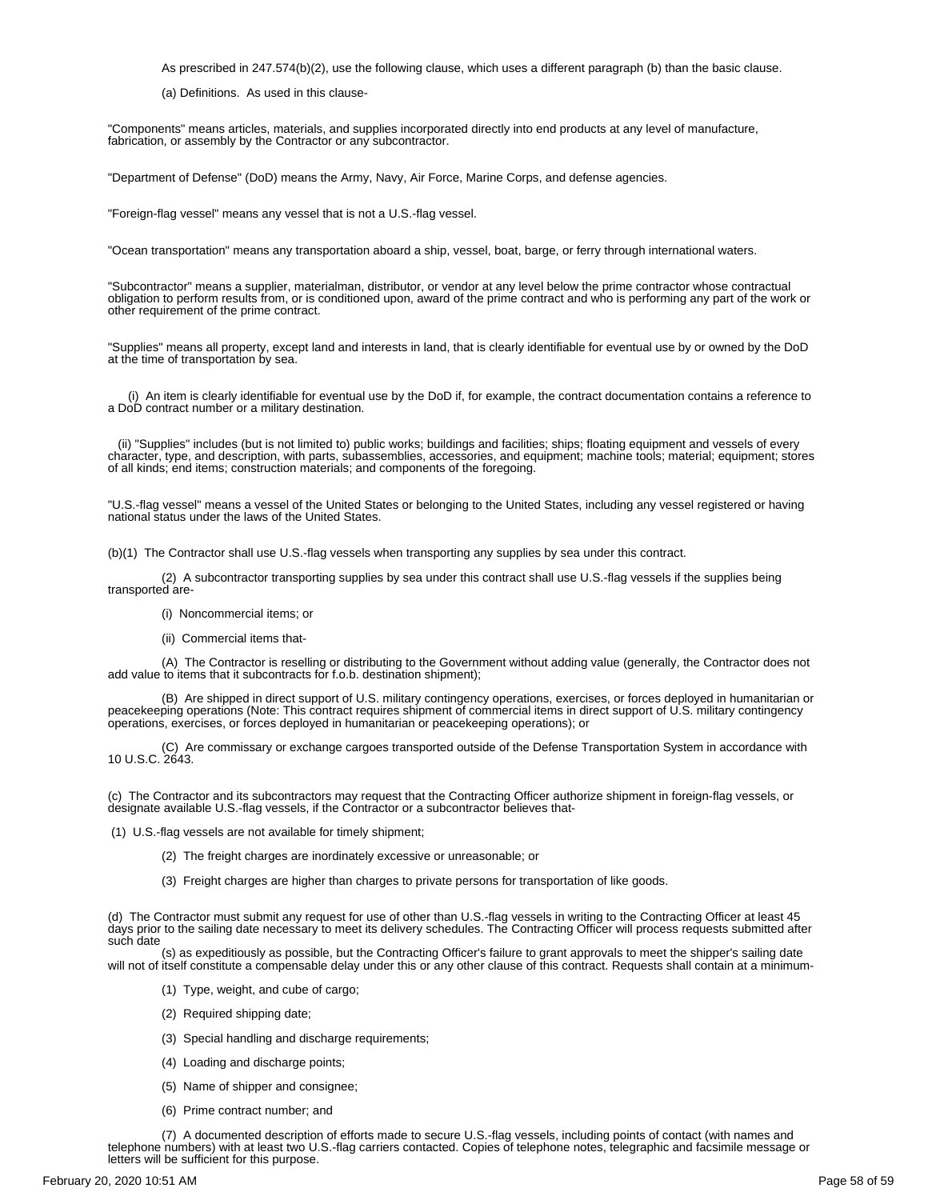As prescribed in 247.574(b)(2), use the following clause, which uses a different paragraph (b) than the basic clause.

(a) Definitions. As used in this clause-

"Components" means articles, materials, and supplies incorporated directly into end products at any level of manufacture, fabrication, or assembly by the Contractor or any subcontractor.

"Department of Defense" (DoD) means the Army, Navy, Air Force, Marine Corps, and defense agencies.

"Foreign-flag vessel" means any vessel that is not a U.S.-flag vessel.

"Ocean transportation" means any transportation aboard a ship, vessel, boat, barge, or ferry through international waters.

"Subcontractor" means a supplier, materialman, distributor, or vendor at any level below the prime contractor whose contractual obligation to perform results from, or is conditioned upon, award of the prime contract and who is performing any part of the work or other requirement of the prime contract.

"Supplies" means all property, except land and interests in land, that is clearly identifiable for eventual use by or owned by the DoD at the time of transportation by sea.

(i) An item is clearly identifiable for eventual use by the DoD if, for example, the contract documentation contains a reference to a DoD contract number or a military destination.

(ii) "Supplies" includes (but is not limited to) public works; buildings and facilities; ships; floating equipment and vessels of every character, type, and description, with parts, subassemblies, accessories, and equipment; machine tools; material; equipment; stores of all kinds; end items; construction materials; and components of the foregoing.

"U.S.-flag vessel" means a vessel of the United States or belonging to the United States, including any vessel registered or having national status under the laws of the United States.

(b)(1) The Contractor shall use U.S.-flag vessels when transporting any supplies by sea under this contract.

(2) A subcontractor transporting supplies by sea under this contract shall use U.S.-flag vessels if the supplies being transported are-

(i) Noncommercial items; or

(ii) Commercial items that-

(A) The Contractor is reselling or distributing to the Government without adding value (generally, the Contractor does not add value to items that it subcontracts for f.o.b. destination shipment);

(B) Are shipped in direct support of U.S. military contingency operations, exercises, or forces deployed in humanitarian or peacekeeping operations (Note: This contract requires shipment of commercial items in direct support of U.S. military contingency operations, exercises, or forces deployed in humanitarian or peacekeeping operations); or

(C) Are commissary or exchange cargoes transported outside of the Defense Transportation System in accordance with 10 U.S.C. 2643.

(c) The Contractor and its subcontractors may request that the Contracting Officer authorize shipment in foreign-flag vessels, or designate available U.S.-flag vessels, if the Contractor or a subcontractor believes that-

(1) U.S.-flag vessels are not available for timely shipment;

(2) The freight charges are inordinately excessive or unreasonable; or

(3) Freight charges are higher than charges to private persons for transportation of like goods.

(d) The Contractor must submit any request for use of other than U.S.-flag vessels in writing to the Contracting Officer at least 45 days prior to the sailing date necessary to meet its delivery schedules. The Contracting Officer will process requests submitted after such date

(s) as expeditiously as possible, but the Contracting Officer's failure to grant approvals to meet the shipper's sailing date will not of itself constitute a compensable delay under this or any other clause of this contract. Requests shall contain at a minimum-

(1) Type, weight, and cube of cargo;

(2) Required shipping date;

(3) Special handling and discharge requirements;

(4) Loading and discharge points;

(5) Name of shipper and consignee;

(6) Prime contract number; and

(7) A documented description of efforts made to secure U.S.-flag vessels, including points of contact (with names and telephone numbers) with at least two U.S.-flag carriers contacted. Copies of telephone notes, telegraphic and facsimile message or letters will be sufficient for this purpose.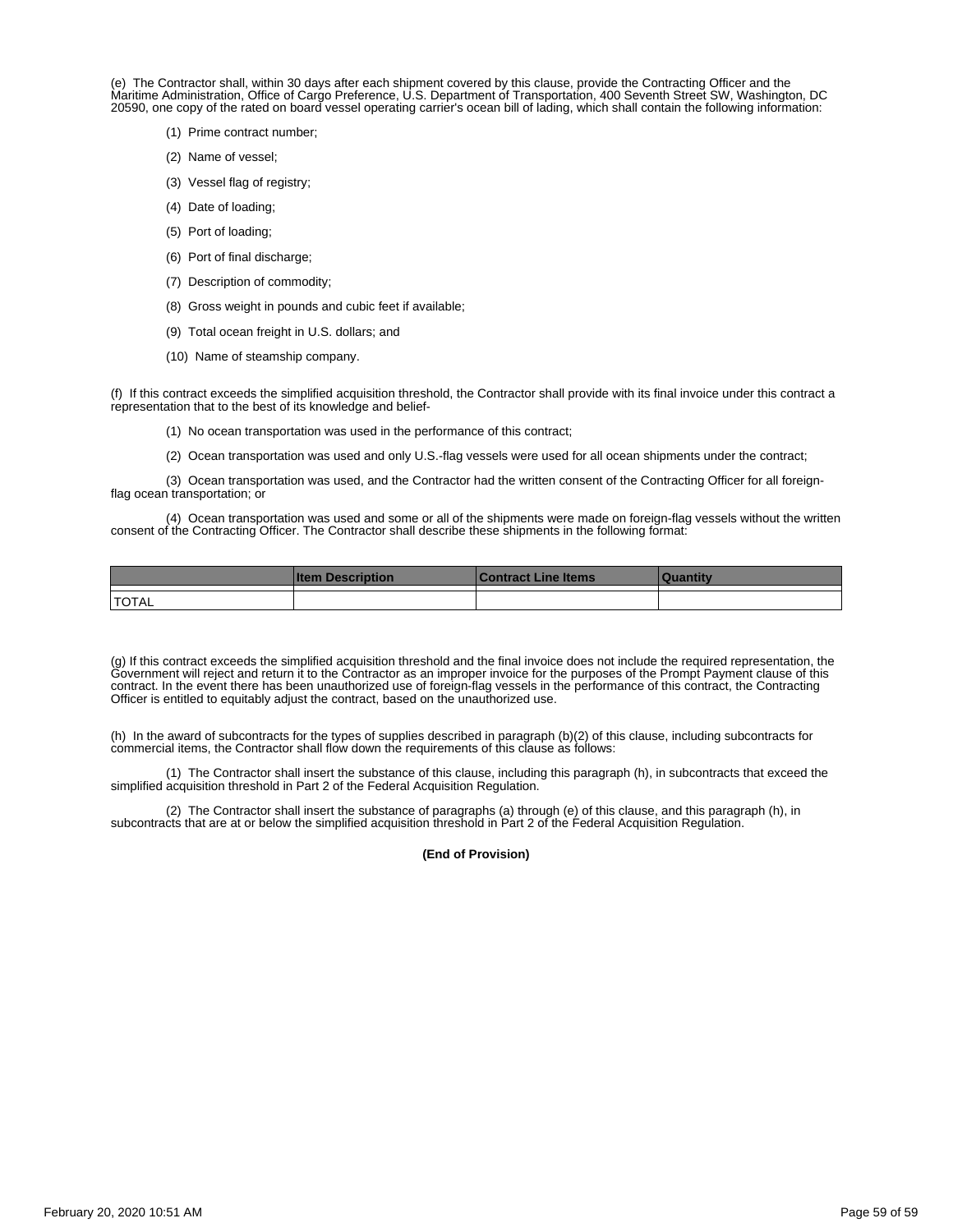(e) The Contractor shall, within 30 days after each shipment covered by this clause, provide the Contracting Officer and the Maritime Administration, Office of Cargo Preference, U.S. Department of Transportation, 400 Seventh Street SW, Washington, DC 20590, one copy of the rated on board vessel operating carrier's ocean bill of lading, which shall contain the following information:

(1) Prime contract number;

(2) Name of vessel;

(3) Vessel flag of registry;

(4) Date of loading;

(5) Port of loading;

(6) Port of final discharge;

(7) Description of commodity;

(8) Gross weight in pounds and cubic feet if available;

(9) Total ocean freight in U.S. dollars; and

(10) Name of steamship company.

(f) If this contract exceeds the simplified acquisition threshold, the Contractor shall provide with its final invoice under this contract a representation that to the best of its knowledge and belief-

(1) No ocean transportation was used in the performance of this contract;

(2) Ocean transportation was used and only U.S.-flag vessels were used for all ocean shipments under the contract;

(3) Ocean transportation was used, and the Contractor had the written consent of the Contracting Officer for all foreign-flag ocean transportation; or

(4) Ocean transportation was used and some or all of the shipments were made on foreign-flag vessels without the written consent of the Contracting Officer. The Contractor shall describe these shipments in the following format:

| | Item Description | Contract Line Items | Quantity |
|---|---|---|---|
| | | | |
| TOTAL | | | |

(g) If this contract exceeds the simplified acquisition threshold and the final invoice does not include the required representation, the Government will reject and return it to the Contractor as an improper invoice for the purposes of the Prompt Payment clause of this contract. In the event there has been unauthorized use of foreign-flag vessels in the performance of this contract, the Contracting Officer is entitled to equitably adjust the contract, based on the unauthorized use.

(h) In the award of subcontracts for the types of supplies described in paragraph (b)(2) of this clause, including subcontracts for commercial items, the Contractor shall flow down the requirements of this clause as follows:

(1) The Contractor shall insert the substance of this clause, including this paragraph (h), in subcontracts that exceed the simplified acquisition threshold in Part 2 of the Federal Acquisition Regulation.

(2) The Contractor shall insert the substance of paragraphs (a) through (e) of this clause, and this paragraph (h), in subcontracts that are at or below the simplified acquisition threshold in Part 2 of the Federal Acquisition Regulation.

**(End of Provision)**